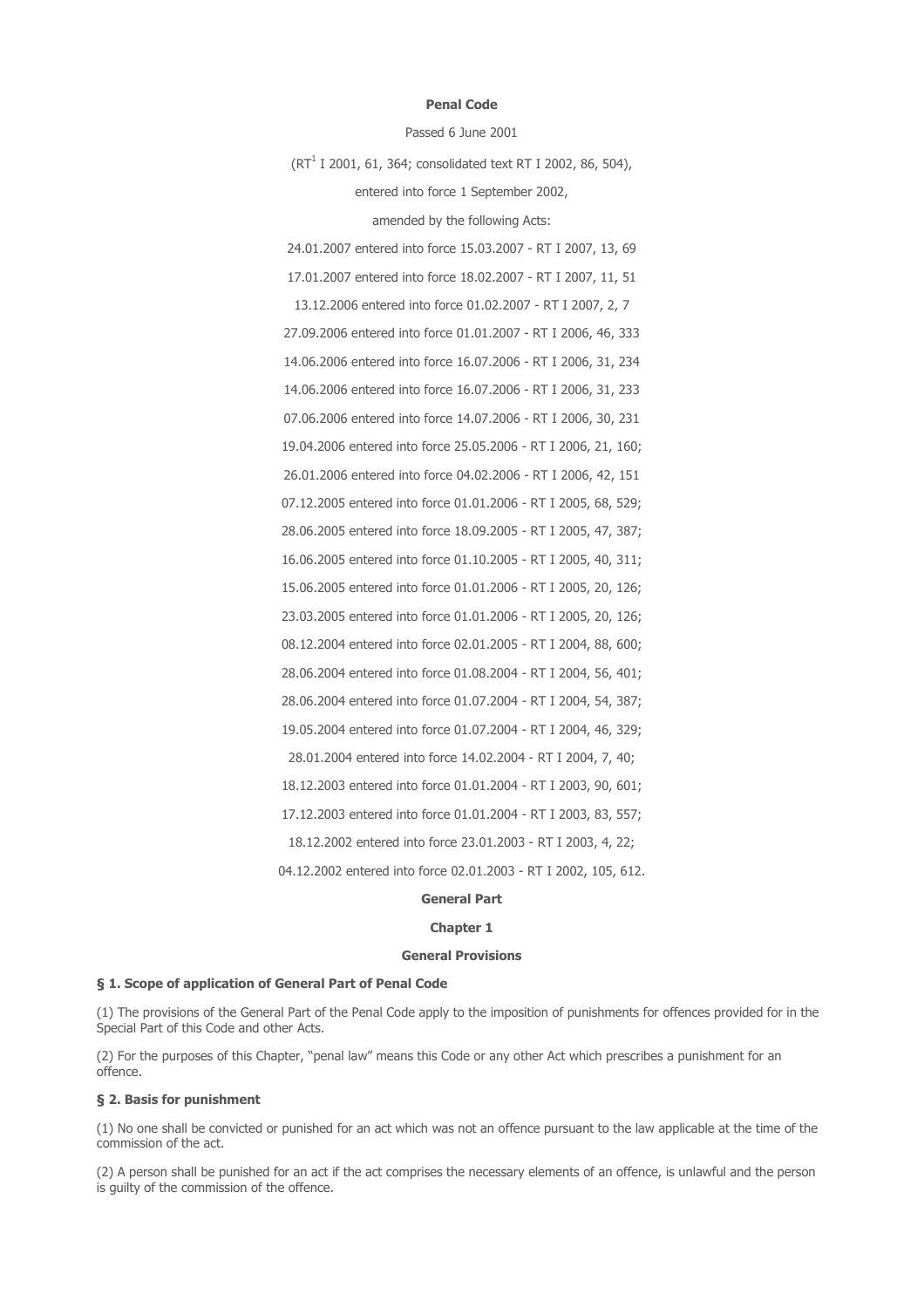# Penal Code

Passed 6 June 2001

(RT[1] I 2001, 61, 364; consolidated text RT I 2002, 86, 504),

entered into force 1 September 2002,

amended by the following Acts:

24.01.2007 entered into force 15.03.2007 - RT I 2007, 13, 69

17.01.2007 entered into force 18.02.2007 - RT I 2007, 11, 51

13.12.2006 entered into force 01.02.2007 - RT I 2007, 2, 7

27.09.2006 entered into force 01.01.2007 - RT I 2006, 46, 333

14.06.2006 entered into force 16.07.2006 - RT I 2006, 31, 234

14.06.2006 entered into force 16.07.2006 - RT I 2006, 31, 233

07.06.2006 entered into force 14.07.2006 - RT I 2006, 30, 231

19.04.2006 entered into force 25.05.2006 - RT I 2006, 21, 160;

26.01.2006 entered into force 04.02.2006 - RT I 2006, 42, 151

07.12.2005 entered into force 01.01.2006 - RT I 2005, 68, 529;

28.06.2005 entered into force 18.09.2005 - RT I 2005, 47, 387;

16.06.2005 entered into force 01.10.2005 - RT I 2005, 40, 311;

15.06.2005 entered into force 01.01.2006 - RT I 2005, 20, 126;

23.03.2005 entered into force 01.01.2006 - RT I 2005, 20, 126;

08.12.2004 entered into force 02.01.2005 - RT I 2004, 88, 600;

28.06.2004 entered into force 01.08.2004 - RT I 2004, 56, 401;

28.06.2004 entered into force 01.07.2004 - RT I 2004, 54, 387;

19.05.2004 entered into force 01.07.2004 - RT I 2004, 46, 329;

28.01.2004 entered into force 14.02.2004 - RT I 2004, 7, 40;

18.12.2003 entered into force 01.01.2004 - RT I 2003, 90, 601;

17.12.2003 entered into force 01.01.2004 - RT I 2003, 83, 557;

18.12.2002 entered into force 23.01.2003 - RT I 2003, 4, 22;

04.12.2002 entered into force 02.01.2003 - RT I 2002, 105, 612.

## General Part

## Chapter 1

## General Provisions

### § 1. Scope of application of General Part of Penal Code

(1) The provisions of the General Part of the Penal Code apply to the imposition of punishments for offences provided for in the Special Part of this Code and other Acts.

(2) For the purposes of this Chapter, "penal law" means this Code or any other Act which prescribes a punishment for an offence.

### § 2. Basis for punishment

(1) No one shall be convicted or punished for an act which was not an offence pursuant to the law applicable at the time of the commission of the act.

(2) A person shall be punished for an act if the act comprises the necessary elements of an offence, is unlawful and the person is guilty of the commission of the offence.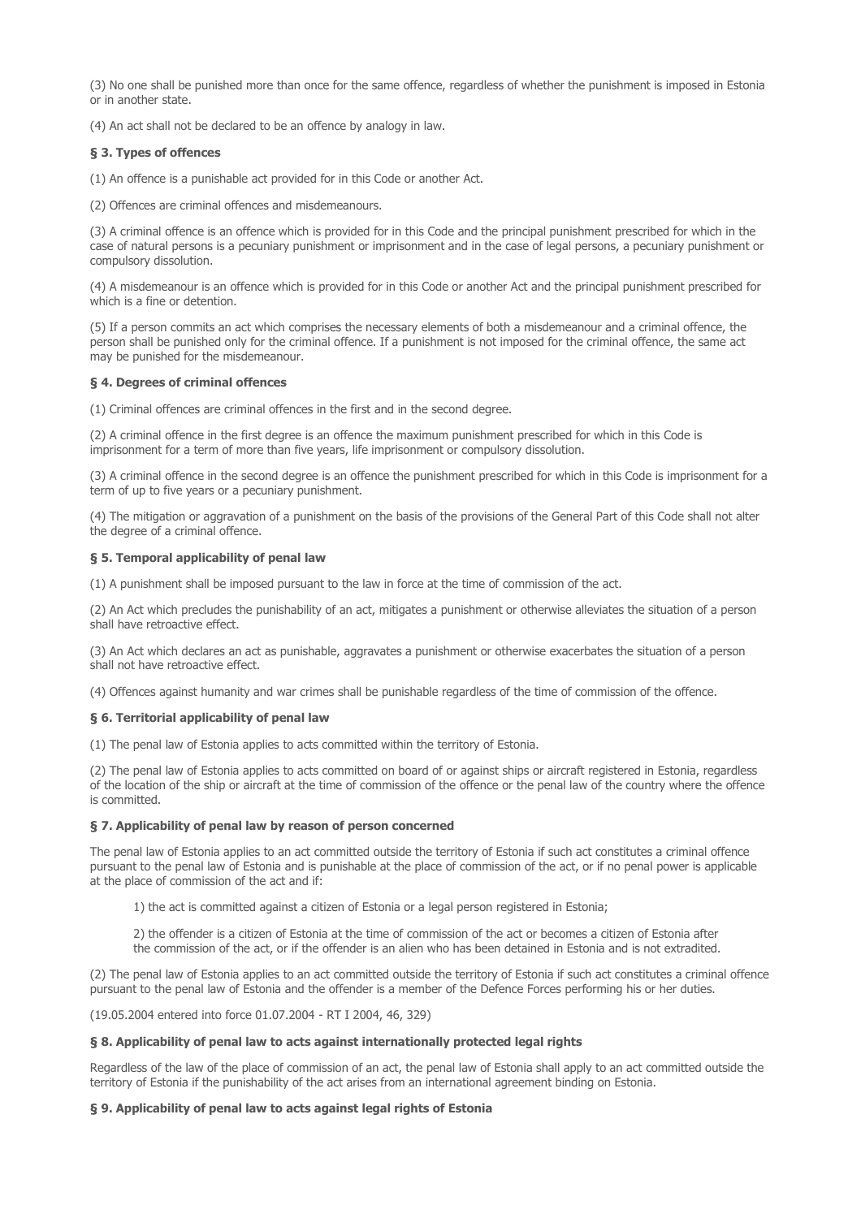(3) No one shall be punished more than once for the same offence, regardless of whether the punishment is imposed in Estonia or in another state.

(4) An act shall not be declared to be an offence by analogy in law.

### § 3. Types of offences

(1) An offence is a punishable act provided for in this Code or another Act.

(2) Offences are criminal offences and misdemeanours.

(3) A criminal offence is an offence which is provided for in this Code and the principal punishment prescribed for which in the case of natural persons is a pecuniary punishment or imprisonment and in the case of legal persons, a pecuniary punishment or compulsory dissolution.

(4) A misdemeanour is an offence which is provided for in this Code or another Act and the principal punishment prescribed for which is a fine or detention.

(5) If a person commits an act which comprises the necessary elements of both a misdemeanour and a criminal offence, the person shall be punished only for the criminal offence. If a punishment is not imposed for the criminal offence, the same act may be punished for the misdemeanour.

### § 4. Degrees of criminal offences

(1) Criminal offences are criminal offences in the first and in the second degree.

(2) A criminal offence in the first degree is an offence the maximum punishment prescribed for which in this Code is imprisonment for a term of more than five years, life imprisonment or compulsory dissolution.

(3) A criminal offence in the second degree is an offence the punishment prescribed for which in this Code is imprisonment for a term of up to five years or a pecuniary punishment.

(4) The mitigation or aggravation of a punishment on the basis of the provisions of the General Part of this Code shall not alter the degree of a criminal offence.

### § 5. Temporal applicability of penal law

(1) A punishment shall be imposed pursuant to the law in force at the time of commission of the act.

(2) An Act which precludes the punishability of an act, mitigates a punishment or otherwise alleviates the situation of a person shall have retroactive effect.

(3) An Act which declares an act as punishable, aggravates a punishment or otherwise exacerbates the situation of a person shall not have retroactive effect.

(4) Offences against humanity and war crimes shall be punishable regardless of the time of commission of the offence.

### § 6. Territorial applicability of penal law

(1) The penal law of Estonia applies to acts committed within the territory of Estonia.

(2) The penal law of Estonia applies to acts committed on board of or against ships or aircraft registered in Estonia, regardless of the location of the ship or aircraft at the time of commission of the offence or the penal law of the country where the offence is committed.

### § 7. Applicability of penal law by reason of person concerned

The penal law of Estonia applies to an act committed outside the territory of Estonia if such act constitutes a criminal offence pursuant to the penal law of Estonia and is punishable at the place of commission of the act, or if no penal power is applicable at the place of commission of the act and if:

1) the act is committed against a citizen of Estonia or a legal person registered in Estonia;

2) the offender is a citizen of Estonia at the time of commission of the act or becomes a citizen of Estonia after the commission of the act, or if the offender is an alien who has been detained in Estonia and is not extradited.

(2) The penal law of Estonia applies to an act committed outside the territory of Estonia if such act constitutes a criminal offence pursuant to the penal law of Estonia and the offender is a member of the Defence Forces performing his or her duties.

(19.05.2004 entered into force 01.07.2004 - RT I 2004, 46, 329)

### § 8. Applicability of penal law to acts against internationally protected legal rights

Regardless of the law of the place of commission of an act, the penal law of Estonia shall apply to an act committed outside the territory of Estonia if the punishability of the act arises from an international agreement binding on Estonia.

### § 9. Applicability of penal law to acts against legal rights of Estonia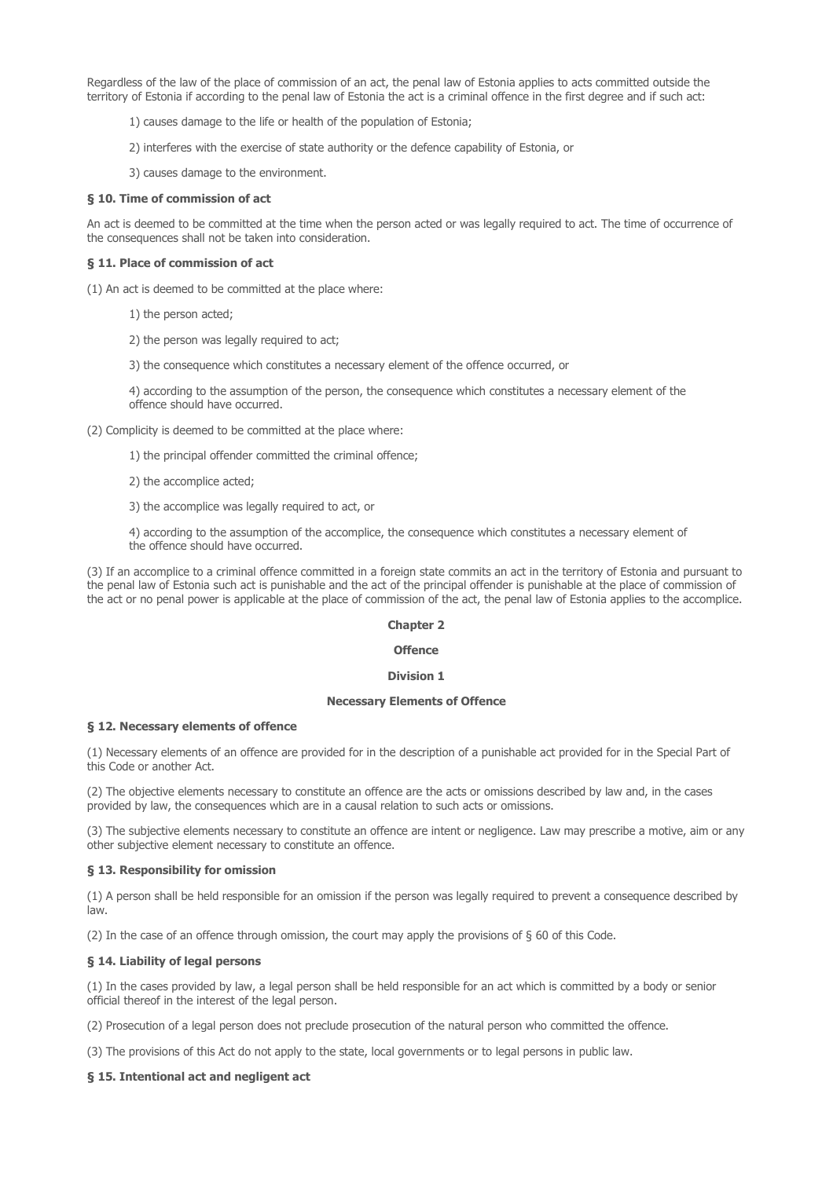Regardless of the law of the place of commission of an act, the penal law of Estonia applies to acts committed outside the territory of Estonia if according to the penal law of Estonia the act is a criminal offence in the first degree and if such act:

1) causes damage to the life or health of the population of Estonia;

2) interferes with the exercise of state authority or the defence capability of Estonia, or

3) causes damage to the environment.

### § 10. Time of commission of act

An act is deemed to be committed at the time when the person acted or was legally required to act. The time of occurrence of the consequences shall not be taken into consideration.

### § 11. Place of commission of act

(1) An act is deemed to be committed at the place where:

1) the person acted;

2) the person was legally required to act;

3) the consequence which constitutes a necessary element of the offence occurred, or

4) according to the assumption of the person, the consequence which constitutes a necessary element of the offence should have occurred.

(2) Complicity is deemed to be committed at the place where:

1) the principal offender committed the criminal offence;

2) the accomplice acted;

3) the accomplice was legally required to act, or

4) according to the assumption of the accomplice, the consequence which constitutes a necessary element of the offence should have occurred.

(3) If an accomplice to a criminal offence committed in a foreign state commits an act in the territory of Estonia and pursuant to the penal law of Estonia such act is punishable and the act of the principal offender is punishable at the place of commission of the act or no penal power is applicable at the place of commission of the act, the penal law of Estonia applies to the accomplice.

## Chapter 2

## Offence

## Division 1

## Necessary Elements of Offence

### § 12. Necessary elements of offence

(1) Necessary elements of an offence are provided for in the description of a punishable act provided for in the Special Part of this Code or another Act.

(2) The objective elements necessary to constitute an offence are the acts or omissions described by law and, in the cases provided by law, the consequences which are in a causal relation to such acts or omissions.

(3) The subjective elements necessary to constitute an offence are intent or negligence. Law may prescribe a motive, aim or any other subjective element necessary to constitute an offence.

### § 13. Responsibility for omission

(1) A person shall be held responsible for an omission if the person was legally required to prevent a consequence described by law.

(2) In the case of an offence through omission, the court may apply the provisions of § 60 of this Code.

### § 14. Liability of legal persons

(1) In the cases provided by law, a legal person shall be held responsible for an act which is committed by a body or senior official thereof in the interest of the legal person.

(2) Prosecution of a legal person does not preclude prosecution of the natural person who committed the offence.

(3) The provisions of this Act do not apply to the state, local governments or to legal persons in public law.

### § 15. Intentional act and negligent act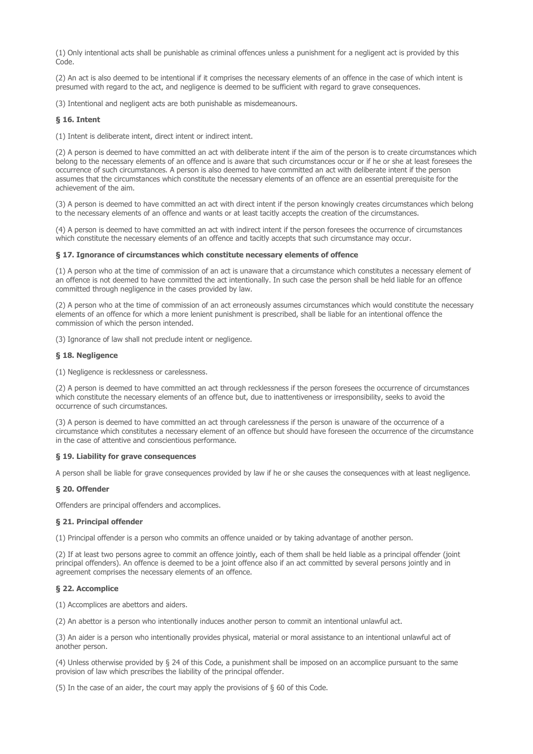(1) Only intentional acts shall be punishable as criminal offences unless a punishment for a negligent act is provided by this Code.

(2) An act is also deemed to be intentional if it comprises the necessary elements of an offence in the case of which intent is presumed with regard to the act, and negligence is deemed to be sufficient with regard to grave consequences.

(3) Intentional and negligent acts are both punishable as misdemeanours.

### § 16. Intent

(1) Intent is deliberate intent, direct intent or indirect intent.

(2) A person is deemed to have committed an act with deliberate intent if the aim of the person is to create circumstances which belong to the necessary elements of an offence and is aware that such circumstances occur or if he or she at least foresees the occurrence of such circumstances. A person is also deemed to have committed an act with deliberate intent if the person assumes that the circumstances which constitute the necessary elements of an offence are an essential prerequisite for the achievement of the aim.

(3) A person is deemed to have committed an act with direct intent if the person knowingly creates circumstances which belong to the necessary elements of an offence and wants or at least tacitly accepts the creation of the circumstances.

(4) A person is deemed to have committed an act with indirect intent if the person foresees the occurrence of circumstances which constitute the necessary elements of an offence and tacitly accepts that such circumstance may occur.

### § 17. Ignorance of circumstances which constitute necessary elements of offence

(1) A person who at the time of commission of an act is unaware that a circumstance which constitutes a necessary element of an offence is not deemed to have committed the act intentionally. In such case the person shall be held liable for an offence committed through negligence in the cases provided by law.

(2) A person who at the time of commission of an act erroneously assumes circumstances which would constitute the necessary elements of an offence for which a more lenient punishment is prescribed, shall be liable for an intentional offence the commission of which the person intended.

(3) Ignorance of law shall not preclude intent or negligence.

### § 18. Negligence

(1) Negligence is recklessness or carelessness.

(2) A person is deemed to have committed an act through recklessness if the person foresees the occurrence of circumstances which constitute the necessary elements of an offence but, due to inattentiveness or irresponsibility, seeks to avoid the occurrence of such circumstances.

(3) A person is deemed to have committed an act through carelessness if the person is unaware of the occurrence of a circumstance which constitutes a necessary element of an offence but should have foreseen the occurrence of the circumstance in the case of attentive and conscientious performance.

### § 19. Liability for grave consequences

A person shall be liable for grave consequences provided by law if he or she causes the consequences with at least negligence.

### § 20. Offender

Offenders are principal offenders and accomplices.

### § 21. Principal offender

(1) Principal offender is a person who commits an offence unaided or by taking advantage of another person.

(2) If at least two persons agree to commit an offence jointly, each of them shall be held liable as a principal offender (joint principal offenders). An offence is deemed to be a joint offence also if an act committed by several persons jointly and in agreement comprises the necessary elements of an offence.

### § 22. Accomplice

(1) Accomplices are abettors and aiders.

(2) An abettor is a person who intentionally induces another person to commit an intentional unlawful act.

(3) An aider is a person who intentionally provides physical, material or moral assistance to an intentional unlawful act of another person.

(4) Unless otherwise provided by § 24 of this Code, a punishment shall be imposed on an accomplice pursuant to the same provision of law which prescribes the liability of the principal offender.

(5) In the case of an aider, the court may apply the provisions of § 60 of this Code.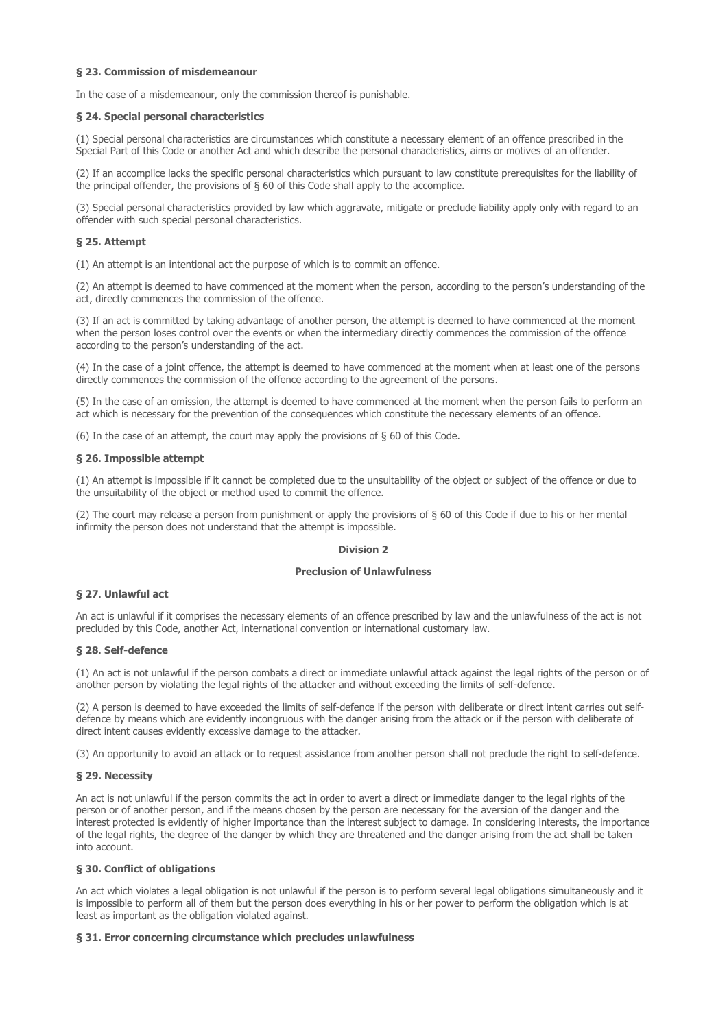### § 23. Commission of misdemeanour

In the case of a misdemeanour, only the commission thereof is punishable.

### § 24. Special personal characteristics

(1) Special personal characteristics are circumstances which constitute a necessary element of an offence prescribed in the Special Part of this Code or another Act and which describe the personal characteristics, aims or motives of an offender.

(2) If an accomplice lacks the specific personal characteristics which pursuant to law constitute prerequisites for the liability of the principal offender, the provisions of § 60 of this Code shall apply to the accomplice.

(3) Special personal characteristics provided by law which aggravate, mitigate or preclude liability apply only with regard to an offender with such special personal characteristics.

### § 25. Attempt

(1) An attempt is an intentional act the purpose of which is to commit an offence.

(2) An attempt is deemed to have commenced at the moment when the person, according to the person's understanding of the act, directly commences the commission of the offence.

(3) If an act is committed by taking advantage of another person, the attempt is deemed to have commenced at the moment when the person loses control over the events or when the intermediary directly commences the commission of the offence according to the person's understanding of the act.

(4) In the case of a joint offence, the attempt is deemed to have commenced at the moment when at least one of the persons directly commences the commission of the offence according to the agreement of the persons.

(5) In the case of an omission, the attempt is deemed to have commenced at the moment when the person fails to perform an act which is necessary for the prevention of the consequences which constitute the necessary elements of an offence.

(6) In the case of an attempt, the court may apply the provisions of § 60 of this Code.

### § 26. Impossible attempt

(1) An attempt is impossible if it cannot be completed due to the unsuitability of the object or subject of the offence or due to the unsuitability of the object or method used to commit the offence.

(2) The court may release a person from punishment or apply the provisions of § 60 of this Code if due to his or her mental infirmity the person does not understand that the attempt is impossible.

## Division 2

## Preclusion of Unlawfulness

### § 27. Unlawful act

An act is unlawful if it comprises the necessary elements of an offence prescribed by law and the unlawfulness of the act is not precluded by this Code, another Act, international convention or international customary law.

### § 28. Self-defence

(1) An act is not unlawful if the person combats a direct or immediate unlawful attack against the legal rights of the person or of another person by violating the legal rights of the attacker and without exceeding the limits of self-defence.

(2) A person is deemed to have exceeded the limits of self-defence if the person with deliberate or direct intent carries out self-defence by means which are evidently incongruous with the danger arising from the attack or if the person with deliberate of direct intent causes evidently excessive damage to the attacker.

(3) An opportunity to avoid an attack or to request assistance from another person shall not preclude the right to self-defence.

### § 29. Necessity

An act is not unlawful if the person commits the act in order to avert a direct or immediate danger to the legal rights of the person or of another person, and if the means chosen by the person are necessary for the aversion of the danger and the interest protected is evidently of higher importance than the interest subject to damage. In considering interests, the importance of the legal rights, the degree of the danger by which they are threatened and the danger arising from the act shall be taken into account.

### § 30. Conflict of obligations

An act which violates a legal obligation is not unlawful if the person is to perform several legal obligations simultaneously and it is impossible to perform all of them but the person does everything in his or her power to perform the obligation which is at least as important as the obligation violated against.

### § 31. Error concerning circumstance which precludes unlawfulness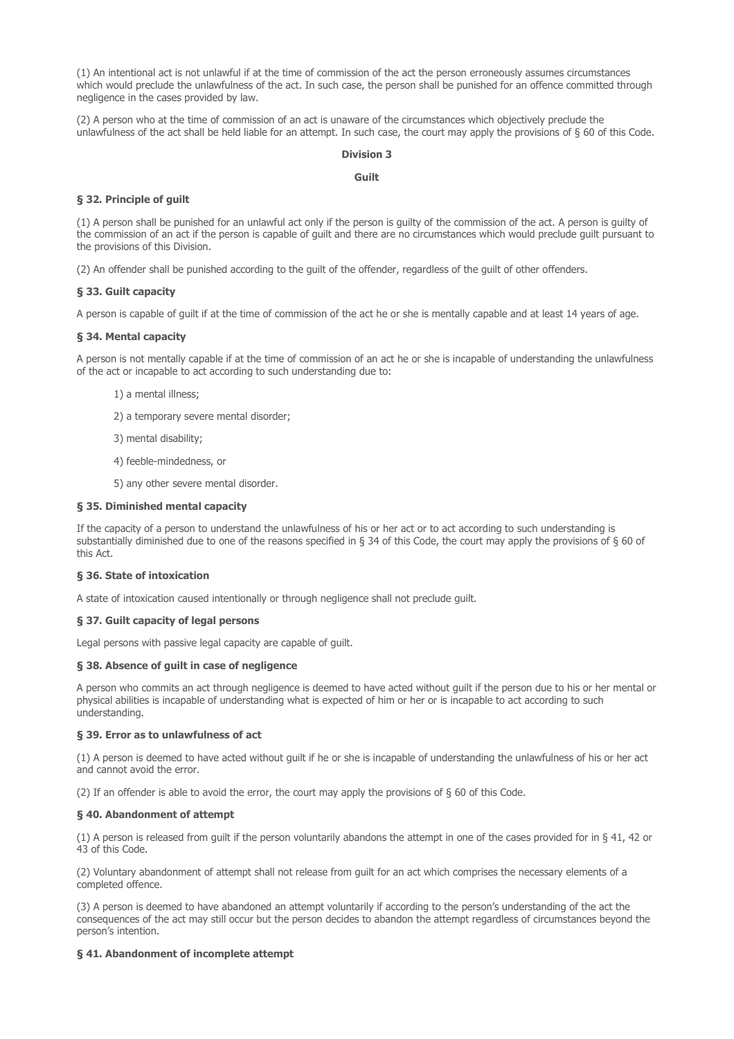(1) An intentional act is not unlawful if at the time of commission of the act the person erroneously assumes circumstances which would preclude the unlawfulness of the act. In such case, the person shall be punished for an offence committed through negligence in the cases provided by law.

(2) A person who at the time of commission of an act is unaware of the circumstances which objectively preclude the unlawfulness of the act shall be held liable for an attempt. In such case, the court may apply the provisions of § 60 of this Code.

## Division 3

## Guilt

### § 32. Principle of guilt

(1) A person shall be punished for an unlawful act only if the person is guilty of the commission of the act. A person is guilty of the commission of an act if the person is capable of guilt and there are no circumstances which would preclude guilt pursuant to the provisions of this Division.

(2) An offender shall be punished according to the guilt of the offender, regardless of the guilt of other offenders.

### § 33. Guilt capacity

A person is capable of guilt if at the time of commission of the act he or she is mentally capable and at least 14 years of age.

### § 34. Mental capacity

A person is not mentally capable if at the time of commission of an act he or she is incapable of understanding the unlawfulness of the act or incapable to act according to such understanding due to:

1) a mental illness;

2) a temporary severe mental disorder;

3) mental disability;

4) feeble-mindedness, or

5) any other severe mental disorder.

### § 35. Diminished mental capacity

If the capacity of a person to understand the unlawfulness of his or her act or to act according to such understanding is substantially diminished due to one of the reasons specified in § 34 of this Code, the court may apply the provisions of § 60 of this Act.

### § 36. State of intoxication

A state of intoxication caused intentionally or through negligence shall not preclude guilt.

### § 37. Guilt capacity of legal persons

Legal persons with passive legal capacity are capable of guilt.

### § 38. Absence of guilt in case of negligence

A person who commits an act through negligence is deemed to have acted without guilt if the person due to his or her mental or physical abilities is incapable of understanding what is expected of him or her or is incapable to act according to such understanding.

### § 39. Error as to unlawfulness of act

(1) A person is deemed to have acted without guilt if he or she is incapable of understanding the unlawfulness of his or her act and cannot avoid the error.

(2) If an offender is able to avoid the error, the court may apply the provisions of § 60 of this Code.

### § 40. Abandonment of attempt

(1) A person is released from guilt if the person voluntarily abandons the attempt in one of the cases provided for in § 41, 42 or 43 of this Code.

(2) Voluntary abandonment of attempt shall not release from guilt for an act which comprises the necessary elements of a completed offence.

(3) A person is deemed to have abandoned an attempt voluntarily if according to the person's understanding of the act the consequences of the act may still occur but the person decides to abandon the attempt regardless of circumstances beyond the person's intention.

### § 41. Abandonment of incomplete attempt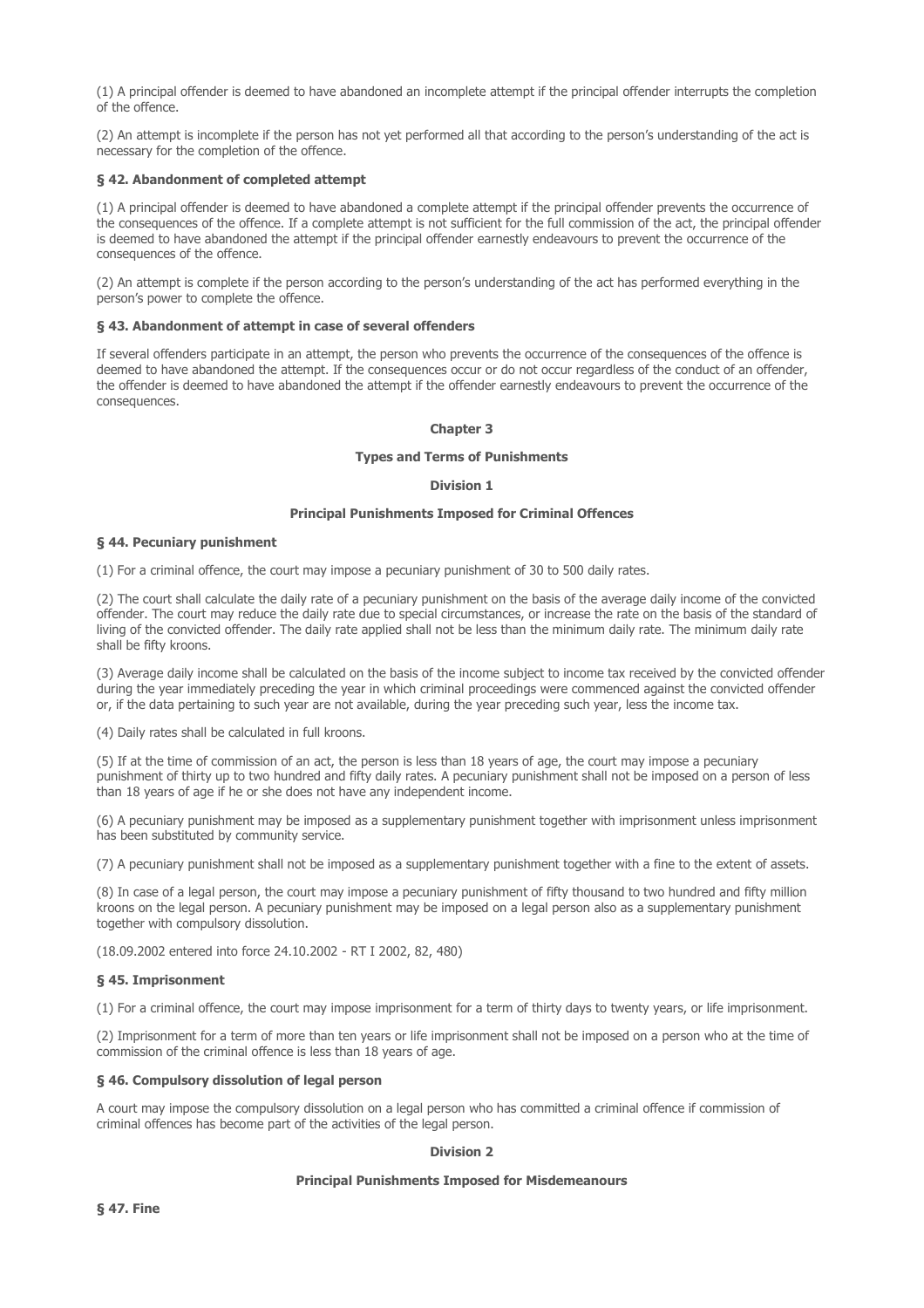(1) A principal offender is deemed to have abandoned an incomplete attempt if the principal offender interrupts the completion of the offence.

(2) An attempt is incomplete if the person has not yet performed all that according to the person's understanding of the act is necessary for the completion of the offence.

#### § 42. Abandonment of completed attempt

(1) A principal offender is deemed to have abandoned a complete attempt if the principal offender prevents the occurrence of the consequences of the offence. If a complete attempt is not sufficient for the full commission of the act, the principal offender is deemed to have abandoned the attempt if the principal offender earnestly endeavours to prevent the occurrence of the consequences of the offence.

(2) An attempt is complete if the person according to the person's understanding of the act has performed everything in the person's power to complete the offence.

#### § 43. Abandonment of attempt in case of several offenders

If several offenders participate in an attempt, the person who prevents the occurrence of the consequences of the offence is deemed to have abandoned the attempt. If the consequences occur or do not occur regardless of the conduct of an offender, the offender is deemed to have abandoned the attempt if the offender earnestly endeavours to prevent the occurrence of the consequences.

## Chapter 3

## Types and Terms of Punishments

### Division 1

### Principal Punishments Imposed for Criminal Offences

#### § 44. Pecuniary punishment

(1) For a criminal offence, the court may impose a pecuniary punishment of 30 to 500 daily rates.

(2) The court shall calculate the daily rate of a pecuniary punishment on the basis of the average daily income of the convicted offender. The court may reduce the daily rate due to special circumstances, or increase the rate on the basis of the standard of living of the convicted offender. The daily rate applied shall not be less than the minimum daily rate. The minimum daily rate shall be fifty kroons.

(3) Average daily income shall be calculated on the basis of the income subject to income tax received by the convicted offender during the year immediately preceding the year in which criminal proceedings were commenced against the convicted offender or, if the data pertaining to such year are not available, during the year preceding such year, less the income tax.

(4) Daily rates shall be calculated in full kroons.

(5) If at the time of commission of an act, the person is less than 18 years of age, the court may impose a pecuniary punishment of thirty up to two hundred and fifty daily rates. A pecuniary punishment shall not be imposed on a person of less than 18 years of age if he or she does not have any independent income.

(6) A pecuniary punishment may be imposed as a supplementary punishment together with imprisonment unless imprisonment has been substituted by community service.

(7) A pecuniary punishment shall not be imposed as a supplementary punishment together with a fine to the extent of assets.

(8) In case of a legal person, the court may impose a pecuniary punishment of fifty thousand to two hundred and fifty million kroons on the legal person. A pecuniary punishment may be imposed on a legal person also as a supplementary punishment together with compulsory dissolution.

(18.09.2002 entered into force 24.10.2002 - RT I 2002, 82, 480)

#### § 45. Imprisonment

(1) For a criminal offence, the court may impose imprisonment for a term of thirty days to twenty years, or life imprisonment.

(2) Imprisonment for a term of more than ten years or life imprisonment shall not be imposed on a person who at the time of commission of the criminal offence is less than 18 years of age.

#### § 46. Compulsory dissolution of legal person

A court may impose the compulsory dissolution on a legal person who has committed a criminal offence if commission of criminal offences has become part of the activities of the legal person.

### Division 2

### Principal Punishments Imposed for Misdemeanours

#### § 47. Fine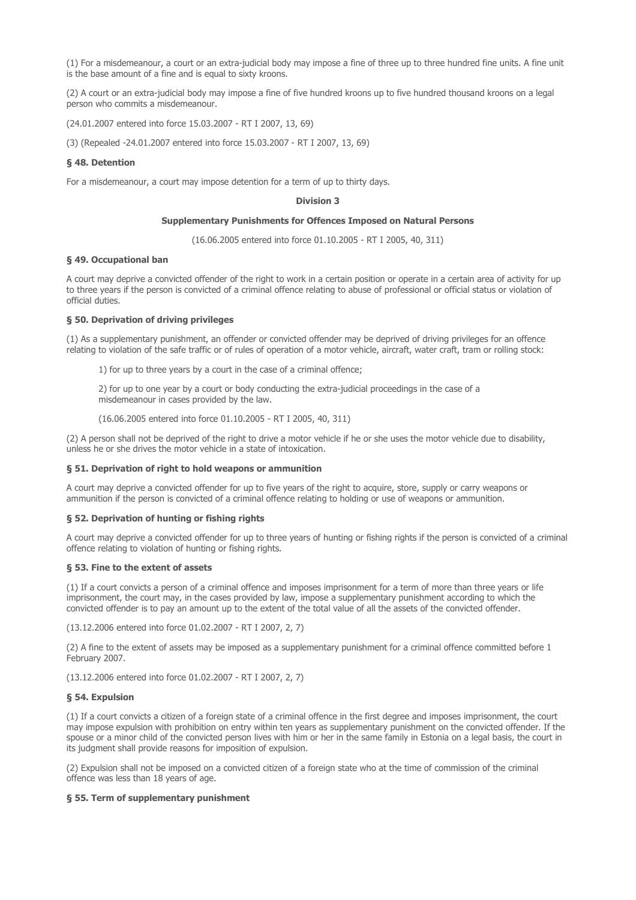(1) For a misdemeanour, a court or an extra-judicial body may impose a fine of three up to three hundred fine units. A fine unit is the base amount of a fine and is equal to sixty kroons.

(2) A court or an extra-judicial body may impose a fine of five hundred kroons up to five hundred thousand kroons on a legal person who commits a misdemeanour.

(24.01.2007 entered into force 15.03.2007 - RT I 2007, 13, 69)

(3) (Repealed -24.01.2007 entered into force 15.03.2007 - RT I 2007, 13, 69)

### § 48. Detention

For a misdemeanour, a court may impose detention for a term of up to thirty days.

## Division 3

## Supplementary Punishments for Offences Imposed on Natural Persons

(16.06.2005 entered into force 01.10.2005 - RT I 2005, 40, 311)

### § 49. Occupational ban

A court may deprive a convicted offender of the right to work in a certain position or operate in a certain area of activity for up to three years if the person is convicted of a criminal offence relating to abuse of professional or official status or violation of official duties.

### § 50. Deprivation of driving privileges

(1) As a supplementary punishment, an offender or convicted offender may be deprived of driving privileges for an offence relating to violation of the safe traffic or of rules of operation of a motor vehicle, aircraft, water craft, tram or rolling stock:

1) for up to three years by a court in the case of a criminal offence;

2) for up to one year by a court or body conducting the extra-judicial proceedings in the case of a misdemeanour in cases provided by the law.

(16.06.2005 entered into force 01.10.2005 - RT I 2005, 40, 311)

(2) A person shall not be deprived of the right to drive a motor vehicle if he or she uses the motor vehicle due to disability, unless he or she drives the motor vehicle in a state of intoxication.

### § 51. Deprivation of right to hold weapons or ammunition

A court may deprive a convicted offender for up to five years of the right to acquire, store, supply or carry weapons or ammunition if the person is convicted of a criminal offence relating to holding or use of weapons or ammunition.

### § 52. Deprivation of hunting or fishing rights

A court may deprive a convicted offender for up to three years of hunting or fishing rights if the person is convicted of a criminal offence relating to violation of hunting or fishing rights.

### § 53. Fine to the extent of assets

(1) If a court convicts a person of a criminal offence and imposes imprisonment for a term of more than three years or life imprisonment, the court may, in the cases provided by law, impose a supplementary punishment according to which the convicted offender is to pay an amount up to the extent of the total value of all the assets of the convicted offender.

(13.12.2006 entered into force 01.02.2007 - RT I 2007, 2, 7)

(2) A fine to the extent of assets may be imposed as a supplementary punishment for a criminal offence committed before 1 February 2007.

(13.12.2006 entered into force 01.02.2007 - RT I 2007, 2, 7)

### § 54. Expulsion

(1) If a court convicts a citizen of a foreign state of a criminal offence in the first degree and imposes imprisonment, the court may impose expulsion with prohibition on entry within ten years as supplementary punishment on the convicted offender. If the spouse or a minor child of the convicted person lives with him or her in the same family in Estonia on a legal basis, the court in its judgment shall provide reasons for imposition of expulsion.

(2) Expulsion shall not be imposed on a convicted citizen of a foreign state who at the time of commission of the criminal offence was less than 18 years of age.

### § 55. Term of supplementary punishment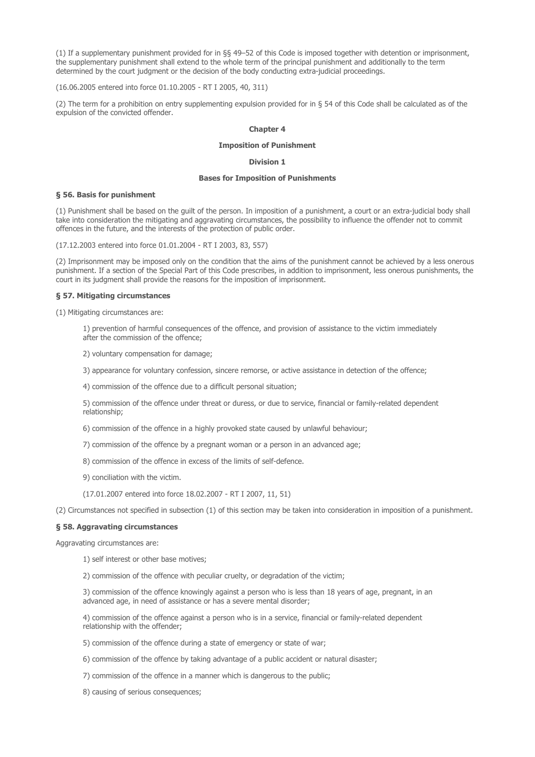(1) If a supplementary punishment provided for in §§ 49–52 of this Code is imposed together with detention or imprisonment, the supplementary punishment shall extend to the whole term of the principal punishment and additionally to the term determined by the court judgment or the decision of the body conducting extra-judicial proceedings.

(16.06.2005 entered into force 01.10.2005 - RT I 2005, 40, 311)

(2) The term for a prohibition on entry supplementing expulsion provided for in § 54 of this Code shall be calculated as of the expulsion of the convicted offender.

## Chapter 4

## Imposition of Punishment

### Division 1

### Bases for Imposition of Punishments

#### § 56. Basis for punishment

(1) Punishment shall be based on the guilt of the person. In imposition of a punishment, a court or an extra-judicial body shall take into consideration the mitigating and aggravating circumstances, the possibility to influence the offender not to commit offences in the future, and the interests of the protection of public order.

(17.12.2003 entered into force 01.01.2004 - RT I 2003, 83, 557)

(2) Imprisonment may be imposed only on the condition that the aims of the punishment cannot be achieved by a less onerous punishment. If a section of the Special Part of this Code prescribes, in addition to imprisonment, less onerous punishments, the court in its judgment shall provide the reasons for the imposition of imprisonment.

#### § 57. Mitigating circumstances

(1) Mitigating circumstances are:

1) prevention of harmful consequences of the offence, and provision of assistance to the victim immediately after the commission of the offence;

2) voluntary compensation for damage;

3) appearance for voluntary confession, sincere remorse, or active assistance in detection of the offence;

4) commission of the offence due to a difficult personal situation;

5) commission of the offence under threat or duress, or due to service, financial or family-related dependent relationship;

6) commission of the offence in a highly provoked state caused by unlawful behaviour;

7) commission of the offence by a pregnant woman or a person in an advanced age;

8) commission of the offence in excess of the limits of self-defence.

9) conciliation with the victim.

(17.01.2007 entered into force 18.02.2007 - RT I 2007, 11, 51)

(2) Circumstances not specified in subsection (1) of this section may be taken into consideration in imposition of a punishment.

#### § 58. Aggravating circumstances

Aggravating circumstances are:

1) self interest or other base motives;

2) commission of the offence with peculiar cruelty, or degradation of the victim;

3) commission of the offence knowingly against a person who is less than 18 years of age, pregnant, in an advanced age, in need of assistance or has a severe mental disorder;

4) commission of the offence against a person who is in a service, financial or family-related dependent relationship with the offender;

5) commission of the offence during a state of emergency or state of war;

6) commission of the offence by taking advantage of a public accident or natural disaster;

7) commission of the offence in a manner which is dangerous to the public;

8) causing of serious consequences;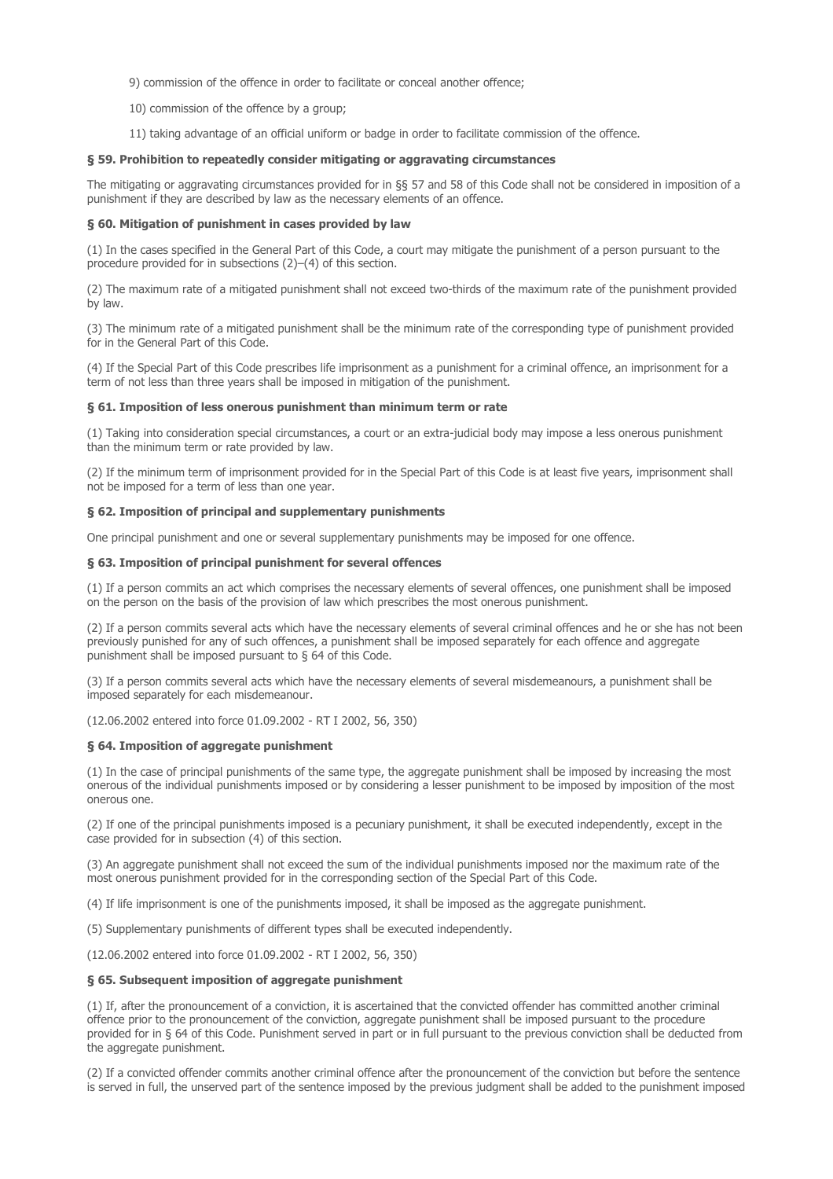9) commission of the offence in order to facilitate or conceal another offence;

10) commission of the offence by a group;

11) taking advantage of an official uniform or badge in order to facilitate commission of the offence.

### § 59. Prohibition to repeatedly consider mitigating or aggravating circumstances

The mitigating or aggravating circumstances provided for in §§ 57 and 58 of this Code shall not be considered in imposition of a punishment if they are described by law as the necessary elements of an offence.

### § 60. Mitigation of punishment in cases provided by law

(1) In the cases specified in the General Part of this Code, a court may mitigate the punishment of a person pursuant to the procedure provided for in subsections (2)–(4) of this section.

(2) The maximum rate of a mitigated punishment shall not exceed two-thirds of the maximum rate of the punishment provided by law.

(3) The minimum rate of a mitigated punishment shall be the minimum rate of the corresponding type of punishment provided for in the General Part of this Code.

(4) If the Special Part of this Code prescribes life imprisonment as a punishment for a criminal offence, an imprisonment for a term of not less than three years shall be imposed in mitigation of the punishment.

### § 61. Imposition of less onerous punishment than minimum term or rate

(1) Taking into consideration special circumstances, a court or an extra-judicial body may impose a less onerous punishment than the minimum term or rate provided by law.

(2) If the minimum term of imprisonment provided for in the Special Part of this Code is at least five years, imprisonment shall not be imposed for a term of less than one year.

### § 62. Imposition of principal and supplementary punishments

One principal punishment and one or several supplementary punishments may be imposed for one offence.

### § 63. Imposition of principal punishment for several offences

(1) If a person commits an act which comprises the necessary elements of several offences, one punishment shall be imposed on the person on the basis of the provision of law which prescribes the most onerous punishment.

(2) If a person commits several acts which have the necessary elements of several criminal offences and he or she has not been previously punished for any of such offences, a punishment shall be imposed separately for each offence and aggregate punishment shall be imposed pursuant to § 64 of this Code.

(3) If a person commits several acts which have the necessary elements of several misdemeanours, a punishment shall be imposed separately for each misdemeanour.

(12.06.2002 entered into force 01.09.2002 - RT I 2002, 56, 350)

### § 64. Imposition of aggregate punishment

(1) In the case of principal punishments of the same type, the aggregate punishment shall be imposed by increasing the most onerous of the individual punishments imposed or by considering a lesser punishment to be imposed by imposition of the most onerous one.

(2) If one of the principal punishments imposed is a pecuniary punishment, it shall be executed independently, except in the case provided for in subsection (4) of this section.

(3) An aggregate punishment shall not exceed the sum of the individual punishments imposed nor the maximum rate of the most onerous punishment provided for in the corresponding section of the Special Part of this Code.

(4) If life imprisonment is one of the punishments imposed, it shall be imposed as the aggregate punishment.

(5) Supplementary punishments of different types shall be executed independently.

(12.06.2002 entered into force 01.09.2002 - RT I 2002, 56, 350)

### § 65. Subsequent imposition of aggregate punishment

(1) If, after the pronouncement of a conviction, it is ascertained that the convicted offender has committed another criminal offence prior to the pronouncement of the conviction, aggregate punishment shall be imposed pursuant to the procedure provided for in § 64 of this Code. Punishment served in part or in full pursuant to the previous conviction shall be deducted from the aggregate punishment.

(2) If a convicted offender commits another criminal offence after the pronouncement of the conviction but before the sentence is served in full, the unserved part of the sentence imposed by the previous judgment shall be added to the punishment imposed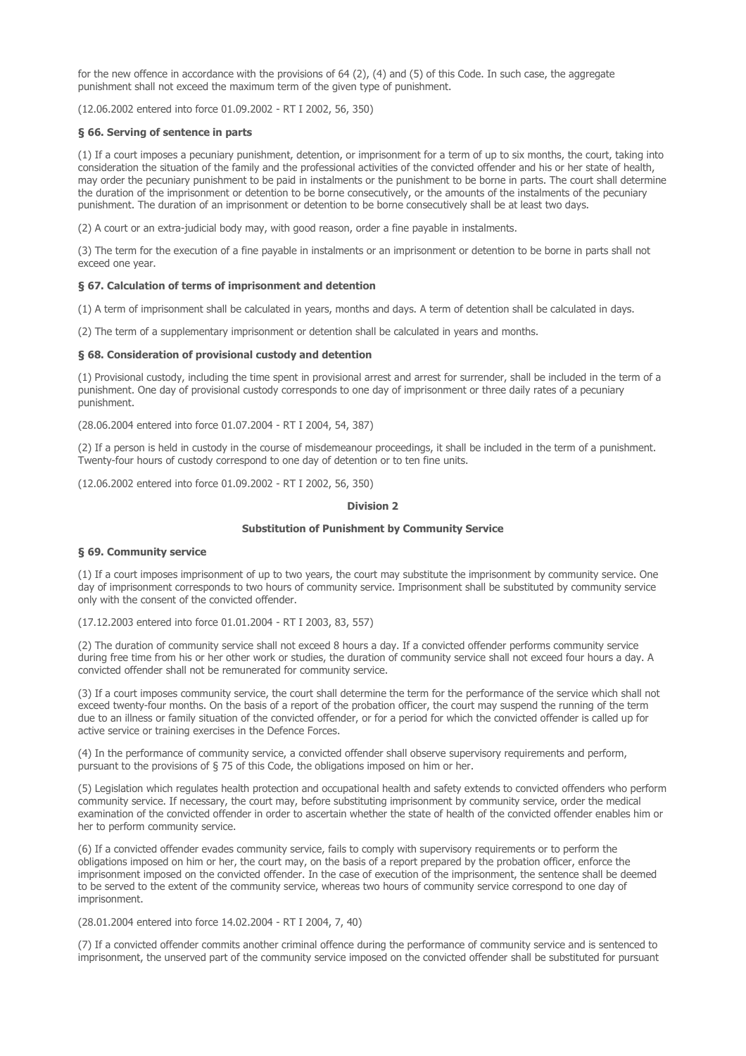for the new offence in accordance with the provisions of 64 (2), (4) and (5) of this Code. In such case, the aggregate punishment shall not exceed the maximum term of the given type of punishment.

(12.06.2002 entered into force 01.09.2002 - RT I 2002, 56, 350)

**§ 66. Serving of sentence in parts**

(1) If a court imposes a pecuniary punishment, detention, or imprisonment for a term of up to six months, the court, taking into consideration the situation of the family and the professional activities of the convicted offender and his or her state of health, may order the pecuniary punishment to be paid in instalments or the punishment to be borne in parts. The court shall determine the duration of the imprisonment or detention to be borne consecutively, or the amounts of the instalments of the pecuniary punishment. The duration of an imprisonment or detention to be borne consecutively shall be at least two days.

(2) A court or an extra-judicial body may, with good reason, order a fine payable in instalments.

(3) The term for the execution of a fine payable in instalments or an imprisonment or detention to be borne in parts shall not exceed one year.

**§ 67. Calculation of terms of imprisonment and detention**

(1) A term of imprisonment shall be calculated in years, months and days. A term of detention shall be calculated in days.

(2) The term of a supplementary imprisonment or detention shall be calculated in years and months.

**§ 68. Consideration of provisional custody and detention**

(1) Provisional custody, including the time spent in provisional arrest and arrest for surrender, shall be included in the term of a punishment. One day of provisional custody corresponds to one day of imprisonment or three daily rates of a pecuniary punishment.

(28.06.2004 entered into force 01.07.2004 - RT I 2004, 54, 387)

(2) If a person is held in custody in the course of misdemeanour proceedings, it shall be included in the term of a punishment. Twenty-four hours of custody correspond to one day of detention or to ten fine units.

(12.06.2002 entered into force 01.09.2002 - RT I 2002, 56, 350)

**Division 2**

**Substitution of Punishment by Community Service**

**§ 69. Community service**

(1) If a court imposes imprisonment of up to two years, the court may substitute the imprisonment by community service. One day of imprisonment corresponds to two hours of community service. Imprisonment shall be substituted by community service only with the consent of the convicted offender.

(17.12.2003 entered into force 01.01.2004 - RT I 2003, 83, 557)

(2) The duration of community service shall not exceed 8 hours a day. If a convicted offender performs community service during free time from his or her other work or studies, the duration of community service shall not exceed four hours a day. A convicted offender shall not be remunerated for community service.

(3) If a court imposes community service, the court shall determine the term for the performance of the service which shall not exceed twenty-four months. On the basis of a report of the probation officer, the court may suspend the running of the term due to an illness or family situation of the convicted offender, or for a period for which the convicted offender is called up for active service or training exercises in the Defence Forces.

(4) In the performance of community service, a convicted offender shall observe supervisory requirements and perform, pursuant to the provisions of § 75 of this Code, the obligations imposed on him or her.

(5) Legislation which regulates health protection and occupational health and safety extends to convicted offenders who perform community service. If necessary, the court may, before substituting imprisonment by community service, order the medical examination of the convicted offender in order to ascertain whether the state of health of the convicted offender enables him or her to perform community service.

(6) If a convicted offender evades community service, fails to comply with supervisory requirements or to perform the obligations imposed on him or her, the court may, on the basis of a report prepared by the probation officer, enforce the imprisonment imposed on the convicted offender. In the case of execution of the imprisonment, the sentence shall be deemed to be served to the extent of the community service, whereas two hours of community service correspond to one day of imprisonment.

(28.01.2004 entered into force 14.02.2004 - RT I 2004, 7, 40)

(7) If a convicted offender commits another criminal offence during the performance of community service and is sentenced to imprisonment, the unserved part of the community service imposed on the convicted offender shall be substituted for pursuant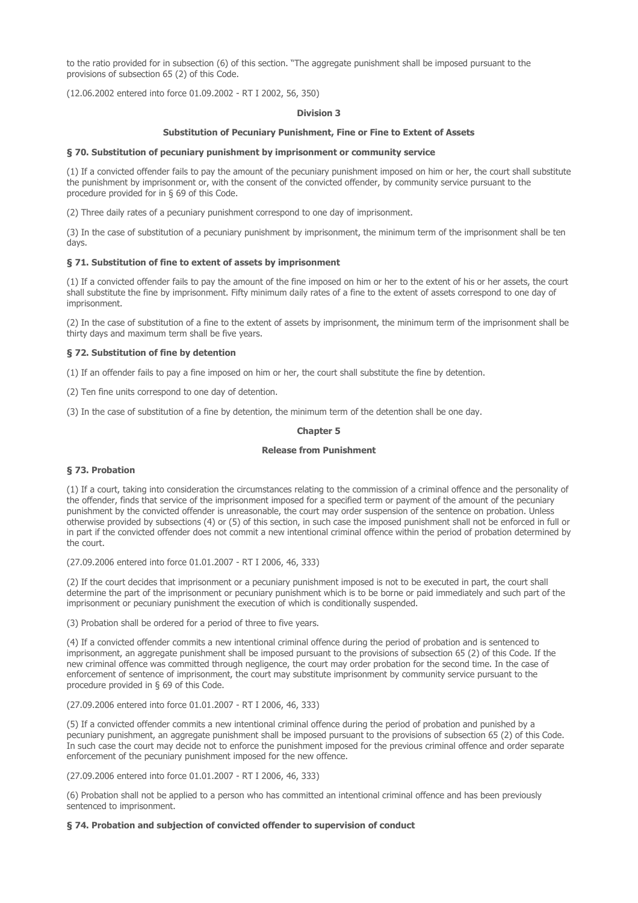to the ratio provided for in subsection (6) of this section. "The aggregate punishment shall be imposed pursuant to the provisions of subsection 65 (2) of this Code.

(12.06.2002 entered into force 01.09.2002 - RT I 2002, 56, 350)

**Division 3**

**Substitution of Pecuniary Punishment, Fine or Fine to Extent of Assets**

**§ 70. Substitution of pecuniary punishment by imprisonment or community service**

(1) If a convicted offender fails to pay the amount of the pecuniary punishment imposed on him or her, the court shall substitute the punishment by imprisonment or, with the consent of the convicted offender, by community service pursuant to the procedure provided for in § 69 of this Code.

(2) Three daily rates of a pecuniary punishment correspond to one day of imprisonment.

(3) In the case of substitution of a pecuniary punishment by imprisonment, the minimum term of the imprisonment shall be ten days.

**§ 71. Substitution of fine to extent of assets by imprisonment**

(1) If a convicted offender fails to pay the amount of the fine imposed on him or her to the extent of his or her assets, the court shall substitute the fine by imprisonment. Fifty minimum daily rates of a fine to the extent of assets correspond to one day of imprisonment.

(2) In the case of substitution of a fine to the extent of assets by imprisonment, the minimum term of the imprisonment shall be thirty days and maximum term shall be five years.

**§ 72. Substitution of fine by detention**

(1) If an offender fails to pay a fine imposed on him or her, the court shall substitute the fine by detention.

(2) Ten fine units correspond to one day of detention.

(3) In the case of substitution of a fine by detention, the minimum term of the detention shall be one day.

**Chapter 5**

**Release from Punishment**

**§ 73. Probation**

(1) If a court, taking into consideration the circumstances relating to the commission of a criminal offence and the personality of the offender, finds that service of the imprisonment imposed for a specified term or payment of the amount of the pecuniary punishment by the convicted offender is unreasonable, the court may order suspension of the sentence on probation. Unless otherwise provided by subsections (4) or (5) of this section, in such case the imposed punishment shall not be enforced in full or in part if the convicted offender does not commit a new intentional criminal offence within the period of probation determined by the court.

(27.09.2006 entered into force 01.01.2007 - RT I 2006, 46, 333)

(2) If the court decides that imprisonment or a pecuniary punishment imposed is not to be executed in part, the court shall determine the part of the imprisonment or pecuniary punishment which is to be borne or paid immediately and such part of the imprisonment or pecuniary punishment the execution of which is conditionally suspended.

(3) Probation shall be ordered for a period of three to five years.

(4) If a convicted offender commits a new intentional criminal offence during the period of probation and is sentenced to imprisonment, an aggregate punishment shall be imposed pursuant to the provisions of subsection 65 (2) of this Code. If the new criminal offence was committed through negligence, the court may order probation for the second time. In the case of enforcement of sentence of imprisonment, the court may substitute imprisonment by community service pursuant to the procedure provided in § 69 of this Code.

(27.09.2006 entered into force 01.01.2007 - RT I 2006, 46, 333)

(5) If a convicted offender commits a new intentional criminal offence during the period of probation and punished by a pecuniary punishment, an aggregate punishment shall be imposed pursuant to the provisions of subsection 65 (2) of this Code. In such case the court may decide not to enforce the punishment imposed for the previous criminal offence and order separate enforcement of the pecuniary punishment imposed for the new offence.

(27.09.2006 entered into force 01.01.2007 - RT I 2006, 46, 333)

(6) Probation shall not be applied to a person who has committed an intentional criminal offence and has been previously sentenced to imprisonment.

**§ 74. Probation and subjection of convicted offender to supervision of conduct**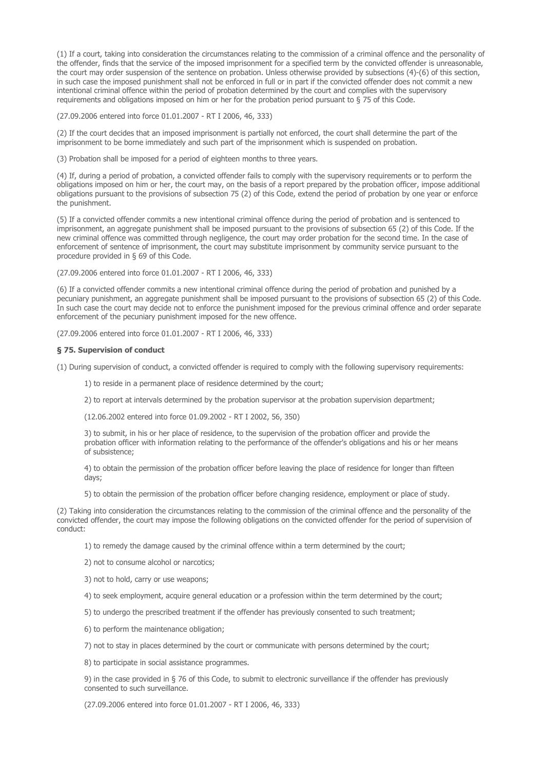(1) If a court, taking into consideration the circumstances relating to the commission of a criminal offence and the personality of the offender, finds that the service of the imposed imprisonment for a specified term by the convicted offender is unreasonable, the court may order suspension of the sentence on probation. Unless otherwise provided by subsections (4)-(6) of this section, in such case the imposed punishment shall not be enforced in full or in part if the convicted offender does not commit a new intentional criminal offence within the period of probation determined by the court and complies with the supervisory requirements and obligations imposed on him or her for the probation period pursuant to § 75 of this Code.

(27.09.2006 entered into force 01.01.2007 - RT I 2006, 46, 333)

(2) If the court decides that an imposed imprisonment is partially not enforced, the court shall determine the part of the imprisonment to be borne immediately and such part of the imprisonment which is suspended on probation.

(3) Probation shall be imposed for a period of eighteen months to three years.

(4) If, during a period of probation, a convicted offender fails to comply with the supervisory requirements or to perform the obligations imposed on him or her, the court may, on the basis of a report prepared by the probation officer, impose additional obligations pursuant to the provisions of subsection 75 (2) of this Code, extend the period of probation by one year or enforce the punishment.

(5) If a convicted offender commits a new intentional criminal offence during the period of probation and is sentenced to imprisonment, an aggregate punishment shall be imposed pursuant to the provisions of subsection 65 (2) of this Code. If the new criminal offence was committed through negligence, the court may order probation for the second time. In the case of enforcement of sentence of imprisonment, the court may substitute imprisonment by community service pursuant to the procedure provided in § 69 of this Code.

(27.09.2006 entered into force 01.01.2007 - RT I 2006, 46, 333)

(6) If a convicted offender commits a new intentional criminal offence during the period of probation and punished by a pecuniary punishment, an aggregate punishment shall be imposed pursuant to the provisions of subsection 65 (2) of this Code. In such case the court may decide not to enforce the punishment imposed for the previous criminal offence and order separate enforcement of the pecuniary punishment imposed for the new offence.

(27.09.2006 entered into force 01.01.2007 - RT I 2006, 46, 333)

### § 75. Supervision of conduct

(1) During supervision of conduct, a convicted offender is required to comply with the following supervisory requirements:

1) to reside in a permanent place of residence determined by the court;

2) to report at intervals determined by the probation supervisor at the probation supervision department;

(12.06.2002 entered into force 01.09.2002 - RT I 2002, 56, 350)

3) to submit, in his or her place of residence, to the supervision of the probation officer and provide the probation officer with information relating to the performance of the offender's obligations and his or her means of subsistence;

4) to obtain the permission of the probation officer before leaving the place of residence for longer than fifteen days;

5) to obtain the permission of the probation officer before changing residence, employment or place of study.

(2) Taking into consideration the circumstances relating to the commission of the criminal offence and the personality of the convicted offender, the court may impose the following obligations on the convicted offender for the period of supervision of conduct:

1) to remedy the damage caused by the criminal offence within a term determined by the court;

2) not to consume alcohol or narcotics;

3) not to hold, carry or use weapons;

4) to seek employment, acquire general education or a profession within the term determined by the court;

5) to undergo the prescribed treatment if the offender has previously consented to such treatment;

6) to perform the maintenance obligation;

7) not to stay in places determined by the court or communicate with persons determined by the court;

8) to participate in social assistance programmes.

9) in the case provided in § 76 of this Code, to submit to electronic surveillance if the offender has previously consented to such surveillance.

(27.09.2006 entered into force 01.01.2007 - RT I 2006, 46, 333)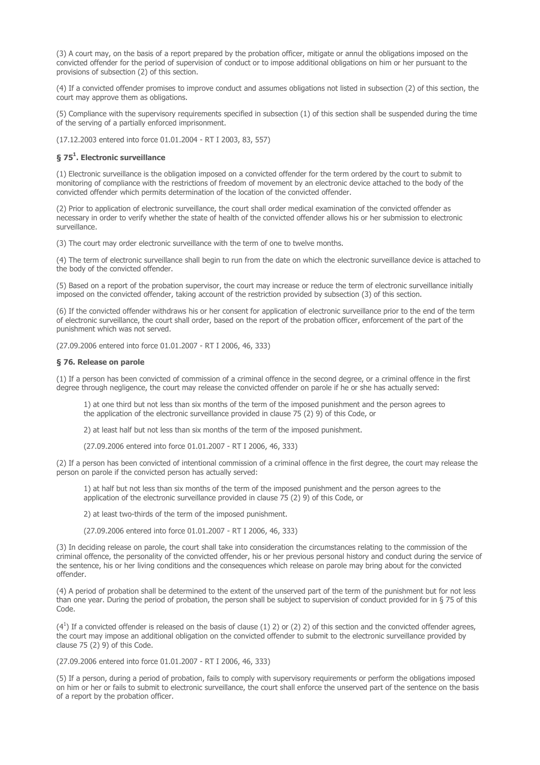(3) A court may, on the basis of a report prepared by the probation officer, mitigate or annul the obligations imposed on the convicted offender for the period of supervision of conduct or to impose additional obligations on him or her pursuant to the provisions of subsection (2) of this section.

(4) If a convicted offender promises to improve conduct and assumes obligations not listed in subsection (2) of this section, the court may approve them as obligations.

(5) Compliance with the supervisory requirements specified in subsection (1) of this section shall be suspended during the time of the serving of a partially enforced imprisonment.

(17.12.2003 entered into force 01.01.2004 - RT I 2003, 83, 557)

### § 75[1]. Electronic surveillance

(1) Electronic surveillance is the obligation imposed on a convicted offender for the term ordered by the court to submit to monitoring of compliance with the restrictions of freedom of movement by an electronic device attached to the body of the convicted offender which permits determination of the location of the convicted offender.

(2) Prior to application of electronic surveillance, the court shall order medical examination of the convicted offender as necessary in order to verify whether the state of health of the convicted offender allows his or her submission to electronic surveillance.

(3) The court may order electronic surveillance with the term of one to twelve months.

(4) The term of electronic surveillance shall begin to run from the date on which the electronic surveillance device is attached to the body of the convicted offender.

(5) Based on a report of the probation supervisor, the court may increase or reduce the term of electronic surveillance initially imposed on the convicted offender, taking account of the restriction provided by subsection (3) of this section.

(6) If the convicted offender withdraws his or her consent for application of electronic surveillance prior to the end of the term of electronic surveillance, the court shall order, based on the report of the probation officer, enforcement of the part of the punishment which was not served.

(27.09.2006 entered into force 01.01.2007 - RT I 2006, 46, 333)

### § 76. Release on parole

(1) If a person has been convicted of commission of a criminal offence in the second degree, or a criminal offence in the first degree through negligence, the court may release the convicted offender on parole if he or she has actually served:

1) at one third but not less than six months of the term of the imposed punishment and the person agrees to the application of the electronic surveillance provided in clause 75 (2) 9) of this Code, or

2) at least half but not less than six months of the term of the imposed punishment.

(27.09.2006 entered into force 01.01.2007 - RT I 2006, 46, 333)

(2) If a person has been convicted of intentional commission of a criminal offence in the first degree, the court may release the person on parole if the convicted person has actually served:

1) at half but not less than six months of the term of the imposed punishment and the person agrees to the application of the electronic surveillance provided in clause 75 (2) 9) of this Code, or

2) at least two-thirds of the term of the imposed punishment.

(27.09.2006 entered into force 01.01.2007 - RT I 2006, 46, 333)

(3) In deciding release on parole, the court shall take into consideration the circumstances relating to the commission of the criminal offence, the personality of the convicted offender, his or her previous personal history and conduct during the service of the sentence, his or her living conditions and the consequences which release on parole may bring about for the convicted offender.

(4) A period of probation shall be determined to the extent of the unserved part of the term of the punishment but for not less than one year. During the period of probation, the person shall be subject to supervision of conduct provided for in § 75 of this Code.

(4[1]) If a convicted offender is released on the basis of clause (1) 2) or (2) 2) of this section and the convicted offender agrees, the court may impose an additional obligation on the convicted offender to submit to the electronic surveillance provided by clause 75 (2) 9) of this Code.

(27.09.2006 entered into force 01.01.2007 - RT I 2006, 46, 333)

(5) If a person, during a period of probation, fails to comply with supervisory requirements or perform the obligations imposed on him or her or fails to submit to electronic surveillance, the court shall enforce the unserved part of the sentence on the basis of a report by the probation officer.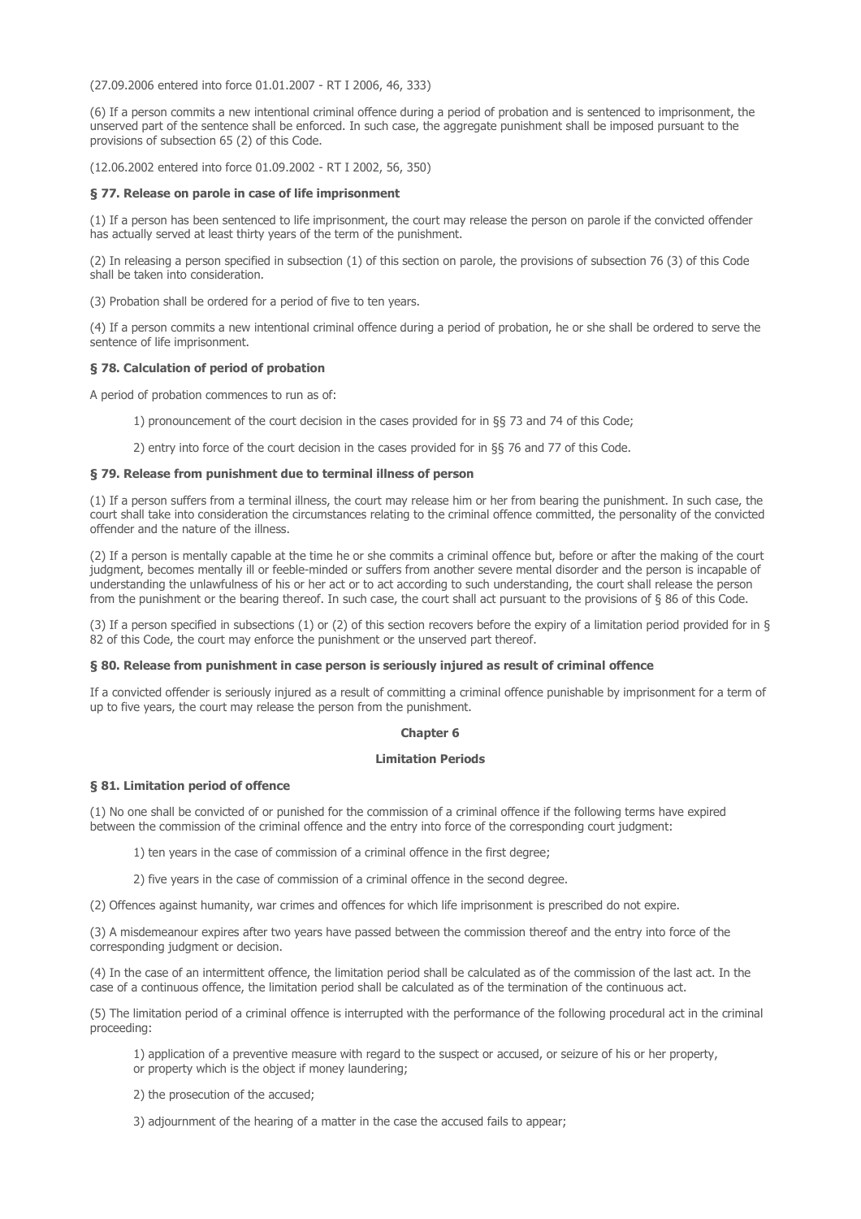(27.09.2006 entered into force 01.01.2007 - RT I 2006, 46, 333)

(6) If a person commits a new intentional criminal offence during a period of probation and is sentenced to imprisonment, the unserved part of the sentence shall be enforced. In such case, the aggregate punishment shall be imposed pursuant to the provisions of subsection 65 (2) of this Code.

(12.06.2002 entered into force 01.09.2002 - RT I 2002, 56, 350)

#### § 77. Release on parole in case of life imprisonment

(1) If a person has been sentenced to life imprisonment, the court may release the person on parole if the convicted offender has actually served at least thirty years of the term of the punishment.

(2) In releasing a person specified in subsection (1) of this section on parole, the provisions of subsection 76 (3) of this Code shall be taken into consideration.

(3) Probation shall be ordered for a period of five to ten years.

(4) If a person commits a new intentional criminal offence during a period of probation, he or she shall be ordered to serve the sentence of life imprisonment.

#### § 78. Calculation of period of probation

A period of probation commences to run as of:

1) pronouncement of the court decision in the cases provided for in §§ 73 and 74 of this Code;

2) entry into force of the court decision in the cases provided for in §§ 76 and 77 of this Code.

#### § 79. Release from punishment due to terminal illness of person

(1) If a person suffers from a terminal illness, the court may release him or her from bearing the punishment. In such case, the court shall take into consideration the circumstances relating to the criminal offence committed, the personality of the convicted offender and the nature of the illness.

(2) If a person is mentally capable at the time he or she commits a criminal offence but, before or after the making of the court judgment, becomes mentally ill or feeble-minded or suffers from another severe mental disorder and the person is incapable of understanding the unlawfulness of his or her act or to act according to such understanding, the court shall release the person from the punishment or the bearing thereof. In such case, the court shall act pursuant to the provisions of § 86 of this Code.

(3) If a person specified in subsections (1) or (2) of this section recovers before the expiry of a limitation period provided for in § 82 of this Code, the court may enforce the punishment or the unserved part thereof.

#### § 80. Release from punishment in case person is seriously injured as result of criminal offence

If a convicted offender is seriously injured as a result of committing a criminal offence punishable by imprisonment for a term of up to five years, the court may release the person from the punishment.

## Chapter 6

## Limitation Periods

#### § 81. Limitation period of offence

(1) No one shall be convicted of or punished for the commission of a criminal offence if the following terms have expired between the commission of the criminal offence and the entry into force of the corresponding court judgment:

1) ten years in the case of commission of a criminal offence in the first degree;

2) five years in the case of commission of a criminal offence in the second degree.

(2) Offences against humanity, war crimes and offences for which life imprisonment is prescribed do not expire.

(3) A misdemeanour expires after two years have passed between the commission thereof and the entry into force of the corresponding judgment or decision.

(4) In the case of an intermittent offence, the limitation period shall be calculated as of the commission of the last act. In the case of a continuous offence, the limitation period shall be calculated as of the termination of the continuous act.

(5) The limitation period of a criminal offence is interrupted with the performance of the following procedural act in the criminal proceeding:

1) application of a preventive measure with regard to the suspect or accused, or seizure of his or her property, or property which is the object if money laundering;

2) the prosecution of the accused;

3) adjournment of the hearing of a matter in the case the accused fails to appear;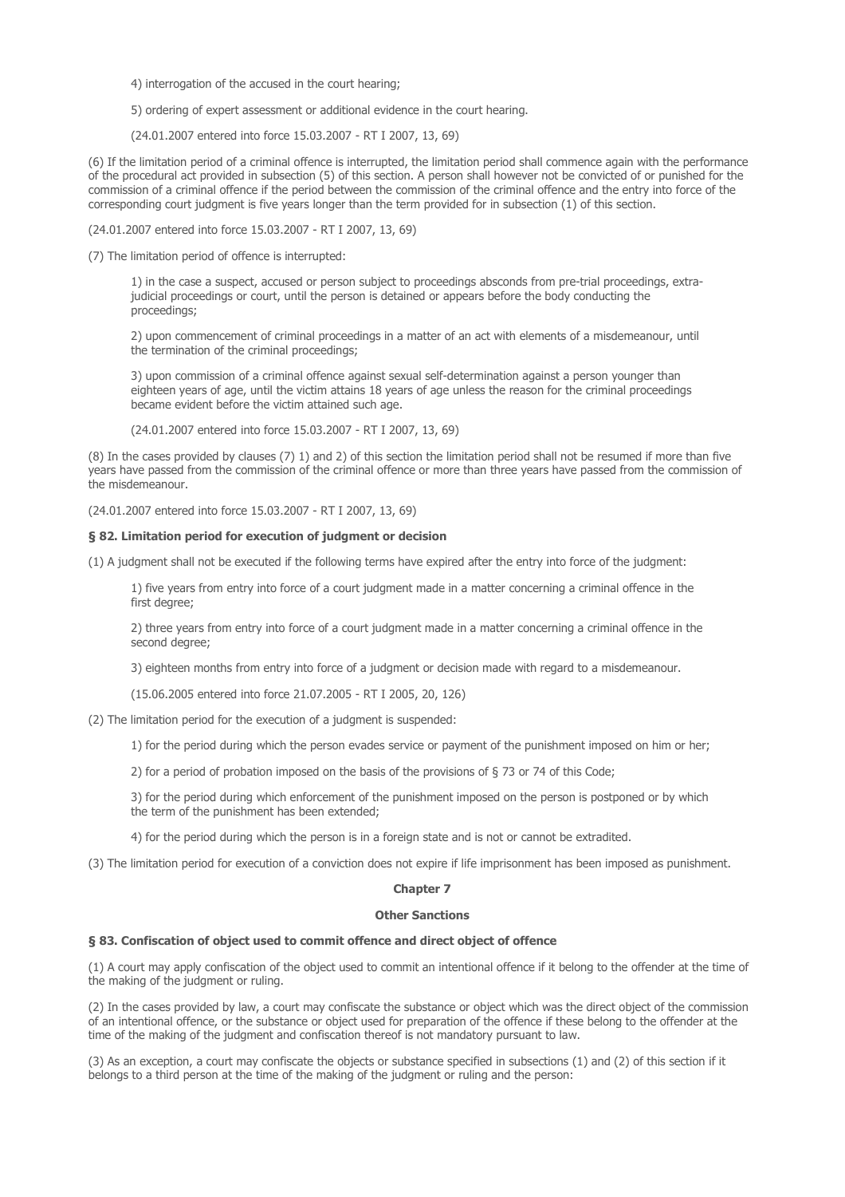4) interrogation of the accused in the court hearing;

5) ordering of expert assessment or additional evidence in the court hearing.

(24.01.2007 entered into force 15.03.2007 - RT I 2007, 13, 69)

(6) If the limitation period of a criminal offence is interrupted, the limitation period shall commence again with the performance of the procedural act provided in subsection (5) of this section. A person shall however not be convicted of or punished for the commission of a criminal offence if the period between the commission of the criminal offence and the entry into force of the corresponding court judgment is five years longer than the term provided for in subsection (1) of this section.

(24.01.2007 entered into force 15.03.2007 - RT I 2007, 13, 69)

(7) The limitation period of offence is interrupted:

1) in the case a suspect, accused or person subject to proceedings absconds from pre-trial proceedings, extra-judicial proceedings or court, until the person is detained or appears before the body conducting the proceedings;

2) upon commencement of criminal proceedings in a matter of an act with elements of a misdemeanour, until the termination of the criminal proceedings;

3) upon commission of a criminal offence against sexual self-determination against a person younger than eighteen years of age, until the victim attains 18 years of age unless the reason for the criminal proceedings became evident before the victim attained such age.

(24.01.2007 entered into force 15.03.2007 - RT I 2007, 13, 69)

(8) In the cases provided by clauses (7) 1) and 2) of this section the limitation period shall not be resumed if more than five years have passed from the commission of the criminal offence or more than three years have passed from the commission of the misdemeanour.

(24.01.2007 entered into force 15.03.2007 - RT I 2007, 13, 69)

**§ 82. Limitation period for execution of judgment or decision**

(1) A judgment shall not be executed if the following terms have expired after the entry into force of the judgment:

1) five years from entry into force of a court judgment made in a matter concerning a criminal offence in the first degree;

2) three years from entry into force of a court judgment made in a matter concerning a criminal offence in the second degree;

3) eighteen months from entry into force of a judgment or decision made with regard to a misdemeanour.

(15.06.2005 entered into force 21.07.2005 - RT I 2005, 20, 126)

(2) The limitation period for the execution of a judgment is suspended:

1) for the period during which the person evades service or payment of the punishment imposed on him or her;

2) for a period of probation imposed on the basis of the provisions of § 73 or 74 of this Code;

3) for the period during which enforcement of the punishment imposed on the person is postponed or by which the term of the punishment has been extended;

4) for the period during which the person is in a foreign state and is not or cannot be extradited.

(3) The limitation period for execution of a conviction does not expire if life imprisonment has been imposed as punishment.

## Chapter 7

## Other Sanctions

**§ 83. Confiscation of object used to commit offence and direct object of offence**

(1) A court may apply confiscation of the object used to commit an intentional offence if it belong to the offender at the time of the making of the judgment or ruling.

(2) In the cases provided by law, a court may confiscate the substance or object which was the direct object of the commission of an intentional offence, or the substance or object used for preparation of the offence if these belong to the offender at the time of the making of the judgment and confiscation thereof is not mandatory pursuant to law.

(3) As an exception, a court may confiscate the objects or substance specified in subsections (1) and (2) of this section if it belongs to a third person at the time of the making of the judgment or ruling and the person: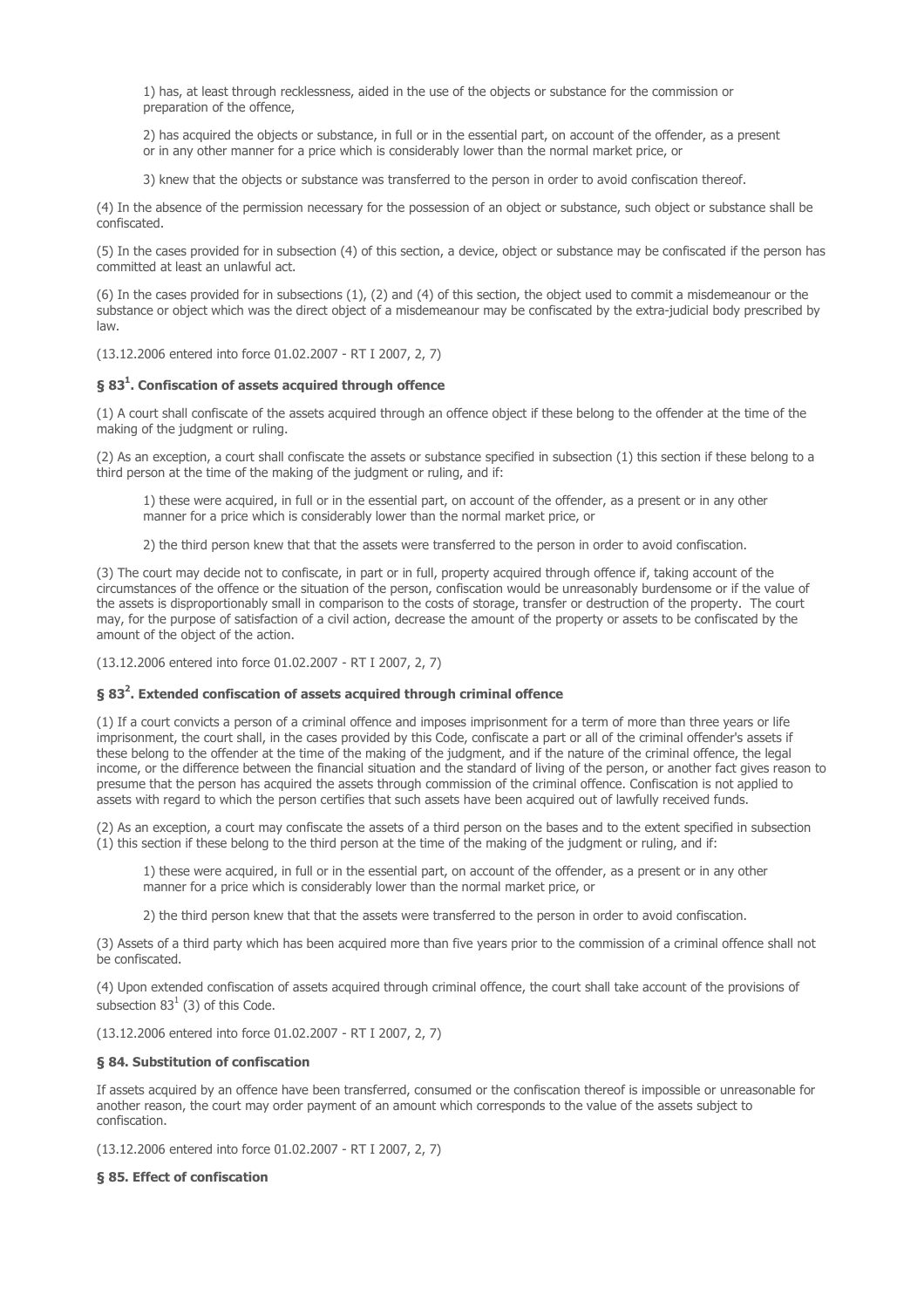1) has, at least through recklessness, aided in the use of the objects or substance for the commission or preparation of the offence,

2) has acquired the objects or substance, in full or in the essential part, on account of the offender, as a present or in any other manner for a price which is considerably lower than the normal market price, or

3) knew that the objects or substance was transferred to the person in order to avoid confiscation thereof.

(4) In the absence of the permission necessary for the possession of an object or substance, such object or substance shall be confiscated.

(5) In the cases provided for in subsection (4) of this section, a device, object or substance may be confiscated if the person has committed at least an unlawful act.

(6) In the cases provided for in subsections (1), (2) and (4) of this section, the object used to commit a misdemeanour or the substance or object which was the direct object of a misdemeanour may be confiscated by the extra-judicial body prescribed by law.

(13.12.2006 entered into force 01.02.2007 - RT I 2007, 2, 7)

### § 83[1]. Confiscation of assets acquired through offence

(1) A court shall confiscate of the assets acquired through an offence object if these belong to the offender at the time of the making of the judgment or ruling.

(2) As an exception, a court shall confiscate the assets or substance specified in subsection (1) this section if these belong to a third person at the time of the making of the judgment or ruling, and if:

1) these were acquired, in full or in the essential part, on account of the offender, as a present or in any other manner for a price which is considerably lower than the normal market price, or

2) the third person knew that that the assets were transferred to the person in order to avoid confiscation.

(3) The court may decide not to confiscate, in part or in full, property acquired through offence if, taking account of the circumstances of the offence or the situation of the person, confiscation would be unreasonably burdensome or if the value of the assets is disproportionably small in comparison to the costs of storage, transfer or destruction of the property. The court may, for the purpose of satisfaction of a civil action, decrease the amount of the property or assets to be confiscated by the amount of the object of the action.

(13.12.2006 entered into force 01.02.2007 - RT I 2007, 2, 7)

### § 83[2]. Extended confiscation of assets acquired through criminal offence

(1) If a court convicts a person of a criminal offence and imposes imprisonment for a term of more than three years or life imprisonment, the court shall, in the cases provided by this Code, confiscate a part or all of the criminal offender's assets if these belong to the offender at the time of the making of the judgment, and if the nature of the criminal offence, the legal income, or the difference between the financial situation and the standard of living of the person, or another fact gives reason to presume that the person has acquired the assets through commission of the criminal offence. Confiscation is not applied to assets with regard to which the person certifies that such assets have been acquired out of lawfully received funds.

(2) As an exception, a court may confiscate the assets of a third person on the bases and to the extent specified in subsection (1) this section if these belong to the third person at the time of the making of the judgment or ruling, and if:

1) these were acquired, in full or in the essential part, on account of the offender, as a present or in any other manner for a price which is considerably lower than the normal market price, or

2) the third person knew that that the assets were transferred to the person in order to avoid confiscation.

(3) Assets of a third party which has been acquired more than five years prior to the commission of a criminal offence shall not be confiscated.

(4) Upon extended confiscation of assets acquired through criminal offence, the court shall take account of the provisions of subsection 83[1] (3) of this Code.

(13.12.2006 entered into force 01.02.2007 - RT I 2007, 2, 7)

### § 84. Substitution of confiscation

If assets acquired by an offence have been transferred, consumed or the confiscation thereof is impossible or unreasonable for another reason, the court may order payment of an amount which corresponds to the value of the assets subject to confiscation.

(13.12.2006 entered into force 01.02.2007 - RT I 2007, 2, 7)

### § 85. Effect of confiscation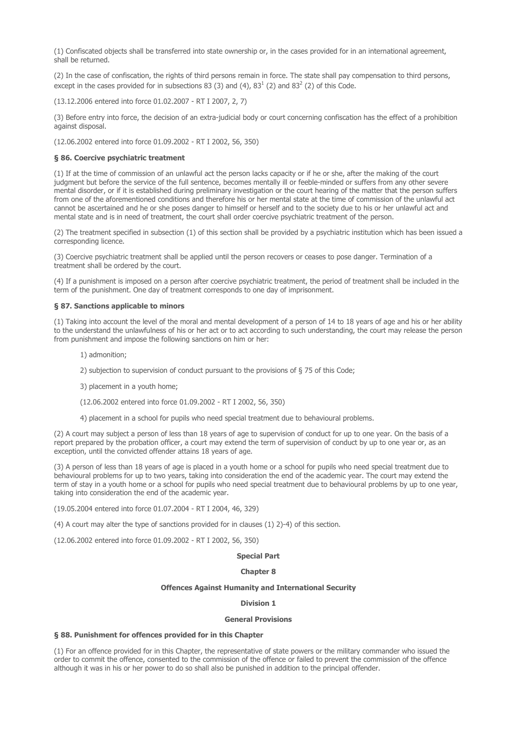(1) Confiscated objects shall be transferred into state ownership or, in the cases provided for in an international agreement, shall be returned.

(2) In the case of confiscation, the rights of third persons remain in force. The state shall pay compensation to third persons, except in the cases provided for in subsections 83 (3) and (4), $83^1$ (2) and $83^2$ (2) of this Code.

(13.12.2006 entered into force 01.02.2007 - RT I 2007, 2, 7)

(3) Before entry into force, the decision of an extra-judicial body or court concerning confiscation has the effect of a prohibition against disposal.

(12.06.2002 entered into force 01.09.2002 - RT I 2002, 56, 350)

**§ 86. Coercive psychiatric treatment**

(1) If at the time of commission of an unlawful act the person lacks capacity or if he or she, after the making of the court judgment but before the service of the full sentence, becomes mentally ill or feeble-minded or suffers from any other severe mental disorder, or if it is established during preliminary investigation or the court hearing of the matter that the person suffers from one of the aforementioned conditions and therefore his or her mental state at the time of commission of the unlawful act cannot be ascertained and he or she poses danger to himself or herself and to the society due to his or her unlawful act and mental state and is in need of treatment, the court shall order coercive psychiatric treatment of the person.

(2) The treatment specified in subsection (1) of this section shall be provided by a psychiatric institution which has been issued a corresponding licence.

(3) Coercive psychiatric treatment shall be applied until the person recovers or ceases to pose danger. Termination of a treatment shall be ordered by the court.

(4) If a punishment is imposed on a person after coercive psychiatric treatment, the period of treatment shall be included in the term of the punishment. One day of treatment corresponds to one day of imprisonment.

**§ 87. Sanctions applicable to minors**

(1) Taking into account the level of the moral and mental development of a person of 14 to 18 years of age and his or her ability to the understand the unlawfulness of his or her act or to act according to such understanding, the court may release the person from punishment and impose the following sanctions on him or her:

1) admonition;

2) subjection to supervision of conduct pursuant to the provisions of § 75 of this Code;

3) placement in a youth home;

(12.06.2002 entered into force 01.09.2002 - RT I 2002, 56, 350)

4) placement in a school for pupils who need special treatment due to behavioural problems.

(2) A court may subject a person of less than 18 years of age to supervision of conduct for up to one year. On the basis of a report prepared by the probation officer, a court may extend the term of supervision of conduct by up to one year or, as an exception, until the convicted offender attains 18 years of age.

(3) A person of less than 18 years of age is placed in a youth home or a school for pupils who need special treatment due to behavioural problems for up to two years, taking into consideration the end of the academic year. The court may extend the term of stay in a youth home or a school for pupils who need special treatment due to behavioural problems by up to one year, taking into consideration the end of the academic year.

(19.05.2004 entered into force 01.07.2004 - RT I 2004, 46, 329)

(4) A court may alter the type of sanctions provided for in clauses (1) 2)-4) of this section.

(12.06.2002 entered into force 01.09.2002 - RT I 2002, 56, 350)

## Special Part

## Chapter 8

## Offences Against Humanity and International Security

### Division 1

### General Provisions

**§ 88. Punishment for offences provided for in this Chapter**

(1) For an offence provided for in this Chapter, the representative of state powers or the military commander who issued the order to commit the offence, consented to the commission of the offence or failed to prevent the commission of the offence although it was in his or her power to do so shall also be punished in addition to the principal offender.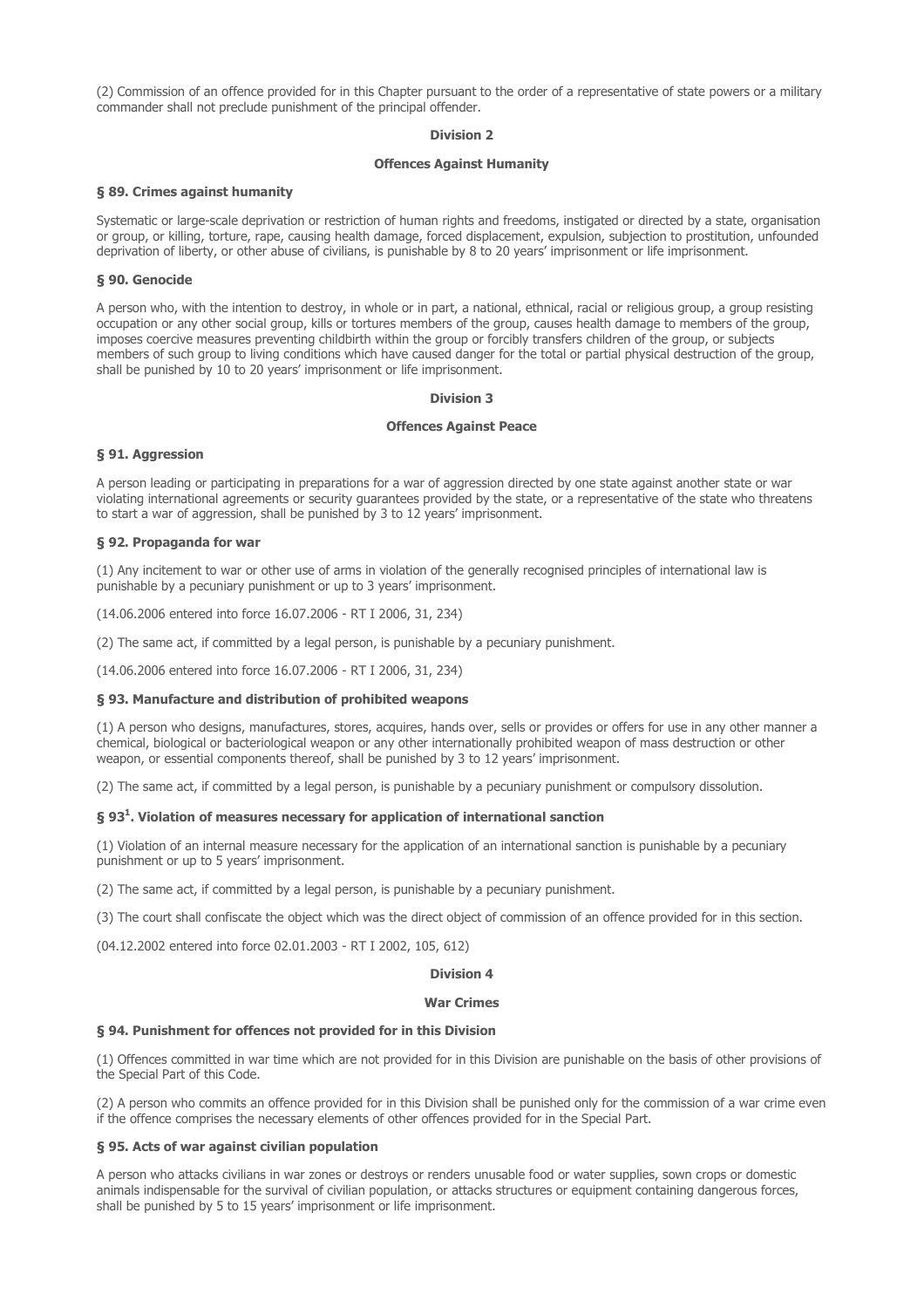(2) Commission of an offence provided for in this Chapter pursuant to the order of a representative of state powers or a military commander shall not preclude punishment of the principal offender.

## Division 2

## Offences Against Humanity

### § 89. Crimes against humanity

Systematic or large-scale deprivation or restriction of human rights and freedoms, instigated or directed by a state, organisation or group, or killing, torture, rape, causing health damage, forced displacement, expulsion, subjection to prostitution, unfounded deprivation of liberty, or other abuse of civilians, is punishable by 8 to 20 years' imprisonment or life imprisonment.

### § 90. Genocide

A person who, with the intention to destroy, in whole or in part, a national, ethnical, racial or religious group, a group resisting occupation or any other social group, kills or tortures members of the group, causes health damage to members of the group, imposes coercive measures preventing childbirth within the group or forcibly transfers children of the group, or subjects members of such group to living conditions which have caused danger for the total or partial physical destruction of the group, shall be punished by 10 to 20 years' imprisonment or life imprisonment.

## Division 3

## Offences Against Peace

### § 91. Aggression

A person leading or participating in preparations for a war of aggression directed by one state against another state or war violating international agreements or security guarantees provided by the state, or a representative of the state who threatens to start a war of aggression, shall be punished by 3 to 12 years' imprisonment.

### § 92. Propaganda for war

(1) Any incitement to war or other use of arms in violation of the generally recognised principles of international law is punishable by a pecuniary punishment or up to 3 years' imprisonment.

(14.06.2006 entered into force 16.07.2006 - RT I 2006, 31, 234)

(2) The same act, if committed by a legal person, is punishable by a pecuniary punishment.

(14.06.2006 entered into force 16.07.2006 - RT I 2006, 31, 234)

### § 93. Manufacture and distribution of prohibited weapons

(1) A person who designs, manufactures, stores, acquires, hands over, sells or provides or offers for use in any other manner a chemical, biological or bacteriological weapon or any other internationally prohibited weapon of mass destruction or other weapon, or essential components thereof, shall be punished by 3 to 12 years' imprisonment.

(2) The same act, if committed by a legal person, is punishable by a pecuniary punishment or compulsory dissolution.

### § 93[1]. Violation of measures necessary for application of international sanction

(1) Violation of an internal measure necessary for the application of an international sanction is punishable by a pecuniary punishment or up to 5 years' imprisonment.

(2) The same act, if committed by a legal person, is punishable by a pecuniary punishment.

(3) The court shall confiscate the object which was the direct object of commission of an offence provided for in this section.

(04.12.2002 entered into force 02.01.2003 - RT I 2002, 105, 612)

## Division 4

## War Crimes

### § 94. Punishment for offences not provided for in this Division

(1) Offences committed in war time which are not provided for in this Division are punishable on the basis of other provisions of the Special Part of this Code.

(2) A person who commits an offence provided for in this Division shall be punished only for the commission of a war crime even if the offence comprises the necessary elements of other offences provided for in the Special Part.

### § 95. Acts of war against civilian population

A person who attacks civilians in war zones or destroys or renders unusable food or water supplies, sown crops or domestic animals indispensable for the survival of civilian population, or attacks structures or equipment containing dangerous forces, shall be punished by 5 to 15 years' imprisonment or life imprisonment.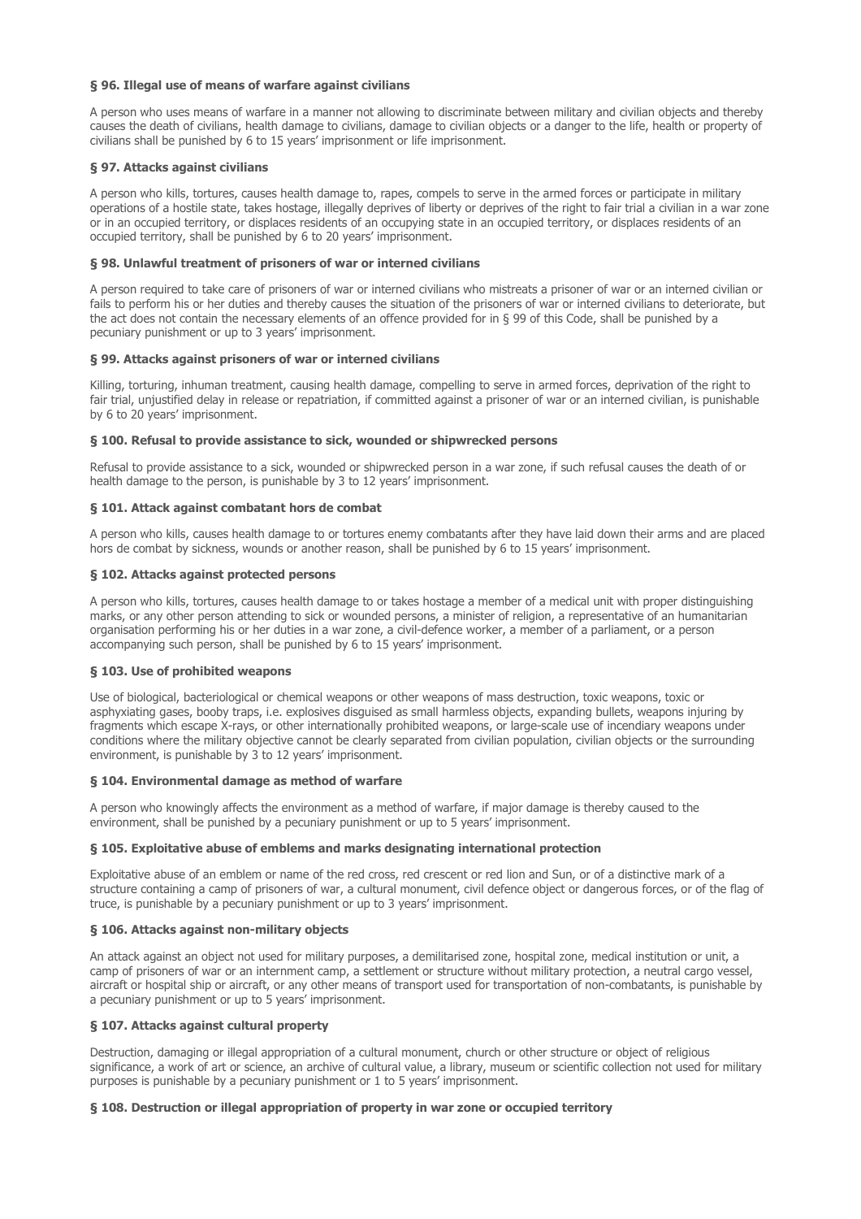#### § 96. Illegal use of means of warfare against civilians

A person who uses means of warfare in a manner not allowing to discriminate between military and civilian objects and thereby causes the death of civilians, health damage to civilians, damage to civilian objects or a danger to the life, health or property of civilians shall be punished by 6 to 15 years' imprisonment or life imprisonment.

#### § 97. Attacks against civilians

A person who kills, tortures, causes health damage to, rapes, compels to serve in the armed forces or participate in military operations of a hostile state, takes hostage, illegally deprives of liberty or deprives of the right to fair trial a civilian in a war zone or in an occupied territory, or displaces residents of an occupying state in an occupied territory, or displaces residents of an occupied territory, shall be punished by 6 to 20 years' imprisonment.

#### § 98. Unlawful treatment of prisoners of war or interned civilians

A person required to take care of prisoners of war or interned civilians who mistreats a prisoner of war or an interned civilian or fails to perform his or her duties and thereby causes the situation of the prisoners of war or interned civilians to deteriorate, but the act does not contain the necessary elements of an offence provided for in § 99 of this Code, shall be punished by a pecuniary punishment or up to 3 years' imprisonment.

#### § 99. Attacks against prisoners of war or interned civilians

Killing, torturing, inhuman treatment, causing health damage, compelling to serve in armed forces, deprivation of the right to fair trial, unjustified delay in release or repatriation, if committed against a prisoner of war or an interned civilian, is punishable by 6 to 20 years' imprisonment.

#### § 100. Refusal to provide assistance to sick, wounded or shipwrecked persons

Refusal to provide assistance to a sick, wounded or shipwrecked person in a war zone, if such refusal causes the death of or health damage to the person, is punishable by 3 to 12 years' imprisonment.

#### § 101. Attack against combatant hors de combat

A person who kills, causes health damage to or tortures enemy combatants after they have laid down their arms and are placed hors de combat by sickness, wounds or another reason, shall be punished by 6 to 15 years' imprisonment.

#### § 102. Attacks against protected persons

A person who kills, tortures, causes health damage to or takes hostage a member of a medical unit with proper distinguishing marks, or any other person attending to sick or wounded persons, a minister of religion, a representative of an humanitarian organisation performing his or her duties in a war zone, a civil-defence worker, a member of a parliament, or a person accompanying such person, shall be punished by 6 to 15 years' imprisonment.

#### § 103. Use of prohibited weapons

Use of biological, bacteriological or chemical weapons or other weapons of mass destruction, toxic weapons, toxic or asphyxiating gases, booby traps, i.e. explosives disguised as small harmless objects, expanding bullets, weapons injuring by fragments which escape X-rays, or other internationally prohibited weapons, or large-scale use of incendiary weapons under conditions where the military objective cannot be clearly separated from civilian population, civilian objects or the surrounding environment, is punishable by 3 to 12 years' imprisonment.

#### § 104. Environmental damage as method of warfare

A person who knowingly affects the environment as a method of warfare, if major damage is thereby caused to the environment, shall be punished by a pecuniary punishment or up to 5 years' imprisonment.

#### § 105. Exploitative abuse of emblems and marks designating international protection

Exploitative abuse of an emblem or name of the red cross, red crescent or red lion and Sun, or of a distinctive mark of a structure containing a camp of prisoners of war, a cultural monument, civil defence object or dangerous forces, or of the flag of truce, is punishable by a pecuniary punishment or up to 3 years' imprisonment.

#### § 106. Attacks against non-military objects

An attack against an object not used for military purposes, a demilitarised zone, hospital zone, medical institution or unit, a camp of prisoners of war or an internment camp, a settlement or structure without military protection, a neutral cargo vessel, aircraft or hospital ship or aircraft, or any other means of transport used for transportation of non-combatants, is punishable by a pecuniary punishment or up to 5 years' imprisonment.

#### § 107. Attacks against cultural property

Destruction, damaging or illegal appropriation of a cultural monument, church or other structure or object of religious significance, a work of art or science, an archive of cultural value, a library, museum or scientific collection not used for military purposes is punishable by a pecuniary punishment or 1 to 5 years' imprisonment.

#### § 108. Destruction or illegal appropriation of property in war zone or occupied territory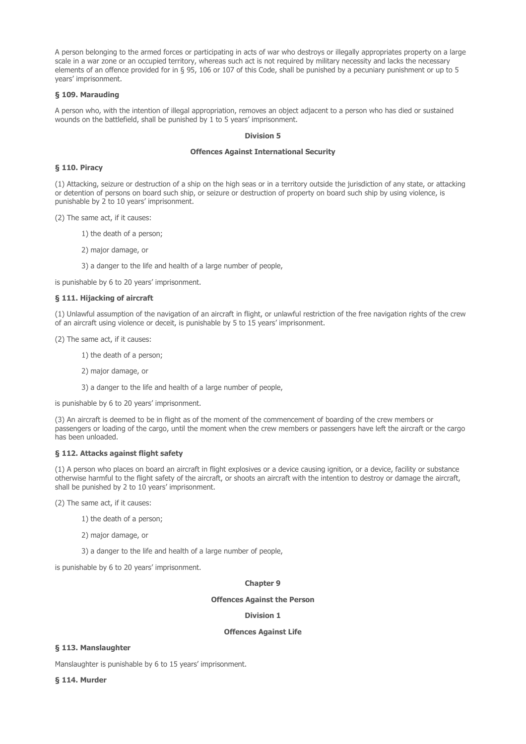A person belonging to the armed forces or participating in acts of war who destroys or illegally appropriates property on a large scale in a war zone or an occupied territory, whereas such act is not required by military necessity and lacks the necessary elements of an offence provided for in § 95, 106 or 107 of this Code, shall be punished by a pecuniary punishment or up to 5 years' imprisonment.

### § 109. Marauding

A person who, with the intention of illegal appropriation, removes an object adjacent to a person who has died or sustained wounds on the battlefield, shall be punished by 1 to 5 years' imprisonment.

## Division 5

## Offences Against International Security

### § 110. Piracy

(1) Attacking, seizure or destruction of a ship on the high seas or in a territory outside the jurisdiction of any state, or attacking or detention of persons on board such ship, or seizure or destruction of property on board such ship by using violence, is punishable by 2 to 10 years' imprisonment.

(2) The same act, if it causes:

1) the death of a person;

2) major damage, or

3) a danger to the life and health of a large number of people,

is punishable by 6 to 20 years' imprisonment.

### § 111. Hijacking of aircraft

(1) Unlawful assumption of the navigation of an aircraft in flight, or unlawful restriction of the free navigation rights of the crew of an aircraft using violence or deceit, is punishable by 5 to 15 years' imprisonment.

(2) The same act, if it causes:

1) the death of a person;

2) major damage, or

3) a danger to the life and health of a large number of people,

is punishable by 6 to 20 years' imprisonment.

(3) An aircraft is deemed to be in flight as of the moment of the commencement of boarding of the crew members or passengers or loading of the cargo, until the moment when the crew members or passengers have left the aircraft or the cargo has been unloaded.

### § 112. Attacks against flight safety

(1) A person who places on board an aircraft in flight explosives or a device causing ignition, or a device, facility or substance otherwise harmful to the flight safety of the aircraft, or shoots an aircraft with the intention to destroy or damage the aircraft, shall be punished by 2 to 10 years' imprisonment.

(2) The same act, if it causes:

1) the death of a person;

2) major damage, or

3) a danger to the life and health of a large number of people,

is punishable by 6 to 20 years' imprisonment.

## Chapter 9

## Offences Against the Person

## Division 1

## Offences Against Life

### § 113. Manslaughter

Manslaughter is punishable by 6 to 15 years' imprisonment.

### § 114. Murder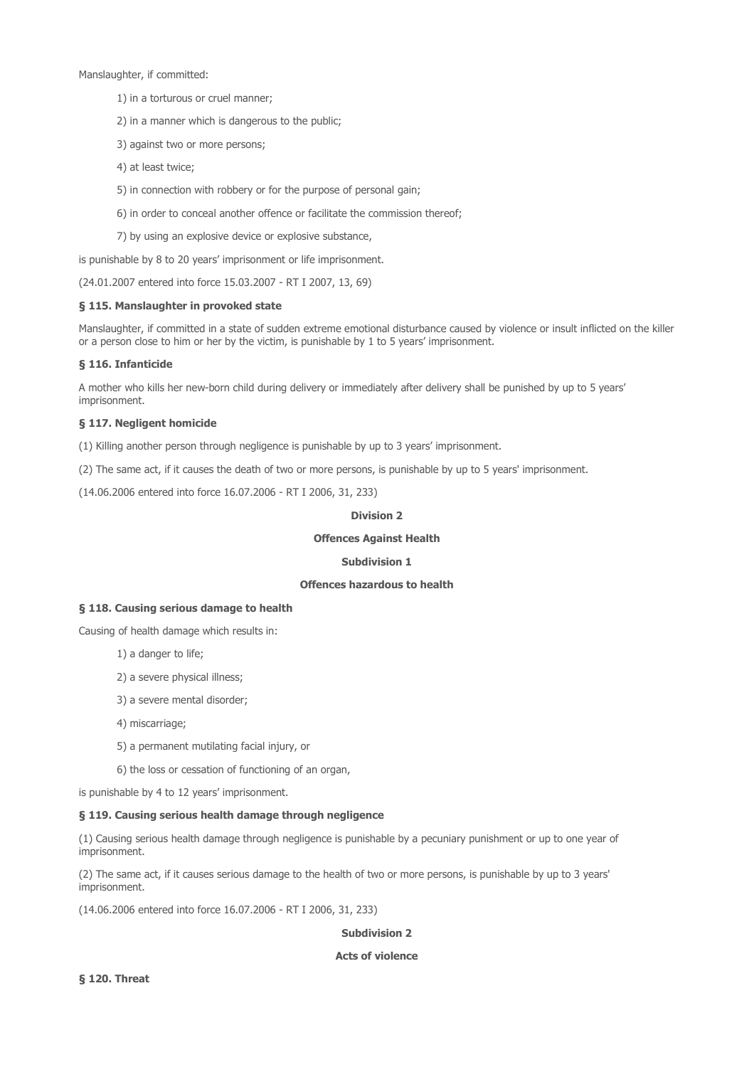Manslaughter, if committed:

1) in a torturous or cruel manner;

2) in a manner which is dangerous to the public;

3) against two or more persons;

4) at least twice;

5) in connection with robbery or for the purpose of personal gain;

6) in order to conceal another offence or facilitate the commission thereof;

7) by using an explosive device or explosive substance,

is punishable by 8 to 20 years' imprisonment or life imprisonment.

(24.01.2007 entered into force 15.03.2007 - RT I 2007, 13, 69)

**§ 115. Manslaughter in provoked state**

Manslaughter, if committed in a state of sudden extreme emotional disturbance caused by violence or insult inflicted on the killer or a person close to him or her by the victim, is punishable by 1 to 5 years' imprisonment.

**§ 116. Infanticide**

A mother who kills her new-born child during delivery or immediately after delivery shall be punished by up to 5 years' imprisonment.

**§ 117. Negligent homicide**

(1) Killing another person through negligence is punishable by up to 3 years' imprisonment.

(2) The same act, if it causes the death of two or more persons, is punishable by up to 5 years' imprisonment.

(14.06.2006 entered into force 16.07.2006 - RT I 2006, 31, 233)

**Division 2**

**Offences Against Health**

**Subdivision 1**

**Offences hazardous to health**

**§ 118. Causing serious damage to health**

Causing of health damage which results in:

1) a danger to life;

2) a severe physical illness;

3) a severe mental disorder;

4) miscarriage;

5) a permanent mutilating facial injury, or

6) the loss or cessation of functioning of an organ,

is punishable by 4 to 12 years' imprisonment.

**§ 119. Causing serious health damage through negligence**

(1) Causing serious health damage through negligence is punishable by a pecuniary punishment or up to one year of imprisonment.

(2) The same act, if it causes serious damage to the health of two or more persons, is punishable by up to 3 years' imprisonment.

(14.06.2006 entered into force 16.07.2006 - RT I 2006, 31, 233)

**Subdivision 2**

**Acts of violence**

**§ 120. Threat**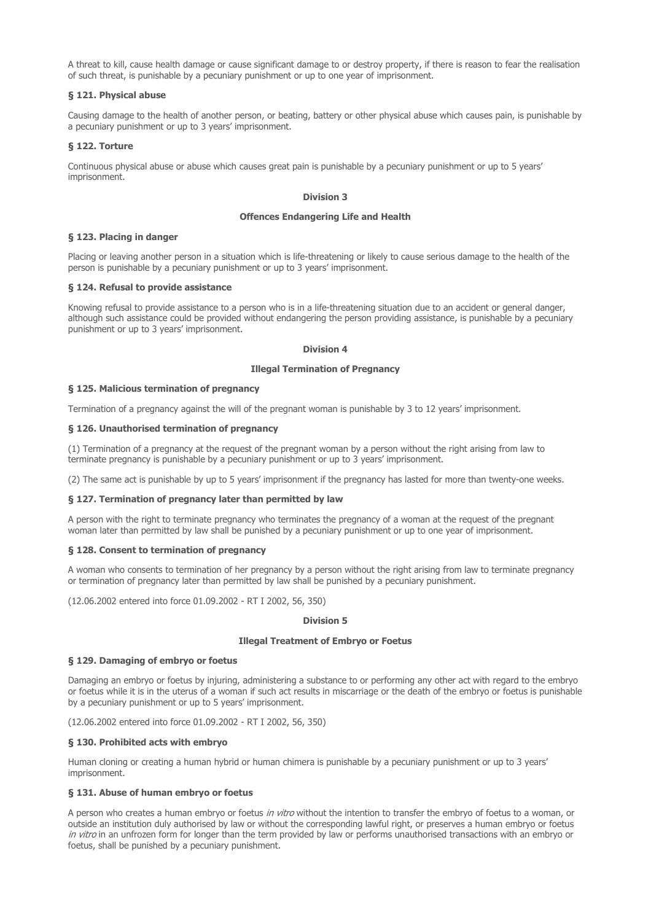A threat to kill, cause health damage or cause significant damage to or destroy property, if there is reason to fear the realisation of such threat, is punishable by a pecuniary punishment or up to one year of imprisonment.

**§ 121. Physical abuse**

Causing damage to the health of another person, or beating, battery or other physical abuse which causes pain, is punishable by a pecuniary punishment or up to 3 years' imprisonment.

**§ 122. Torture**

Continuous physical abuse or abuse which causes great pain is punishable by a pecuniary punishment or up to 5 years' imprisonment.

**Division 3**

**Offences Endangering Life and Health**

**§ 123. Placing in danger**

Placing or leaving another person in a situation which is life-threatening or likely to cause serious damage to the health of the person is punishable by a pecuniary punishment or up to 3 years' imprisonment.

**§ 124. Refusal to provide assistance**

Knowing refusal to provide assistance to a person who is in a life-threatening situation due to an accident or general danger, although such assistance could be provided without endangering the person providing assistance, is punishable by a pecuniary punishment or up to 3 years' imprisonment.

**Division 4**

**Illegal Termination of Pregnancy**

**§ 125. Malicious termination of pregnancy**

Termination of a pregnancy against the will of the pregnant woman is punishable by 3 to 12 years' imprisonment.

**§ 126. Unauthorised termination of pregnancy**

(1) Termination of a pregnancy at the request of the pregnant woman by a person without the right arising from law to terminate pregnancy is punishable by a pecuniary punishment or up to 3 years' imprisonment.

(2) The same act is punishable by up to 5 years' imprisonment if the pregnancy has lasted for more than twenty-one weeks.

**§ 127. Termination of pregnancy later than permitted by law**

A person with the right to terminate pregnancy who terminates the pregnancy of a woman at the request of the pregnant woman later than permitted by law shall be punished by a pecuniary punishment or up to one year of imprisonment.

**§ 128. Consent to termination of pregnancy**

A woman who consents to termination of her pregnancy by a person without the right arising from law to terminate pregnancy or termination of pregnancy later than permitted by law shall be punished by a pecuniary punishment.

(12.06.2002 entered into force 01.09.2002 - RT I 2002, 56, 350)

**Division 5**

**Illegal Treatment of Embryo or Foetus**

**§ 129. Damaging of embryo or foetus**

Damaging an embryo or foetus by injuring, administering a substance to or performing any other act with regard to the embryo or foetus while it is in the uterus of a woman if such act results in miscarriage or the death of the embryo or foetus is punishable by a pecuniary punishment or up to 5 years' imprisonment.

(12.06.2002 entered into force 01.09.2002 - RT I 2002, 56, 350)

**§ 130. Prohibited acts with embryo**

Human cloning or creating a human hybrid or human chimera is punishable by a pecuniary punishment or up to 3 years' imprisonment.

**§ 131. Abuse of human embryo or foetus**

A person who creates a human embryo or foetus *in vitro* without the intention to transfer the embryo of foetus to a woman, or outside an institution duly authorised by law or without the corresponding lawful right, or preserves a human embryo or foetus *in vitro* in an unfrozen form for longer than the term provided by law or performs unauthorised transactions with an embryo or foetus, shall be punished by a pecuniary punishment.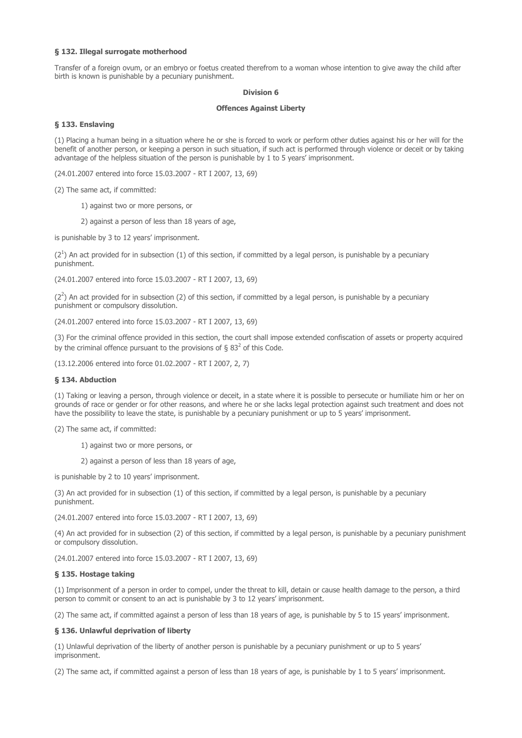**§ 132. Illegal surrogate motherhood**

Transfer of a foreign ovum, or an embryo or foetus created therefrom to a woman whose intention to give away the child after birth is known is punishable by a pecuniary punishment.

**Division 6**

**Offences Against Liberty**

**§ 133. Enslaving**

(1) Placing a human being in a situation where he or she is forced to work or perform other duties against his or her will for the benefit of another person, or keeping a person in such situation, if such act is performed through violence or deceit or by taking advantage of the helpless situation of the person is punishable by 1 to 5 years' imprisonment.

(24.01.2007 entered into force 15.03.2007 - RT I 2007, 13, 69)

(2) The same act, if committed:

1) against two or more persons, or

2) against a person of less than 18 years of age,

is punishable by 3 to 12 years' imprisonment.

($2^1$) An act provided for in subsection (1) of this section, if committed by a legal person, is punishable by a pecuniary punishment.

(24.01.2007 entered into force 15.03.2007 - RT I 2007, 13, 69)

($2^2$) An act provided for in subsection (2) of this section, if committed by a legal person, is punishable by a pecuniary punishment or compulsory dissolution.

(24.01.2007 entered into force 15.03.2007 - RT I 2007, 13, 69)

(3) For the criminal offence provided in this section, the court shall impose extended confiscation of assets or property acquired by the criminal offence pursuant to the provisions of § $83^2$ of this Code.

(13.12.2006 entered into force 01.02.2007 - RT I 2007, 2, 7)

**§ 134. Abduction**

(1) Taking or leaving a person, through violence or deceit, in a state where it is possible to persecute or humiliate him or her on grounds of race or gender or for other reasons, and where he or she lacks legal protection against such treatment and does not have the possibility to leave the state, is punishable by a pecuniary punishment or up to 5 years' imprisonment.

(2) The same act, if committed:

1) against two or more persons, or

2) against a person of less than 18 years of age,

is punishable by 2 to 10 years' imprisonment.

(3) An act provided for in subsection (1) of this section, if committed by a legal person, is punishable by a pecuniary punishment.

(24.01.2007 entered into force 15.03.2007 - RT I 2007, 13, 69)

(4) An act provided for in subsection (2) of this section, if committed by a legal person, is punishable by a pecuniary punishment or compulsory dissolution.

(24.01.2007 entered into force 15.03.2007 - RT I 2007, 13, 69)

**§ 135. Hostage taking**

(1) Imprisonment of a person in order to compel, under the threat to kill, detain or cause health damage to the person, a third person to commit or consent to an act is punishable by 3 to 12 years' imprisonment.

(2) The same act, if committed against a person of less than 18 years of age, is punishable by 5 to 15 years' imprisonment.

**§ 136. Unlawful deprivation of liberty**

(1) Unlawful deprivation of the liberty of another person is punishable by a pecuniary punishment or up to 5 years' imprisonment.

(2) The same act, if committed against a person of less than 18 years of age, is punishable by 1 to 5 years' imprisonment.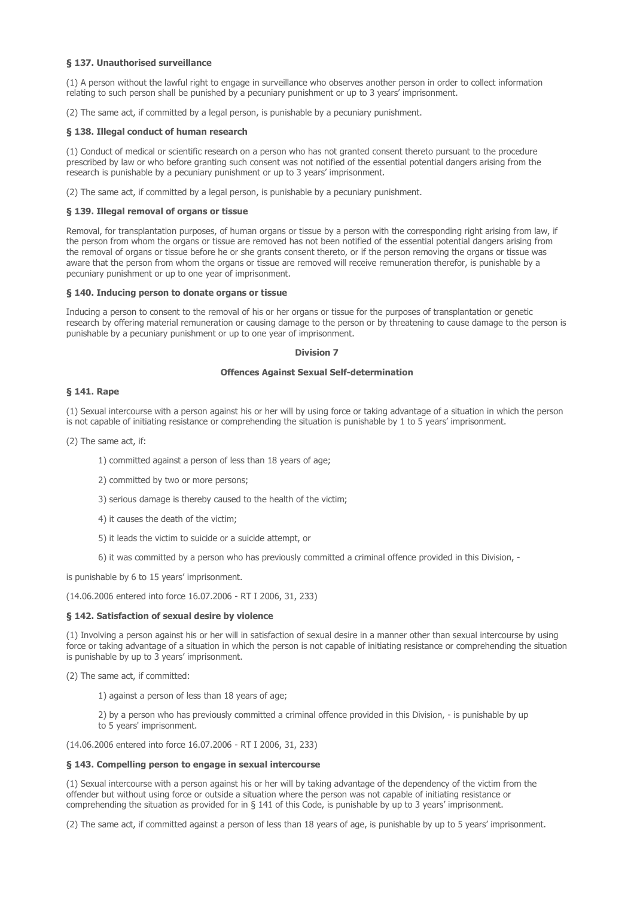### § 137. Unauthorised surveillance

(1) A person without the lawful right to engage in surveillance who observes another person in order to collect information relating to such person shall be punished by a pecuniary punishment or up to 3 years' imprisonment.

(2) The same act, if committed by a legal person, is punishable by a pecuniary punishment.

### § 138. Illegal conduct of human research

(1) Conduct of medical or scientific research on a person who has not granted consent thereto pursuant to the procedure prescribed by law or who before granting such consent was not notified of the essential potential dangers arising from the research is punishable by a pecuniary punishment or up to 3 years' imprisonment.

(2) The same act, if committed by a legal person, is punishable by a pecuniary punishment.

### § 139. Illegal removal of organs or tissue

Removal, for transplantation purposes, of human organs or tissue by a person with the corresponding right arising from law, if the person from whom the organs or tissue are removed has not been notified of the essential potential dangers arising from the removal of organs or tissue before he or she grants consent thereto, or if the person removing the organs or tissue was aware that the person from whom the organs or tissue are removed will receive remuneration therefor, is punishable by a pecuniary punishment or up to one year of imprisonment.

### § 140. Inducing person to donate organs or tissue

Inducing a person to consent to the removal of his or her organs or tissue for the purposes of transplantation or genetic research by offering material remuneration or causing damage to the person or by threatening to cause damage to the person is punishable by a pecuniary punishment or up to one year of imprisonment.

## Division 7

## Offences Against Sexual Self-determination

### § 141. Rape

(1) Sexual intercourse with a person against his or her will by using force or taking advantage of a situation in which the person is not capable of initiating resistance or comprehending the situation is punishable by 1 to 5 years' imprisonment.

(2) The same act, if:

1) committed against a person of less than 18 years of age;

2) committed by two or more persons;

3) serious damage is thereby caused to the health of the victim;

4) it causes the death of the victim;

5) it leads the victim to suicide or a suicide attempt, or

6) it was committed by a person who has previously committed a criminal offence provided in this Division, -

is punishable by 6 to 15 years' imprisonment.

(14.06.2006 entered into force 16.07.2006 - RT I 2006, 31, 233)

### § 142. Satisfaction of sexual desire by violence

(1) Involving a person against his or her will in satisfaction of sexual desire in a manner other than sexual intercourse by using force or taking advantage of a situation in which the person is not capable of initiating resistance or comprehending the situation is punishable by up to 3 years' imprisonment.

(2) The same act, if committed:

1) against a person of less than 18 years of age;

2) by a person who has previously committed a criminal offence provided in this Division, - is punishable by up to 5 years' imprisonment.

(14.06.2006 entered into force 16.07.2006 - RT I 2006, 31, 233)

### § 143. Compelling person to engage in sexual intercourse

(1) Sexual intercourse with a person against his or her will by taking advantage of the dependency of the victim from the offender but without using force or outside a situation where the person was not capable of initiating resistance or comprehending the situation as provided for in § 141 of this Code, is punishable by up to 3 years' imprisonment.

(2) The same act, if committed against a person of less than 18 years of age, is punishable by up to 5 years' imprisonment.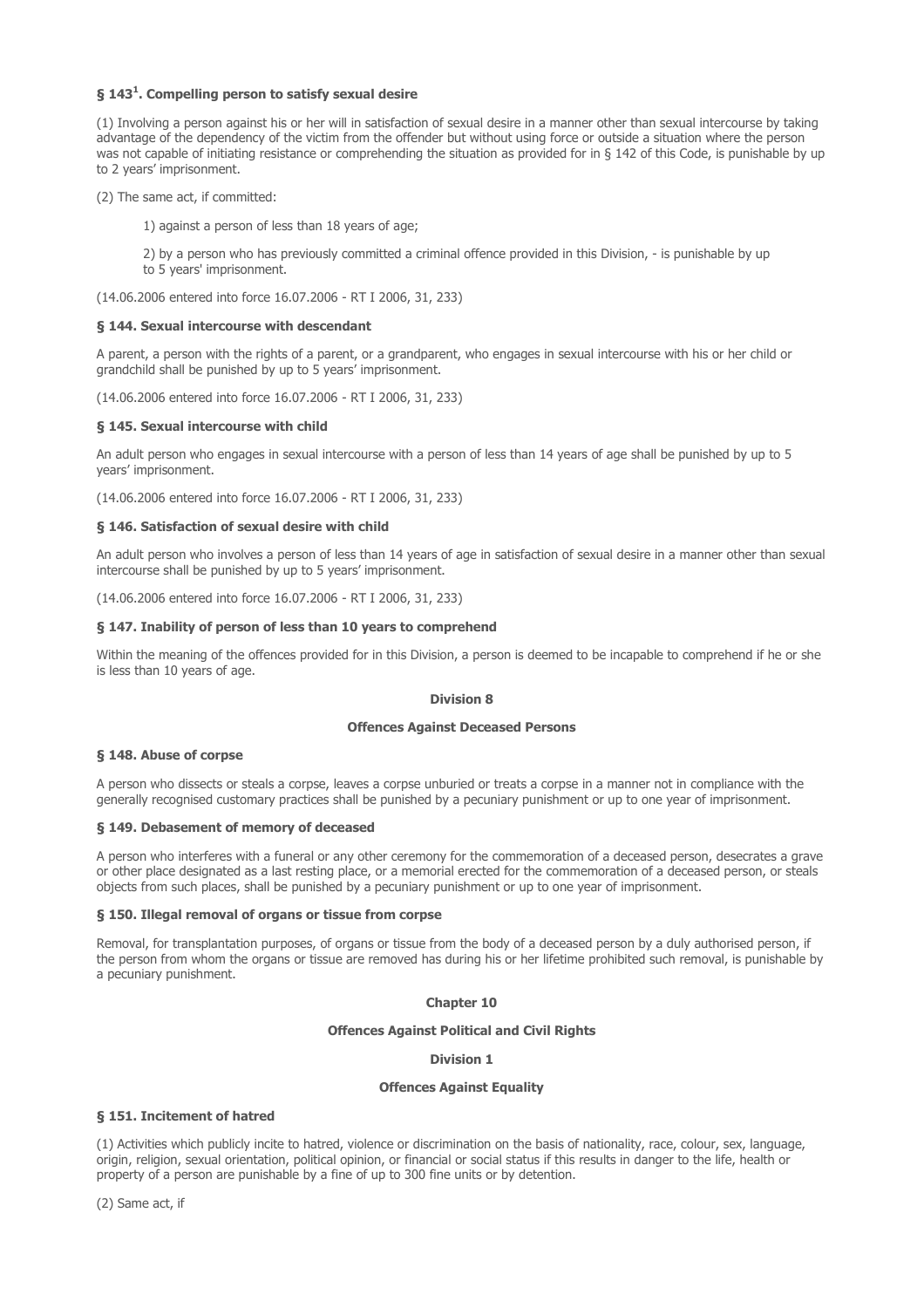### § 143[1]. Compelling person to satisfy sexual desire

(1) Involving a person against his or her will in satisfaction of sexual desire in a manner other than sexual intercourse by taking advantage of the dependency of the victim from the offender but without using force or outside a situation where the person was not capable of initiating resistance or comprehending the situation as provided for in § 142 of this Code, is punishable by up to 2 years' imprisonment.

(2) The same act, if committed:

1) against a person of less than 18 years of age;

2) by a person who has previously committed a criminal offence provided in this Division, - is punishable by up to 5 years' imprisonment.

(14.06.2006 entered into force 16.07.2006 - RT I 2006, 31, 233)

### § 144. Sexual intercourse with descendant

A parent, a person with the rights of a parent, or a grandparent, who engages in sexual intercourse with his or her child or grandchild shall be punished by up to 5 years' imprisonment.

(14.06.2006 entered into force 16.07.2006 - RT I 2006, 31, 233)

### § 145. Sexual intercourse with child

An adult person who engages in sexual intercourse with a person of less than 14 years of age shall be punished by up to 5 years' imprisonment.

(14.06.2006 entered into force 16.07.2006 - RT I 2006, 31, 233)

### § 146. Satisfaction of sexual desire with child

An adult person who involves a person of less than 14 years of age in satisfaction of sexual desire in a manner other than sexual intercourse shall be punished by up to 5 years' imprisonment.

(14.06.2006 entered into force 16.07.2006 - RT I 2006, 31, 233)

### § 147. Inability of person of less than 10 years to comprehend

Within the meaning of the offences provided for in this Division, a person is deemed to be incapable to comprehend if he or she is less than 10 years of age.

## Division 8

## Offences Against Deceased Persons

### § 148. Abuse of corpse

A person who dissects or steals a corpse, leaves a corpse unburied or treats a corpse in a manner not in compliance with the generally recognised customary practices shall be punished by a pecuniary punishment or up to one year of imprisonment.

### § 149. Debasement of memory of deceased

A person who interferes with a funeral or any other ceremony for the commemoration of a deceased person, desecrates a grave or other place designated as a last resting place, or a memorial erected for the commemoration of a deceased person, or steals objects from such places, shall be punished by a pecuniary punishment or up to one year of imprisonment.

### § 150. Illegal removal of organs or tissue from corpse

Removal, for transplantation purposes, of organs or tissue from the body of a deceased person by a duly authorised person, if the person from whom the organs or tissue are removed has during his or her lifetime prohibited such removal, is punishable by a pecuniary punishment.

## Chapter 10

## Offences Against Political and Civil Rights

## Division 1

## Offences Against Equality

### § 151. Incitement of hatred

(1) Activities which publicly incite to hatred, violence or discrimination on the basis of nationality, race, colour, sex, language, origin, religion, sexual orientation, political opinion, or financial or social status if this results in danger to the life, health or property of a person are punishable by a fine of up to 300 fine units or by detention.

(2) Same act, if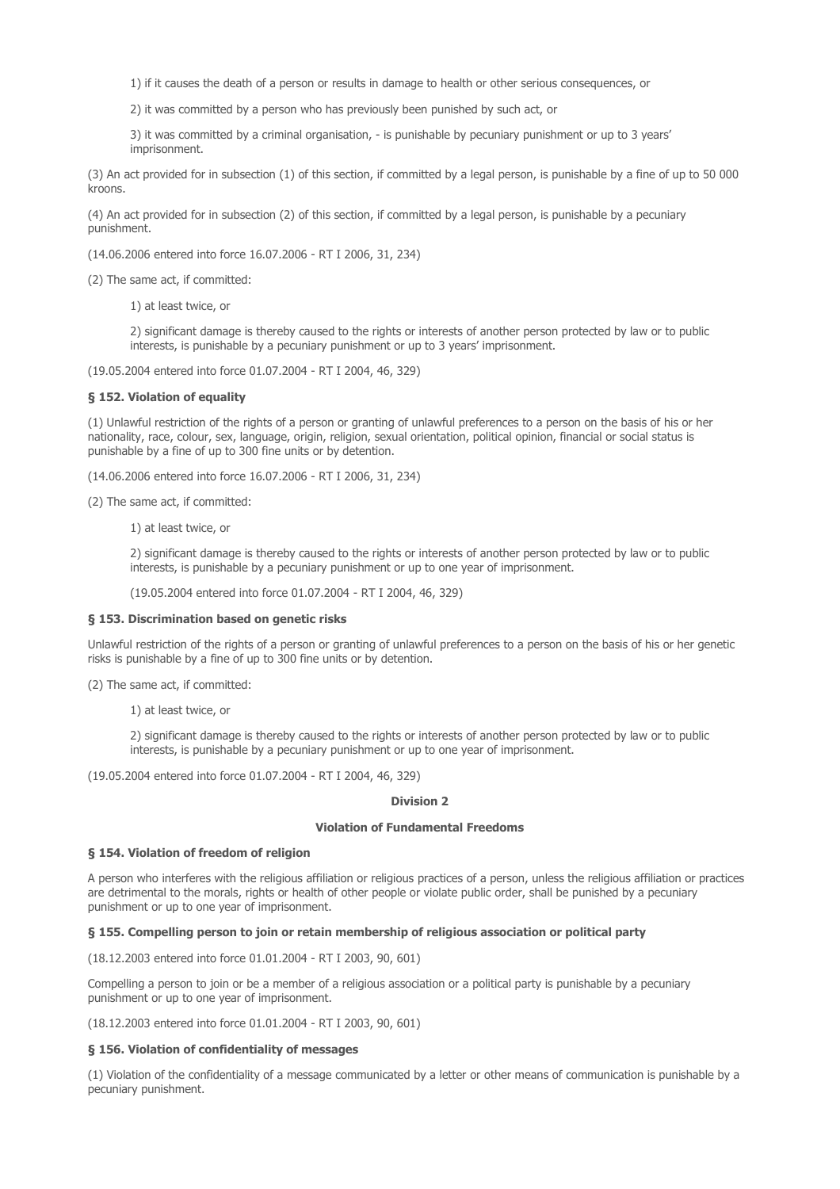1) if it causes the death of a person or results in damage to health or other serious consequences, or

2) it was committed by a person who has previously been punished by such act, or

3) it was committed by a criminal organisation, - is punishable by pecuniary punishment or up to 3 years' imprisonment.

(3) An act provided for in subsection (1) of this section, if committed by a legal person, is punishable by a fine of up to 50 000 kroons.

(4) An act provided for in subsection (2) of this section, if committed by a legal person, is punishable by a pecuniary punishment.

(14.06.2006 entered into force 16.07.2006 - RT I 2006, 31, 234)

(2) The same act, if committed:

1) at least twice, or

2) significant damage is thereby caused to the rights or interests of another person protected by law or to public interests, is punishable by a pecuniary punishment or up to 3 years' imprisonment.

(19.05.2004 entered into force 01.07.2004 - RT I 2004, 46, 329)

### § 152. Violation of equality

(1) Unlawful restriction of the rights of a person or granting of unlawful preferences to a person on the basis of his or her nationality, race, colour, sex, language, origin, religion, sexual orientation, political opinion, financial or social status is punishable by a fine of up to 300 fine units or by detention.

(14.06.2006 entered into force 16.07.2006 - RT I 2006, 31, 234)

(2) The same act, if committed:

1) at least twice, or

2) significant damage is thereby caused to the rights or interests of another person protected by law or to public interests, is punishable by a pecuniary punishment or up to one year of imprisonment.

(19.05.2004 entered into force 01.07.2004 - RT I 2004, 46, 329)

### § 153. Discrimination based on genetic risks

Unlawful restriction of the rights of a person or granting of unlawful preferences to a person on the basis of his or her genetic risks is punishable by a fine of up to 300 fine units or by detention.

(2) The same act, if committed:

1) at least twice, or

2) significant damage is thereby caused to the rights or interests of another person protected by law or to public interests, is punishable by a pecuniary punishment or up to one year of imprisonment.

(19.05.2004 entered into force 01.07.2004 - RT I 2004, 46, 329)

## Division 2

## Violation of Fundamental Freedoms

### § 154. Violation of freedom of religion

A person who interferes with the religious affiliation or religious practices of a person, unless the religious affiliation or practices are detrimental to the morals, rights or health of other people or violate public order, shall be punished by a pecuniary punishment or up to one year of imprisonment.

### § 155. Compelling person to join or retain membership of religious association or political party

(18.12.2003 entered into force 01.01.2004 - RT I 2003, 90, 601)

Compelling a person to join or be a member of a religious association or a political party is punishable by a pecuniary punishment or up to one year of imprisonment.

(18.12.2003 entered into force 01.01.2004 - RT I 2003, 90, 601)

### § 156. Violation of confidentiality of messages

(1) Violation of the confidentiality of a message communicated by a letter or other means of communication is punishable by a pecuniary punishment.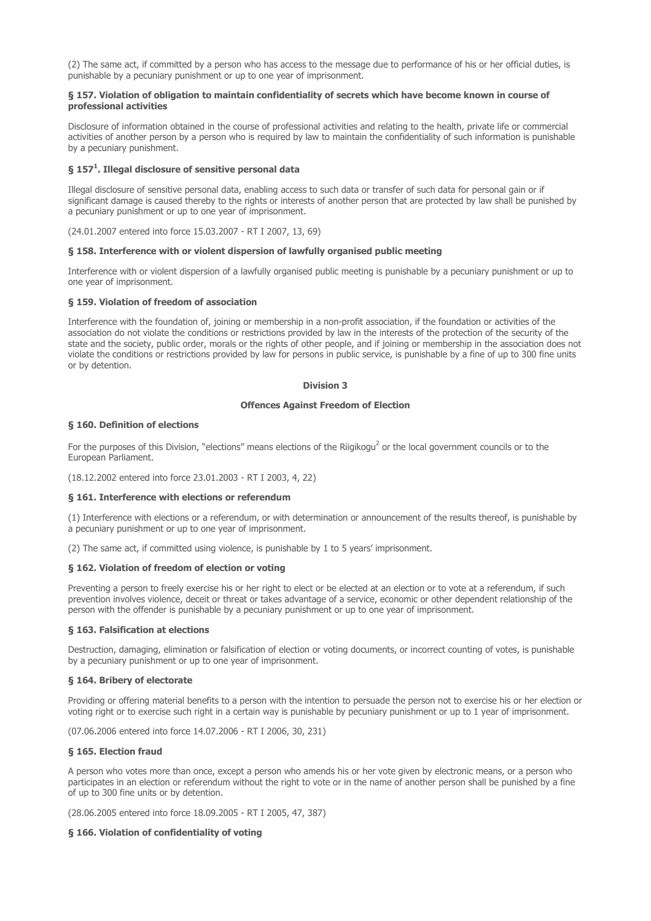(2) The same act, if committed by a person who has access to the message due to performance of his or her official duties, is punishable by a pecuniary punishment or up to one year of imprisonment.

### § 157. Violation of obligation to maintain confidentiality of secrets which have become known in course of professional activities

Disclosure of information obtained in the course of professional activities and relating to the health, private life or commercial activities of another person by a person who is required by law to maintain the confidentiality of such information is punishable by a pecuniary punishment.

### § 157[1]. Illegal disclosure of sensitive personal data

Illegal disclosure of sensitive personal data, enabling access to such data or transfer of such data for personal gain or if significant damage is caused thereby to the rights or interests of another person that are protected by law shall be punished by a pecuniary punishment or up to one year of imprisonment.

(24.01.2007 entered into force 15.03.2007 - RT I 2007, 13, 69)

### § 158. Interference with or violent dispersion of lawfully organised public meeting

Interference with or violent dispersion of a lawfully organised public meeting is punishable by a pecuniary punishment or up to one year of imprisonment.

### § 159. Violation of freedom of association

Interference with the foundation of, joining or membership in a non-profit association, if the foundation or activities of the association do not violate the conditions or restrictions provided by law in the interests of the protection of the security of the state and the society, public order, morals or the rights of other people, and if joining or membership in the association does not violate the conditions or restrictions provided by law for persons in public service, is punishable by a fine of up to 300 fine units or by detention.

## Division 3

## Offences Against Freedom of Election

### § 160. Definition of elections

For the purposes of this Division, "elections" means elections of the Riigikogu[2] or the local government councils or to the European Parliament.

(18.12.2002 entered into force 23.01.2003 - RT I 2003, 4, 22)

### § 161. Interference with elections or referendum

(1) Interference with elections or a referendum, or with determination or announcement of the results thereof, is punishable by a pecuniary punishment or up to one year of imprisonment.

(2) The same act, if committed using violence, is punishable by 1 to 5 years' imprisonment.

### § 162. Violation of freedom of election or voting

Preventing a person to freely exercise his or her right to elect or be elected at an election or to vote at a referendum, if such prevention involves violence, deceit or threat or takes advantage of a service, economic or other dependent relationship of the person with the offender is punishable by a pecuniary punishment or up to one year of imprisonment.

### § 163. Falsification at elections

Destruction, damaging, elimination or falsification of election or voting documents, or incorrect counting of votes, is punishable by a pecuniary punishment or up to one year of imprisonment.

### § 164. Bribery of electorate

Providing or offering material benefits to a person with the intention to persuade the person not to exercise his or her election or voting right or to exercise such right in a certain way is punishable by pecuniary punishment or up to 1 year of imprisonment.

(07.06.2006 entered into force 14.07.2006 - RT I 2006, 30, 231)

### § 165. Election fraud

A person who votes more than once, except a person who amends his or her vote given by electronic means, or a person who participates in an election or referendum without the right to vote or in the name of another person shall be punished by a fine of up to 300 fine units or by detention.

(28.06.2005 entered into force 18.09.2005 - RT I 2005, 47, 387)

### § 166. Violation of confidentiality of voting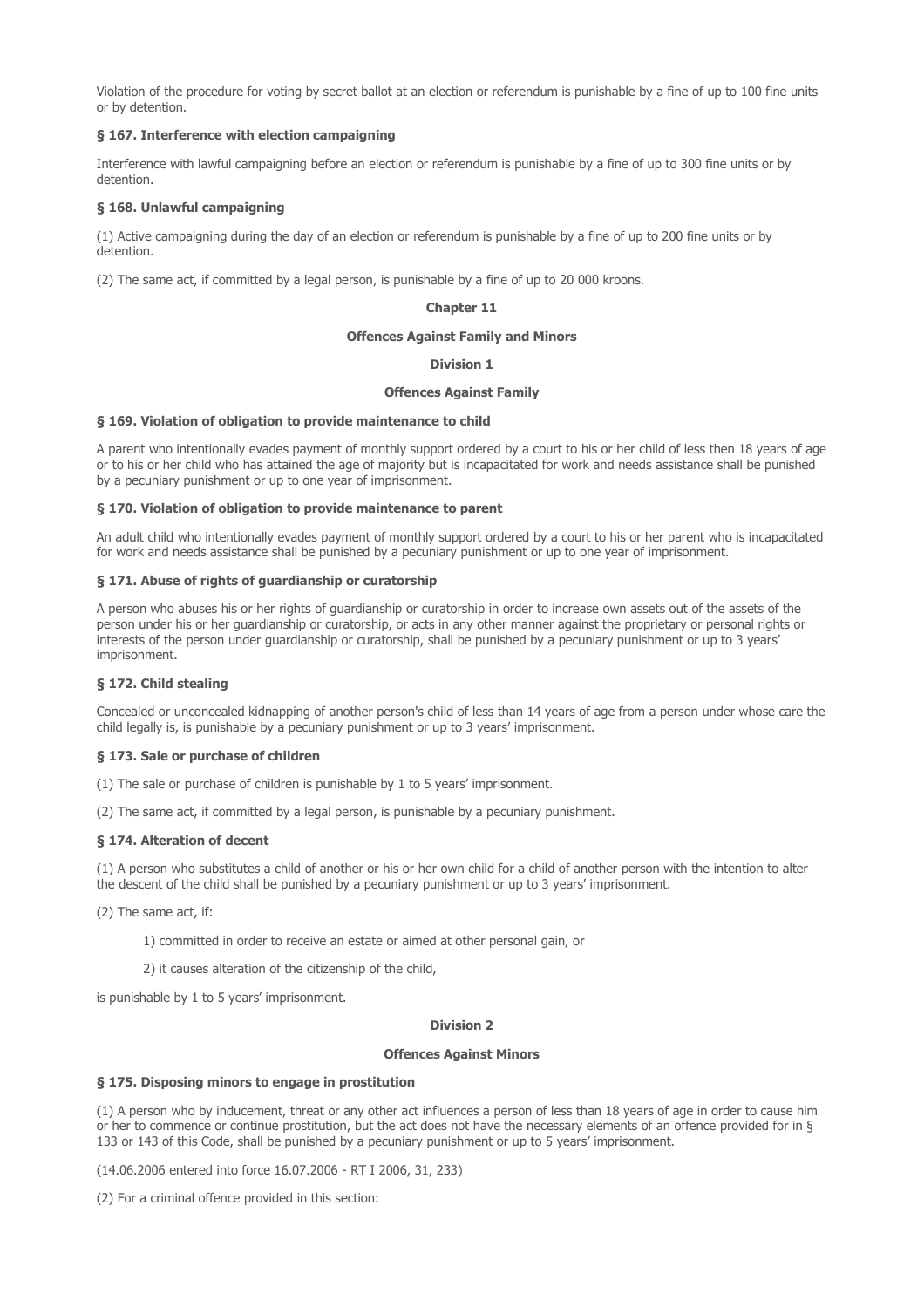Violation of the procedure for voting by secret ballot at an election or referendum is punishable by a fine of up to 100 fine units or by detention.

### § 167. Interference with election campaigning

Interference with lawful campaigning before an election or referendum is punishable by a fine of up to 300 fine units or by detention.

### § 168. Unlawful campaigning

(1) Active campaigning during the day of an election or referendum is punishable by a fine of up to 200 fine units or by detention.

(2) The same act, if committed by a legal person, is punishable by a fine of up to 20 000 kroons.

## Chapter 11

## Offences Against Family and Minors

### Division 1

### Offences Against Family

### § 169. Violation of obligation to provide maintenance to child

A parent who intentionally evades payment of monthly support ordered by a court to his or her child of less then 18 years of age or to his or her child who has attained the age of majority but is incapacitated for work and needs assistance shall be punished by a pecuniary punishment or up to one year of imprisonment.

### § 170. Violation of obligation to provide maintenance to parent

An adult child who intentionally evades payment of monthly support ordered by a court to his or her parent who is incapacitated for work and needs assistance shall be punished by a pecuniary punishment or up to one year of imprisonment.

### § 171. Abuse of rights of guardianship or curatorship

A person who abuses his or her rights of guardianship or curatorship in order to increase own assets out of the assets of the person under his or her guardianship or curatorship, or acts in any other manner against the proprietary or personal rights or interests of the person under guardianship or curatorship, shall be punished by a pecuniary punishment or up to 3 years' imprisonment.

### § 172. Child stealing

Concealed or unconcealed kidnapping of another person's child of less than 14 years of age from a person under whose care the child legally is, is punishable by a pecuniary punishment or up to 3 years' imprisonment.

### § 173. Sale or purchase of children

(1) The sale or purchase of children is punishable by 1 to 5 years' imprisonment.

(2) The same act, if committed by a legal person, is punishable by a pecuniary punishment.

### § 174. Alteration of decent

(1) A person who substitutes a child of another or his or her own child for a child of another person with the intention to alter the descent of the child shall be punished by a pecuniary punishment or up to 3 years' imprisonment.

(2) The same act, if:

1) committed in order to receive an estate or aimed at other personal gain, or

2) it causes alteration of the citizenship of the child,

is punishable by 1 to 5 years' imprisonment.

### Division 2

### Offences Against Minors

### § 175. Disposing minors to engage in prostitution

(1) A person who by inducement, threat or any other act influences a person of less than 18 years of age in order to cause him or her to commence or continue prostitution, but the act does not have the necessary elements of an offence provided for in § 133 or 143 of this Code, shall be punished by a pecuniary punishment or up to 5 years' imprisonment.

(14.06.2006 entered into force 16.07.2006 - RT I 2006, 31, 233)

(2) For a criminal offence provided in this section: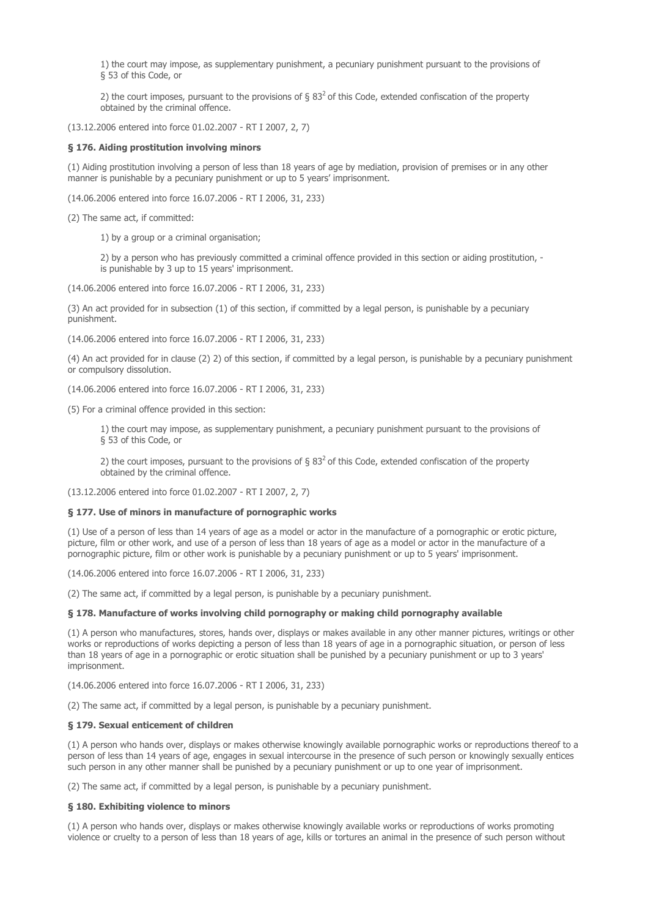1) the court may impose, as supplementary punishment, a pecuniary punishment pursuant to the provisions of § 53 of this Code, or

2) the court imposes, pursuant to the provisions of § $83^2$ of this Code, extended confiscation of the property obtained by the criminal offence.

(13.12.2006 entered into force 01.02.2007 - RT I 2007, 2, 7)

**§ 176. Aiding prostitution involving minors**

(1) Aiding prostitution involving a person of less than 18 years of age by mediation, provision of premises or in any other manner is punishable by a pecuniary punishment or up to 5 years' imprisonment.

(14.06.2006 entered into force 16.07.2006 - RT I 2006, 31, 233)

(2) The same act, if committed:

1) by a group or a criminal organisation;

2) by a person who has previously committed a criminal offence provided in this section or aiding prostitution, - is punishable by 3 up to 15 years' imprisonment.

(14.06.2006 entered into force 16.07.2006 - RT I 2006, 31, 233)

(3) An act provided for in subsection (1) of this section, if committed by a legal person, is punishable by a pecuniary punishment.

(14.06.2006 entered into force 16.07.2006 - RT I 2006, 31, 233)

(4) An act provided for in clause (2) 2) of this section, if committed by a legal person, is punishable by a pecuniary punishment or compulsory dissolution.

(14.06.2006 entered into force 16.07.2006 - RT I 2006, 31, 233)

(5) For a criminal offence provided in this section:

1) the court may impose, as supplementary punishment, a pecuniary punishment pursuant to the provisions of § 53 of this Code, or

2) the court imposes, pursuant to the provisions of § $83^2$ of this Code, extended confiscation of the property obtained by the criminal offence.

(13.12.2006 entered into force 01.02.2007 - RT I 2007, 2, 7)

**§ 177. Use of minors in manufacture of pornographic works**

(1) Use of a person of less than 14 years of age as a model or actor in the manufacture of a pornographic or erotic picture, picture, film or other work, and use of a person of less than 18 years of age as a model or actor in the manufacture of a pornographic picture, film or other work is punishable by a pecuniary punishment or up to 5 years' imprisonment.

(14.06.2006 entered into force 16.07.2006 - RT I 2006, 31, 233)

(2) The same act, if committed by a legal person, is punishable by a pecuniary punishment.

**§ 178. Manufacture of works involving child pornography or making child pornography available**

(1) A person who manufactures, stores, hands over, displays or makes available in any other manner pictures, writings or other works or reproductions of works depicting a person of less than 18 years of age in a pornographic situation, or person of less than 18 years of age in a pornographic or erotic situation shall be punished by a pecuniary punishment or up to 3 years' imprisonment.

(14.06.2006 entered into force 16.07.2006 - RT I 2006, 31, 233)

(2) The same act, if committed by a legal person, is punishable by a pecuniary punishment.

**§ 179. Sexual enticement of children**

(1) A person who hands over, displays or makes otherwise knowingly available pornographic works or reproductions thereof to a person of less than 14 years of age, engages in sexual intercourse in the presence of such person or knowingly sexually entices such person in any other manner shall be punished by a pecuniary punishment or up to one year of imprisonment.

(2) The same act, if committed by a legal person, is punishable by a pecuniary punishment.

**§ 180. Exhibiting violence to minors**

(1) A person who hands over, displays or makes otherwise knowingly available works or reproductions of works promoting violence or cruelty to a person of less than 18 years of age, kills or tortures an animal in the presence of such person without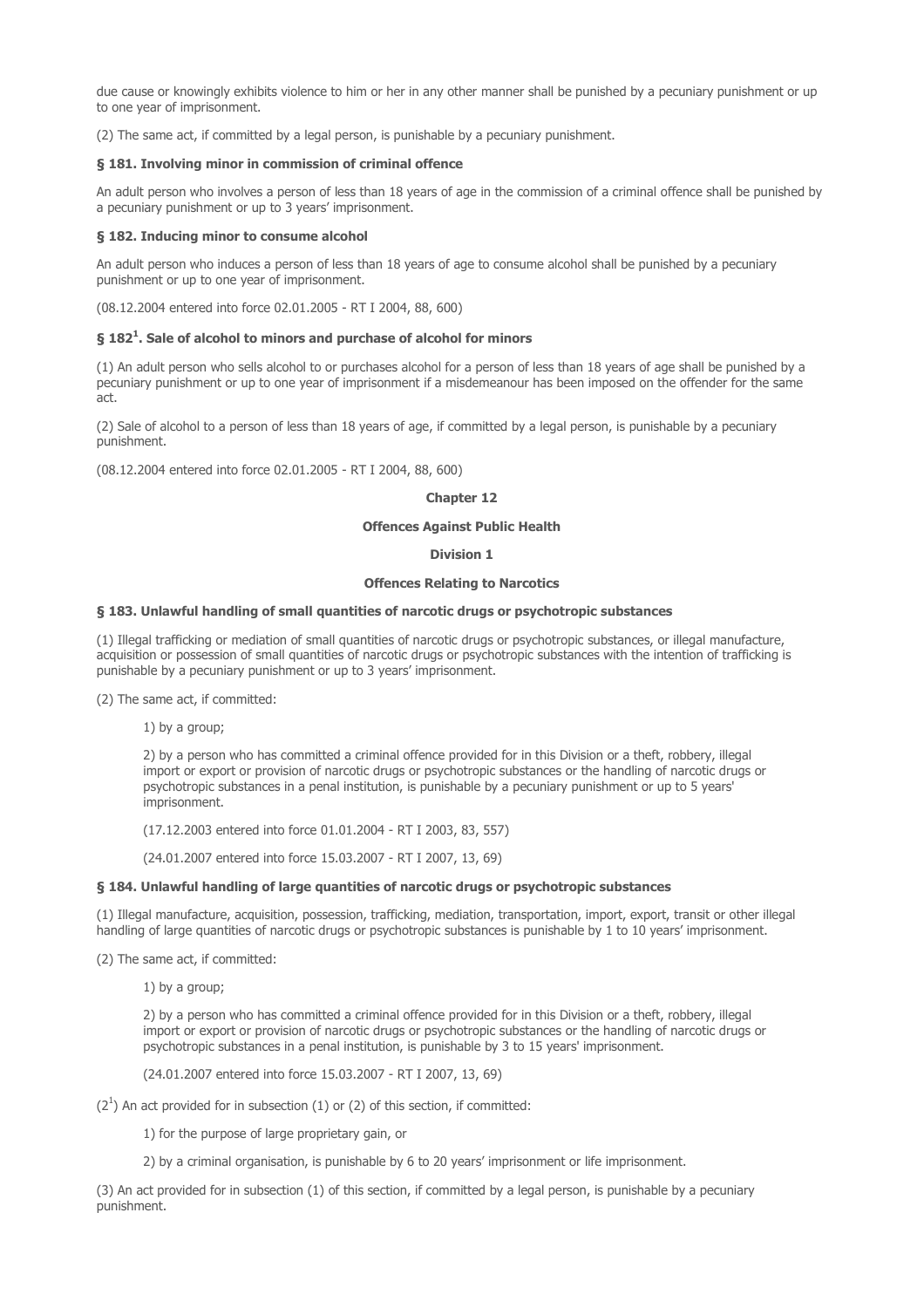due cause or knowingly exhibits violence to him or her in any other manner shall be punished by a pecuniary punishment or up to one year of imprisonment.

(2) The same act, if committed by a legal person, is punishable by a pecuniary punishment.

**§ 181. Involving minor in commission of criminal offence**

An adult person who involves a person of less than 18 years of age in the commission of a criminal offence shall be punished by a pecuniary punishment or up to 3 years' imprisonment.

**§ 182. Inducing minor to consume alcohol**

An adult person who induces a person of less than 18 years of age to consume alcohol shall be punished by a pecuniary punishment or up to one year of imprisonment.

(08.12.2004 entered into force 02.01.2005 - RT I 2004, 88, 600)

**§ 182[1]. Sale of alcohol to minors and purchase of alcohol for minors**

(1) An adult person who sells alcohol to or purchases alcohol for a person of less than 18 years of age shall be punished by a pecuniary punishment or up to one year of imprisonment if a misdemeanour has been imposed on the offender for the same act.

(2) Sale of alcohol to a person of less than 18 years of age, if committed by a legal person, is punishable by a pecuniary punishment.

(08.12.2004 entered into force 02.01.2005 - RT I 2004, 88, 600)

## Chapter 12

## Offences Against Public Health

### Division 1

### Offences Relating to Narcotics

**§ 183. Unlawful handling of small quantities of narcotic drugs or psychotropic substances**

(1) Illegal trafficking or mediation of small quantities of narcotic drugs or psychotropic substances, or illegal manufacture, acquisition or possession of small quantities of narcotic drugs or psychotropic substances with the intention of trafficking is punishable by a pecuniary punishment or up to 3 years' imprisonment.

(2) The same act, if committed:

1) by a group;

2) by a person who has committed a criminal offence provided for in this Division or a theft, robbery, illegal import or export or provision of narcotic drugs or psychotropic substances or the handling of narcotic drugs or psychotropic substances in a penal institution, is punishable by a pecuniary punishment or up to 5 years' imprisonment.

(17.12.2003 entered into force 01.01.2004 - RT I 2003, 83, 557)

(24.01.2007 entered into force 15.03.2007 - RT I 2007, 13, 69)

**§ 184. Unlawful handling of large quantities of narcotic drugs or psychotropic substances**

(1) Illegal manufacture, acquisition, possession, trafficking, mediation, transportation, import, export, transit or other illegal handling of large quantities of narcotic drugs or psychotropic substances is punishable by 1 to 10 years' imprisonment.

(2) The same act, if committed:

1) by a group;

2) by a person who has committed a criminal offence provided for in this Division or a theft, robbery, illegal import or export or provision of narcotic drugs or psychotropic substances or the handling of narcotic drugs or psychotropic substances in a penal institution, is punishable by 3 to 15 years' imprisonment.

(24.01.2007 entered into force 15.03.2007 - RT I 2007, 13, 69)

(2[1]) An act provided for in subsection (1) or (2) of this section, if committed:

1) for the purpose of large proprietary gain, or

2) by a criminal organisation, is punishable by 6 to 20 years' imprisonment or life imprisonment.

(3) An act provided for in subsection (1) of this section, if committed by a legal person, is punishable by a pecuniary punishment.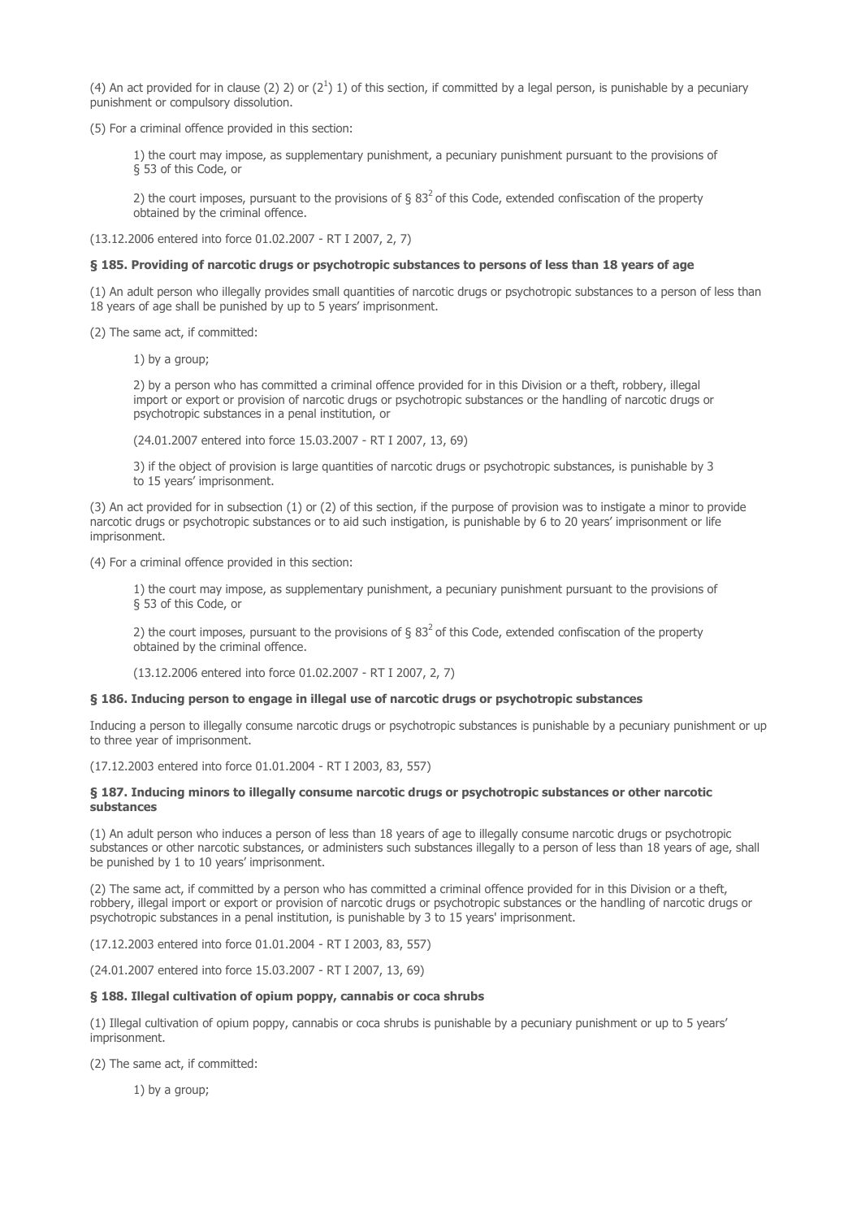(4) An act provided for in clause (2) 2) or ($2^1$) 1) of this section, if committed by a legal person, is punishable by a pecuniary punishment or compulsory dissolution.

(5) For a criminal offence provided in this section:

1) the court may impose, as supplementary punishment, a pecuniary punishment pursuant to the provisions of § 53 of this Code, or

2) the court imposes, pursuant to the provisions of § $83^2$ of this Code, extended confiscation of the property obtained by the criminal offence.

(13.12.2006 entered into force 01.02.2007 - RT I 2007, 2, 7)

**§ 185. Providing of narcotic drugs or psychotropic substances to persons of less than 18 years of age**

(1) An adult person who illegally provides small quantities of narcotic drugs or psychotropic substances to a person of less than 18 years of age shall be punished by up to 5 years' imprisonment.

(2) The same act, if committed:

1) by a group;

2) by a person who has committed a criminal offence provided for in this Division or a theft, robbery, illegal import or export or provision of narcotic drugs or psychotropic substances or the handling of narcotic drugs or psychotropic substances in a penal institution, or

(24.01.2007 entered into force 15.03.2007 - RT I 2007, 13, 69)

3) if the object of provision is large quantities of narcotic drugs or psychotropic substances, is punishable by 3 to 15 years' imprisonment.

(3) An act provided for in subsection (1) or (2) of this section, if the purpose of provision was to instigate a minor to provide narcotic drugs or psychotropic substances or to aid such instigation, is punishable by 6 to 20 years' imprisonment or life imprisonment.

(4) For a criminal offence provided in this section:

1) the court may impose, as supplementary punishment, a pecuniary punishment pursuant to the provisions of § 53 of this Code, or

2) the court imposes, pursuant to the provisions of § $83^2$ of this Code, extended confiscation of the property obtained by the criminal offence.

(13.12.2006 entered into force 01.02.2007 - RT I 2007, 2, 7)

**§ 186. Inducing person to engage in illegal use of narcotic drugs or psychotropic substances**

Inducing a person to illegally consume narcotic drugs or psychotropic substances is punishable by a pecuniary punishment or up to three year of imprisonment.

(17.12.2003 entered into force 01.01.2004 - RT I 2003, 83, 557)

**§ 187. Inducing minors to illegally consume narcotic drugs or psychotropic substances or other narcotic substances**

(1) An adult person who induces a person of less than 18 years of age to illegally consume narcotic drugs or psychotropic substances or other narcotic substances, or administers such substances illegally to a person of less than 18 years of age, shall be punished by 1 to 10 years' imprisonment.

(2) The same act, if committed by a person who has committed a criminal offence provided for in this Division or a theft, robbery, illegal import or export or provision of narcotic drugs or psychotropic substances or the handling of narcotic drugs or psychotropic substances in a penal institution, is punishable by 3 to 15 years' imprisonment.

(17.12.2003 entered into force 01.01.2004 - RT I 2003, 83, 557)

(24.01.2007 entered into force 15.03.2007 - RT I 2007, 13, 69)

**§ 188. Illegal cultivation of opium poppy, cannabis or coca shrubs**

(1) Illegal cultivation of opium poppy, cannabis or coca shrubs is punishable by a pecuniary punishment or up to 5 years' imprisonment.

(2) The same act, if committed:

1) by a group;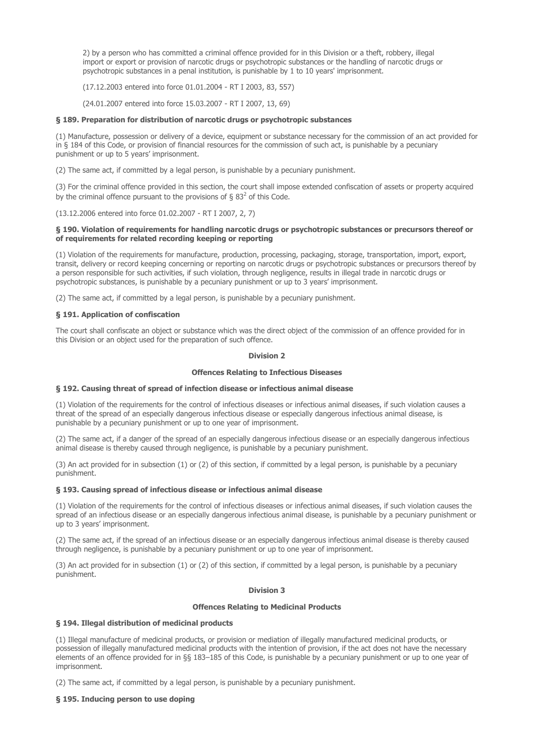2) by a person who has committed a criminal offence provided for in this Division or a theft, robbery, illegal import or export or provision of narcotic drugs or psychotropic substances or the handling of narcotic drugs or psychotropic substances in a penal institution, is punishable by 1 to 10 years' imprisonment.

(17.12.2003 entered into force 01.01.2004 - RT I 2003, 83, 557)

(24.01.2007 entered into force 15.03.2007 - RT I 2007, 13, 69)

**§ 189. Preparation for distribution of narcotic drugs or psychotropic substances**

(1) Manufacture, possession or delivery of a device, equipment or substance necessary for the commission of an act provided for in § 184 of this Code, or provision of financial resources for the commission of such act, is punishable by a pecuniary punishment or up to 5 years' imprisonment.

(2) The same act, if committed by a legal person, is punishable by a pecuniary punishment.

(3) For the criminal offence provided in this section, the court shall impose extended confiscation of assets or property acquired by the criminal offence pursuant to the provisions of § $83^2$ of this Code.

(13.12.2006 entered into force 01.02.2007 - RT I 2007, 2, 7)

**§ 190. Violation of requirements for handling narcotic drugs or psychotropic substances or precursors thereof or of requirements for related recording keeping or reporting**

(1) Violation of the requirements for manufacture, production, processing, packaging, storage, transportation, import, export, transit, delivery or record keeping concerning or reporting on narcotic drugs or psychotropic substances or precursors thereof by a person responsible for such activities, if such violation, through negligence, results in illegal trade in narcotic drugs or psychotropic substances, is punishable by a pecuniary punishment or up to 3 years' imprisonment.

(2) The same act, if committed by a legal person, is punishable by a pecuniary punishment.

**§ 191. Application of confiscation**

The court shall confiscate an object or substance which was the direct object of the commission of an offence provided for in this Division or an object used for the preparation of such offence.

**Division 2**

**Offences Relating to Infectious Diseases**

**§ 192. Causing threat of spread of infection disease or infectious animal disease**

(1) Violation of the requirements for the control of infectious diseases or infectious animal diseases, if such violation causes a threat of the spread of an especially dangerous infectious disease or especially dangerous infectious animal disease, is punishable by a pecuniary punishment or up to one year of imprisonment.

(2) The same act, if a danger of the spread of an especially dangerous infectious disease or an especially dangerous infectious animal disease is thereby caused through negligence, is punishable by a pecuniary punishment.

(3) An act provided for in subsection (1) or (2) of this section, if committed by a legal person, is punishable by a pecuniary punishment.

**§ 193. Causing spread of infectious disease or infectious animal disease**

(1) Violation of the requirements for the control of infectious diseases or infectious animal diseases, if such violation causes the spread of an infectious disease or an especially dangerous infectious animal disease, is punishable by a pecuniary punishment or up to 3 years' imprisonment.

(2) The same act, if the spread of an infectious disease or an especially dangerous infectious animal disease is thereby caused through negligence, is punishable by a pecuniary punishment or up to one year of imprisonment.

(3) An act provided for in subsection (1) or (2) of this section, if committed by a legal person, is punishable by a pecuniary punishment.

**Division 3**

**Offences Relating to Medicinal Products**

**§ 194. Illegal distribution of medicinal products**

(1) Illegal manufacture of medicinal products, or provision or mediation of illegally manufactured medicinal products, or possession of illegally manufactured medicinal products with the intention of provision, if the act does not have the necessary elements of an offence provided for in §§ 183–185 of this Code, is punishable by a pecuniary punishment or up to one year of imprisonment.

(2) The same act, if committed by a legal person, is punishable by a pecuniary punishment.

**§ 195. Inducing person to use doping**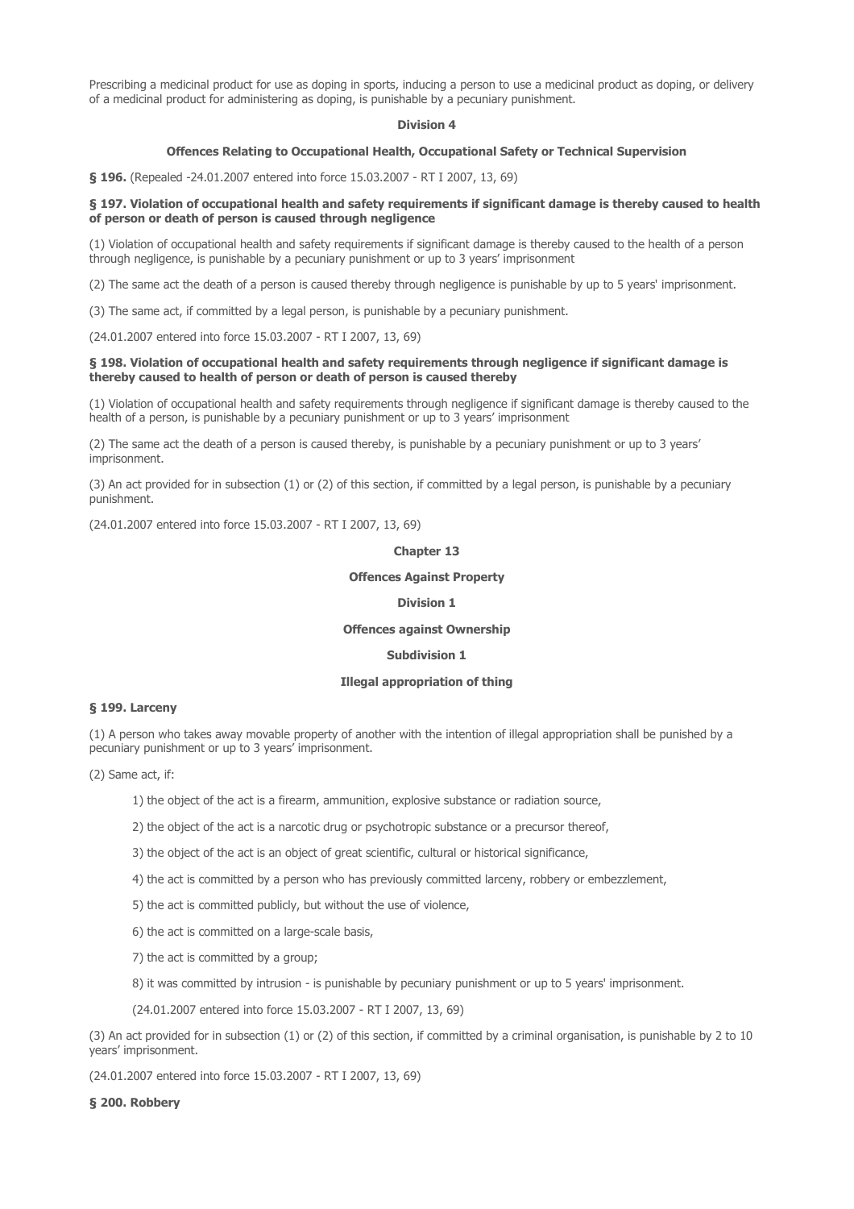Prescribing a medicinal product for use as doping in sports, inducing a person to use a medicinal product as doping, or delivery of a medicinal product for administering as doping, is punishable by a pecuniary punishment.

### Division 4

### Offences Relating to Occupational Health, Occupational Safety or Technical Supervision

**§ 196.** (Repealed -24.01.2007 entered into force 15.03.2007 - RT I 2007, 13, 69)

**§ 197. Violation of occupational health and safety requirements if significant damage is thereby caused to health of person or death of person is caused through negligence**

(1) Violation of occupational health and safety requirements if significant damage is thereby caused to the health of a person through negligence, is punishable by a pecuniary punishment or up to 3 years' imprisonment

(2) The same act the death of a person is caused thereby through negligence is punishable by up to 5 years' imprisonment.

(3) The same act, if committed by a legal person, is punishable by a pecuniary punishment.

(24.01.2007 entered into force 15.03.2007 - RT I 2007, 13, 69)

**§ 198. Violation of occupational health and safety requirements through negligence if significant damage is thereby caused to health of person or death of person is caused thereby**

(1) Violation of occupational health and safety requirements through negligence if significant damage is thereby caused to the health of a person, is punishable by a pecuniary punishment or up to 3 years' imprisonment

(2) The same act the death of a person is caused thereby, is punishable by a pecuniary punishment or up to 3 years' imprisonment.

(3) An act provided for in subsection (1) or (2) of this section, if committed by a legal person, is punishable by a pecuniary punishment.

(24.01.2007 entered into force 15.03.2007 - RT I 2007, 13, 69)

## Chapter 13

## Offences Against Property

### Division 1

### Offences against Ownership

#### Subdivision 1

#### Illegal appropriation of thing

**§ 199. Larceny**

(1) A person who takes away movable property of another with the intention of illegal appropriation shall be punished by a pecuniary punishment or up to 3 years' imprisonment.

(2) Same act, if:

1) the object of the act is a firearm, ammunition, explosive substance or radiation source,

2) the object of the act is a narcotic drug or psychotropic substance or a precursor thereof,

3) the object of the act is an object of great scientific, cultural or historical significance,

4) the act is committed by a person who has previously committed larceny, robbery or embezzlement,

5) the act is committed publicly, but without the use of violence,

6) the act is committed on a large-scale basis,

7) the act is committed by a group;

8) it was committed by intrusion - is punishable by pecuniary punishment or up to 5 years' imprisonment.

(24.01.2007 entered into force 15.03.2007 - RT I 2007, 13, 69)

(3) An act provided for in subsection (1) or (2) of this section, if committed by a criminal organisation, is punishable by 2 to 10 years' imprisonment.

(24.01.2007 entered into force 15.03.2007 - RT I 2007, 13, 69)

**§ 200. Robbery**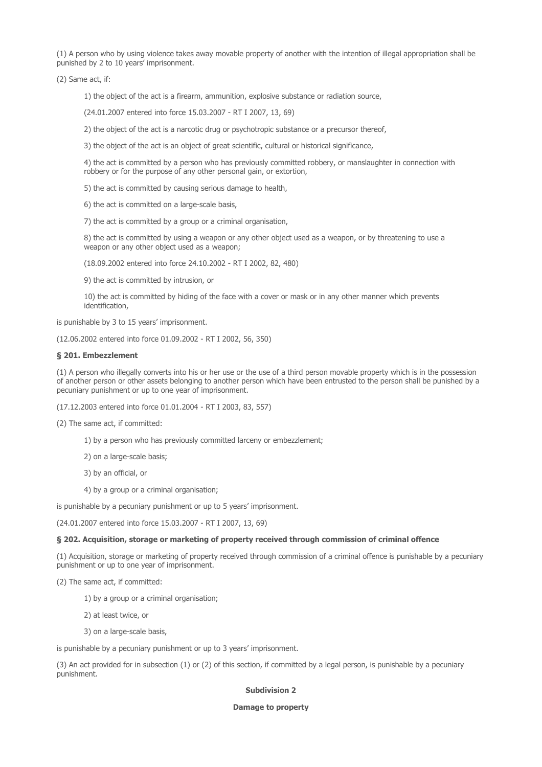(1) A person who by using violence takes away movable property of another with the intention of illegal appropriation shall be punished by 2 to 10 years' imprisonment.

(2) Same act, if:

1) the object of the act is a firearm, ammunition, explosive substance or radiation source,

(24.01.2007 entered into force 15.03.2007 - RT I 2007, 13, 69)

2) the object of the act is a narcotic drug or psychotropic substance or a precursor thereof,

3) the object of the act is an object of great scientific, cultural or historical significance,

4) the act is committed by a person who has previously committed robbery, or manslaughter in connection with robbery or for the purpose of any other personal gain, or extortion,

5) the act is committed by causing serious damage to health,

6) the act is committed on a large-scale basis,

7) the act is committed by a group or a criminal organisation,

8) the act is committed by using a weapon or any other object used as a weapon, or by threatening to use a weapon or any other object used as a weapon;

(18.09.2002 entered into force 24.10.2002 - RT I 2002, 82, 480)

9) the act is committed by intrusion, or

10) the act is committed by hiding of the face with a cover or mask or in any other manner which prevents identification,

is punishable by 3 to 15 years' imprisonment.

(12.06.2002 entered into force 01.09.2002 - RT I 2002, 56, 350)

**§ 201. Embezzlement**

(1) A person who illegally converts into his or her use or the use of a third person movable property which is in the possession of another person or other assets belonging to another person which have been entrusted to the person shall be punished by a pecuniary punishment or up to one year of imprisonment.

(17.12.2003 entered into force 01.01.2004 - RT I 2003, 83, 557)

(2) The same act, if committed:

1) by a person who has previously committed larceny or embezzlement;

2) on a large-scale basis;

3) by an official, or

4) by a group or a criminal organisation;

is punishable by a pecuniary punishment or up to 5 years' imprisonment.

(24.01.2007 entered into force 15.03.2007 - RT I 2007, 13, 69)

**§ 202. Acquisition, storage or marketing of property received through commission of criminal offence**

(1) Acquisition, storage or marketing of property received through commission of a criminal offence is punishable by a pecuniary punishment or up to one year of imprisonment.

(2) The same act, if committed:

1) by a group or a criminal organisation;

2) at least twice, or

3) on a large-scale basis,

is punishable by a pecuniary punishment or up to 3 years' imprisonment.

(3) An act provided for in subsection (1) or (2) of this section, if committed by a legal person, is punishable by a pecuniary punishment.

**Subdivision 2**

**Damage to property**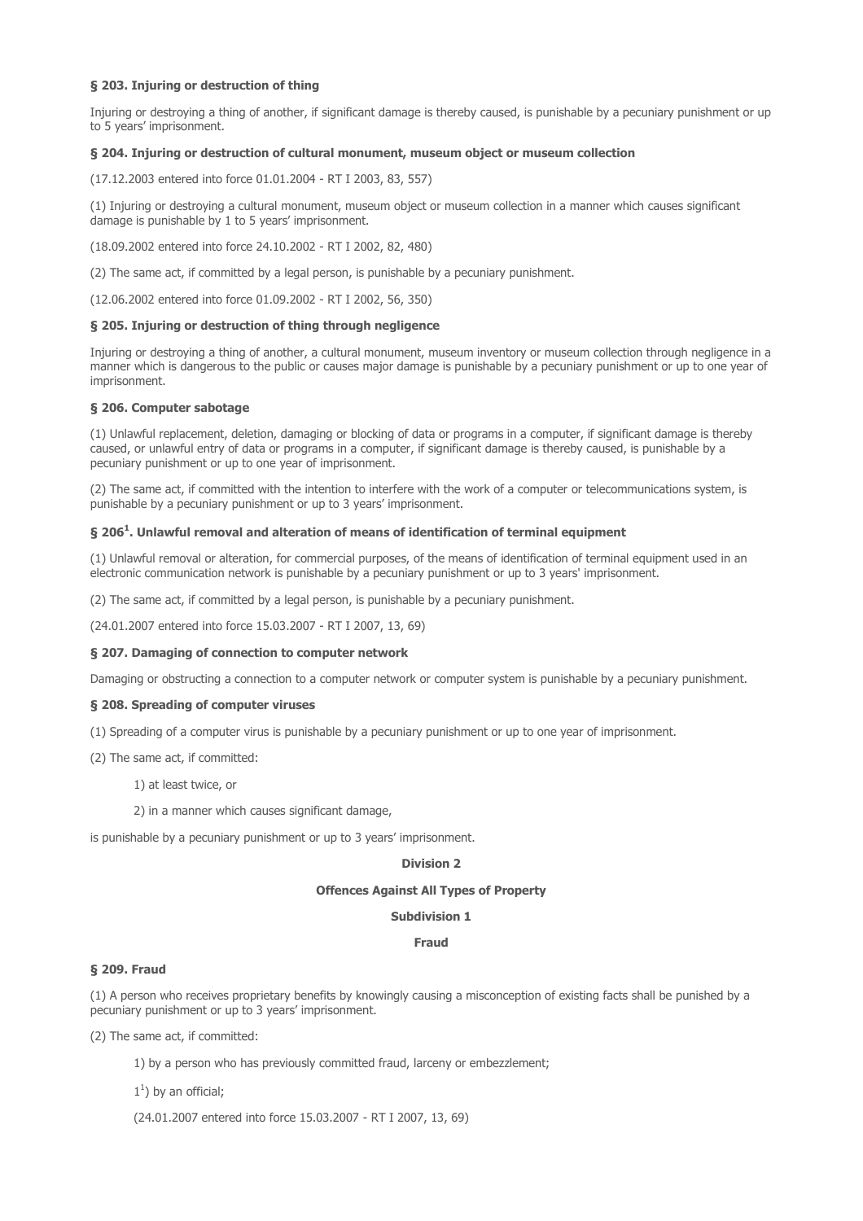**§ 203. Injuring or destruction of thing**

Injuring or destroying a thing of another, if significant damage is thereby caused, is punishable by a pecuniary punishment or up to 5 years' imprisonment.

**§ 204. Injuring or destruction of cultural monument, museum object or museum collection**

(17.12.2003 entered into force 01.01.2004 - RT I 2003, 83, 557)

(1) Injuring or destroying a cultural monument, museum object or museum collection in a manner which causes significant damage is punishable by 1 to 5 years' imprisonment.

(18.09.2002 entered into force 24.10.2002 - RT I 2002, 82, 480)

(2) The same act, if committed by a legal person, is punishable by a pecuniary punishment.

(12.06.2002 entered into force 01.09.2002 - RT I 2002, 56, 350)

**§ 205. Injuring or destruction of thing through negligence**

Injuring or destroying a thing of another, a cultural monument, museum inventory or museum collection through negligence in a manner which is dangerous to the public or causes major damage is punishable by a pecuniary punishment or up to one year of imprisonment.

**§ 206. Computer sabotage**

(1) Unlawful replacement, deletion, damaging or blocking of data or programs in a computer, if significant damage is thereby caused, or unlawful entry of data or programs in a computer, if significant damage is thereby caused, is punishable by a pecuniary punishment or up to one year of imprisonment.

(2) The same act, if committed with the intention to interfere with the work of a computer or telecommunications system, is punishable by a pecuniary punishment or up to 3 years' imprisonment.

**§ 206[1]. Unlawful removal and alteration of means of identification of terminal equipment**

(1) Unlawful removal or alteration, for commercial purposes, of the means of identification of terminal equipment used in an electronic communication network is punishable by a pecuniary punishment or up to 3 years' imprisonment.

(2) The same act, if committed by a legal person, is punishable by a pecuniary punishment.

(24.01.2007 entered into force 15.03.2007 - RT I 2007, 13, 69)

**§ 207. Damaging of connection to computer network**

Damaging or obstructing a connection to a computer network or computer system is punishable by a pecuniary punishment.

**§ 208. Spreading of computer viruses**

(1) Spreading of a computer virus is punishable by a pecuniary punishment or up to one year of imprisonment.

(2) The same act, if committed:

1) at least twice, or

2) in a manner which causes significant damage,

is punishable by a pecuniary punishment or up to 3 years' imprisonment.

**Division 2**

**Offences Against All Types of Property**

**Subdivision 1**

**Fraud**

**§ 209. Fraud**

(1) A person who receives proprietary benefits by knowingly causing a misconception of existing facts shall be punished by a pecuniary punishment or up to 3 years' imprisonment.

(2) The same act, if committed:

1) by a person who has previously committed fraud, larceny or embezzlement;

1[1]) by an official;

(24.01.2007 entered into force 15.03.2007 - RT I 2007, 13, 69)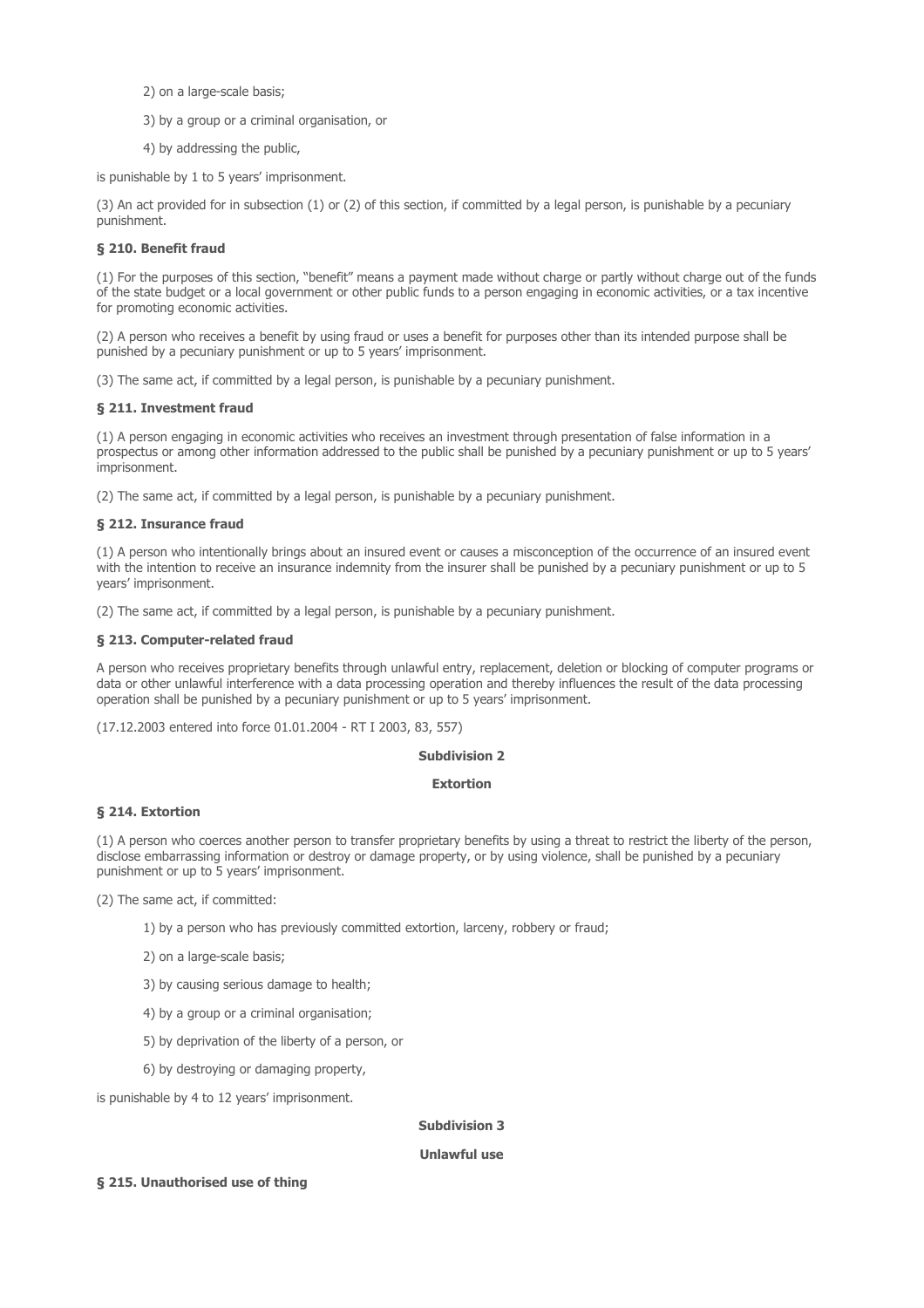2) on a large-scale basis;

3) by a group or a criminal organisation, or

4) by addressing the public,

is punishable by 1 to 5 years' imprisonment.

(3) An act provided for in subsection (1) or (2) of this section, if committed by a legal person, is punishable by a pecuniary punishment.

**§ 210. Benefit fraud**

(1) For the purposes of this section, "benefit" means a payment made without charge or partly without charge out of the funds of the state budget or a local government or other public funds to a person engaging in economic activities, or a tax incentive for promoting economic activities.

(2) A person who receives a benefit by using fraud or uses a benefit for purposes other than its intended purpose shall be punished by a pecuniary punishment or up to 5 years' imprisonment.

(3) The same act, if committed by a legal person, is punishable by a pecuniary punishment.

**§ 211. Investment fraud**

(1) A person engaging in economic activities who receives an investment through presentation of false information in a prospectus or among other information addressed to the public shall be punished by a pecuniary punishment or up to 5 years' imprisonment.

(2) The same act, if committed by a legal person, is punishable by a pecuniary punishment.

**§ 212. Insurance fraud**

(1) A person who intentionally brings about an insured event or causes a misconception of the occurrence of an insured event with the intention to receive an insurance indemnity from the insurer shall be punished by a pecuniary punishment or up to 5 years' imprisonment.

(2) The same act, if committed by a legal person, is punishable by a pecuniary punishment.

**§ 213. Computer-related fraud**

A person who receives proprietary benefits through unlawful entry, replacement, deletion or blocking of computer programs or data or other unlawful interference with a data processing operation and thereby influences the result of the data processing operation shall be punished by a pecuniary punishment or up to 5 years' imprisonment.

(17.12.2003 entered into force 01.01.2004 - RT I 2003, 83, 557)

**Subdivision 2**

**Extortion**

**§ 214. Extortion**

(1) A person who coerces another person to transfer proprietary benefits by using a threat to restrict the liberty of the person, disclose embarrassing information or destroy or damage property, or by using violence, shall be punished by a pecuniary punishment or up to 5 years' imprisonment.

(2) The same act, if committed:

1) by a person who has previously committed extortion, larceny, robbery or fraud;

2) on a large-scale basis;

3) by causing serious damage to health;

4) by a group or a criminal organisation;

5) by deprivation of the liberty of a person, or

6) by destroying or damaging property,

is punishable by 4 to 12 years' imprisonment.

**Subdivision 3**

**Unlawful use**

**§ 215. Unauthorised use of thing**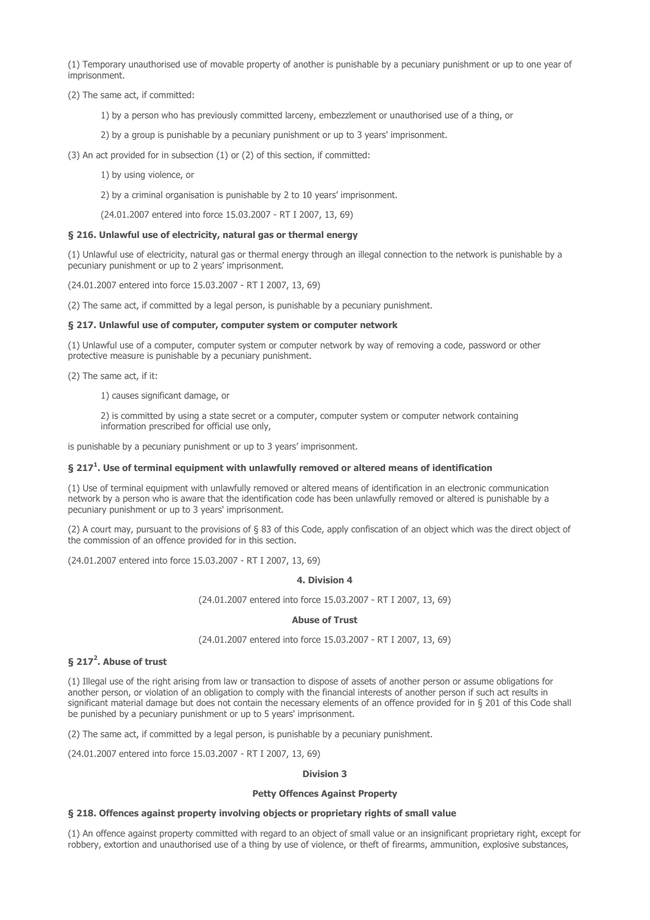(1) Temporary unauthorised use of movable property of another is punishable by a pecuniary punishment or up to one year of imprisonment.

(2) The same act, if committed:

1) by a person who has previously committed larceny, embezzlement or unauthorised use of a thing, or

2) by a group is punishable by a pecuniary punishment or up to 3 years' imprisonment.

(3) An act provided for in subsection (1) or (2) of this section, if committed:

1) by using violence, or

2) by a criminal organisation is punishable by 2 to 10 years' imprisonment.

(24.01.2007 entered into force 15.03.2007 - RT I 2007, 13, 69)

### § 216. Unlawful use of electricity, natural gas or thermal energy

(1) Unlawful use of electricity, natural gas or thermal energy through an illegal connection to the network is punishable by a pecuniary punishment or up to 2 years' imprisonment.

(24.01.2007 entered into force 15.03.2007 - RT I 2007, 13, 69)

(2) The same act, if committed by a legal person, is punishable by a pecuniary punishment.

### § 217. Unlawful use of computer, computer system or computer network

(1) Unlawful use of a computer, computer system or computer network by way of removing a code, password or other protective measure is punishable by a pecuniary punishment.

(2) The same act, if it:

1) causes significant damage, or

2) is committed by using a state secret or a computer, computer system or computer network containing information prescribed for official use only,

is punishable by a pecuniary punishment or up to 3 years' imprisonment.

### § 217[1]. Use of terminal equipment with unlawfully removed or altered means of identification

(1) Use of terminal equipment with unlawfully removed or altered means of identification in an electronic communication network by a person who is aware that the identification code has been unlawfully removed or altered is punishable by a pecuniary punishment or up to 3 years' imprisonment.

(2) A court may, pursuant to the provisions of § 83 of this Code, apply confiscation of an object which was the direct object of the commission of an offence provided for in this section.

(24.01.2007 entered into force 15.03.2007 - RT I 2007, 13, 69)

## 4. Division 4

(24.01.2007 entered into force 15.03.2007 - RT I 2007, 13, 69)

## Abuse of Trust

(24.01.2007 entered into force 15.03.2007 - RT I 2007, 13, 69)

### § 217[2]. Abuse of trust

(1) Illegal use of the right arising from law or transaction to dispose of assets of another person or assume obligations for another person, or violation of an obligation to comply with the financial interests of another person if such act results in significant material damage but does not contain the necessary elements of an offence provided for in § 201 of this Code shall be punished by a pecuniary punishment or up to 5 years' imprisonment.

(2) The same act, if committed by a legal person, is punishable by a pecuniary punishment.

(24.01.2007 entered into force 15.03.2007 - RT I 2007, 13, 69)

## Division 3

## Petty Offences Against Property

### § 218. Offences against property involving objects or proprietary rights of small value

(1) An offence against property committed with regard to an object of small value or an insignificant proprietary right, except for robbery, extortion and unauthorised use of a thing by use of violence, or theft of firearms, ammunition, explosive substances,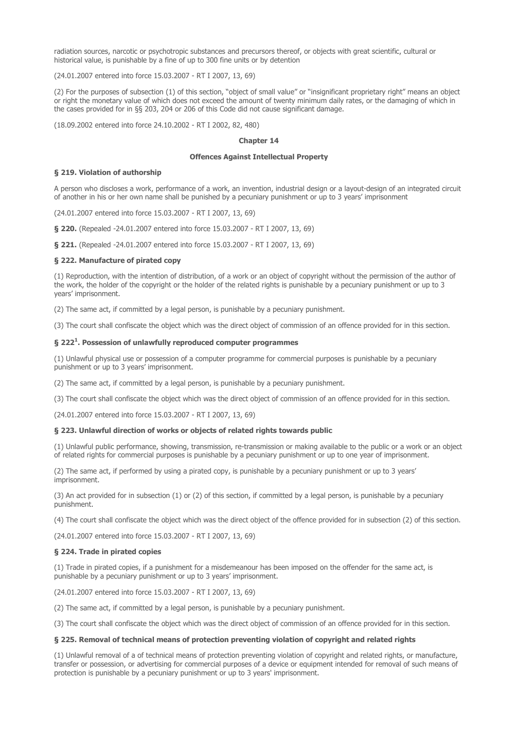radiation sources, narcotic or psychotropic substances and precursors thereof, or objects with great scientific, cultural or historical value, is punishable by a fine of up to 300 fine units or by detention

(24.01.2007 entered into force 15.03.2007 - RT I 2007, 13, 69)

(2) For the purposes of subsection (1) of this section, "object of small value" or "insignificant proprietary right" means an object or right the monetary value of which does not exceed the amount of twenty minimum daily rates, or the damaging of which in the cases provided for in §§ 203, 204 or 206 of this Code did not cause significant damage.

(18.09.2002 entered into force 24.10.2002 - RT I 2002, 82, 480)

## Chapter 14

## Offences Against Intellectual Property

### § 219. Violation of authorship

A person who discloses a work, performance of a work, an invention, industrial design or a layout-design of an integrated circuit of another in his or her own name shall be punished by a pecuniary punishment or up to 3 years' imprisonment

(24.01.2007 entered into force 15.03.2007 - RT I 2007, 13, 69)

**§ 220.** (Repealed -24.01.2007 entered into force 15.03.2007 - RT I 2007, 13, 69)

**§ 221.** (Repealed -24.01.2007 entered into force 15.03.2007 - RT I 2007, 13, 69)

### § 222. Manufacture of pirated copy

(1) Reproduction, with the intention of distribution, of a work or an object of copyright without the permission of the author of the work, the holder of the copyright or the holder of the related rights is punishable by a pecuniary punishment or up to 3 years' imprisonment.

(2) The same act, if committed by a legal person, is punishable by a pecuniary punishment.

(3) The court shall confiscate the object which was the direct object of commission of an offence provided for in this section.

### § 222[1]. Possession of unlawfully reproduced computer programmes

(1) Unlawful physical use or possession of a computer programme for commercial purposes is punishable by a pecuniary punishment or up to 3 years' imprisonment.

(2) The same act, if committed by a legal person, is punishable by a pecuniary punishment.

(3) The court shall confiscate the object which was the direct object of commission of an offence provided for in this section.

(24.01.2007 entered into force 15.03.2007 - RT I 2007, 13, 69)

### § 223. Unlawful direction of works or objects of related rights towards public

(1) Unlawful public performance, showing, transmission, re-transmission or making available to the public or a work or an object of related rights for commercial purposes is punishable by a pecuniary punishment or up to one year of imprisonment.

(2) The same act, if performed by using a pirated copy, is punishable by a pecuniary punishment or up to 3 years' imprisonment.

(3) An act provided for in subsection (1) or (2) of this section, if committed by a legal person, is punishable by a pecuniary punishment.

(4) The court shall confiscate the object which was the direct object of the offence provided for in subsection (2) of this section.

(24.01.2007 entered into force 15.03.2007 - RT I 2007, 13, 69)

### § 224. Trade in pirated copies

(1) Trade in pirated copies, if a punishment for a misdemeanour has been imposed on the offender for the same act, is punishable by a pecuniary punishment or up to 3 years' imprisonment.

(24.01.2007 entered into force 15.03.2007 - RT I 2007, 13, 69)

(2) The same act, if committed by a legal person, is punishable by a pecuniary punishment.

(3) The court shall confiscate the object which was the direct object of commission of an offence provided for in this section.

### § 225. Removal of technical means of protection preventing violation of copyright and related rights

(1) Unlawful removal of a of technical means of protection preventing violation of copyright and related rights, or manufacture, transfer or possession, or advertising for commercial purposes of a device or equipment intended for removal of such means of protection is punishable by a pecuniary punishment or up to 3 years' imprisonment.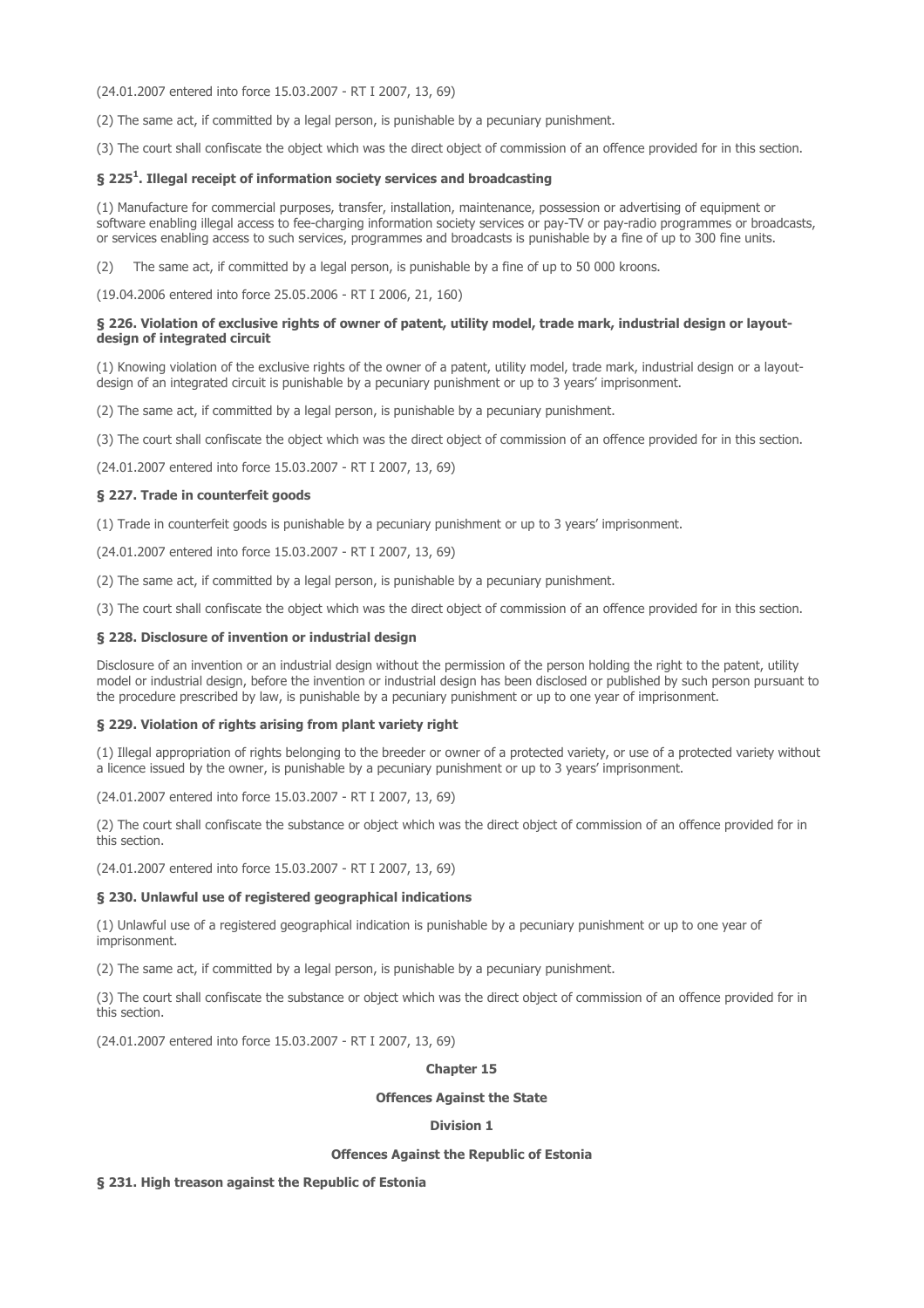(24.01.2007 entered into force 15.03.2007 - RT I 2007, 13, 69)

(2) The same act, if committed by a legal person, is punishable by a pecuniary punishment.

(3) The court shall confiscate the object which was the direct object of commission of an offence provided for in this section.

### § 225[1]. Illegal receipt of information society services and broadcasting

(1) Manufacture for commercial purposes, transfer, installation, maintenance, possession or advertising of equipment or software enabling illegal access to fee-charging information society services or pay-TV or pay-radio programmes or broadcasts, or services enabling access to such services, programmes and broadcasts is punishable by a fine of up to 300 fine units.

(2) The same act, if committed by a legal person, is punishable by a fine of up to 50 000 kroons.

(19.04.2006 entered into force 25.05.2006 - RT I 2006, 21, 160)

### § 226. Violation of exclusive rights of owner of patent, utility model, trade mark, industrial design or layout-design of integrated circuit

(1) Knowing violation of the exclusive rights of the owner of a patent, utility model, trade mark, industrial design or a layout-design of an integrated circuit is punishable by a pecuniary punishment or up to 3 years' imprisonment.

(2) The same act, if committed by a legal person, is punishable by a pecuniary punishment.

(3) The court shall confiscate the object which was the direct object of commission of an offence provided for in this section.

(24.01.2007 entered into force 15.03.2007 - RT I 2007, 13, 69)

### § 227. Trade in counterfeit goods

(1) Trade in counterfeit goods is punishable by a pecuniary punishment or up to 3 years' imprisonment.

(24.01.2007 entered into force 15.03.2007 - RT I 2007, 13, 69)

(2) The same act, if committed by a legal person, is punishable by a pecuniary punishment.

(3) The court shall confiscate the object which was the direct object of commission of an offence provided for in this section.

### § 228. Disclosure of invention or industrial design

Disclosure of an invention or an industrial design without the permission of the person holding the right to the patent, utility model or industrial design, before the invention or industrial design has been disclosed or published by such person pursuant to the procedure prescribed by law, is punishable by a pecuniary punishment or up to one year of imprisonment.

### § 229. Violation of rights arising from plant variety right

(1) Illegal appropriation of rights belonging to the breeder or owner of a protected variety, or use of a protected variety without a licence issued by the owner, is punishable by a pecuniary punishment or up to 3 years' imprisonment.

(24.01.2007 entered into force 15.03.2007 - RT I 2007, 13, 69)

(2) The court shall confiscate the substance or object which was the direct object of commission of an offence provided for in this section.

(24.01.2007 entered into force 15.03.2007 - RT I 2007, 13, 69)

### § 230. Unlawful use of registered geographical indications

(1) Unlawful use of a registered geographical indication is punishable by a pecuniary punishment or up to one year of imprisonment.

(2) The same act, if committed by a legal person, is punishable by a pecuniary punishment.

(3) The court shall confiscate the substance or object which was the direct object of commission of an offence provided for in this section.

(24.01.2007 entered into force 15.03.2007 - RT I 2007, 13, 69)

## Chapter 15

## Offences Against the State

## Division 1

## Offences Against the Republic of Estonia

### § 231. High treason against the Republic of Estonia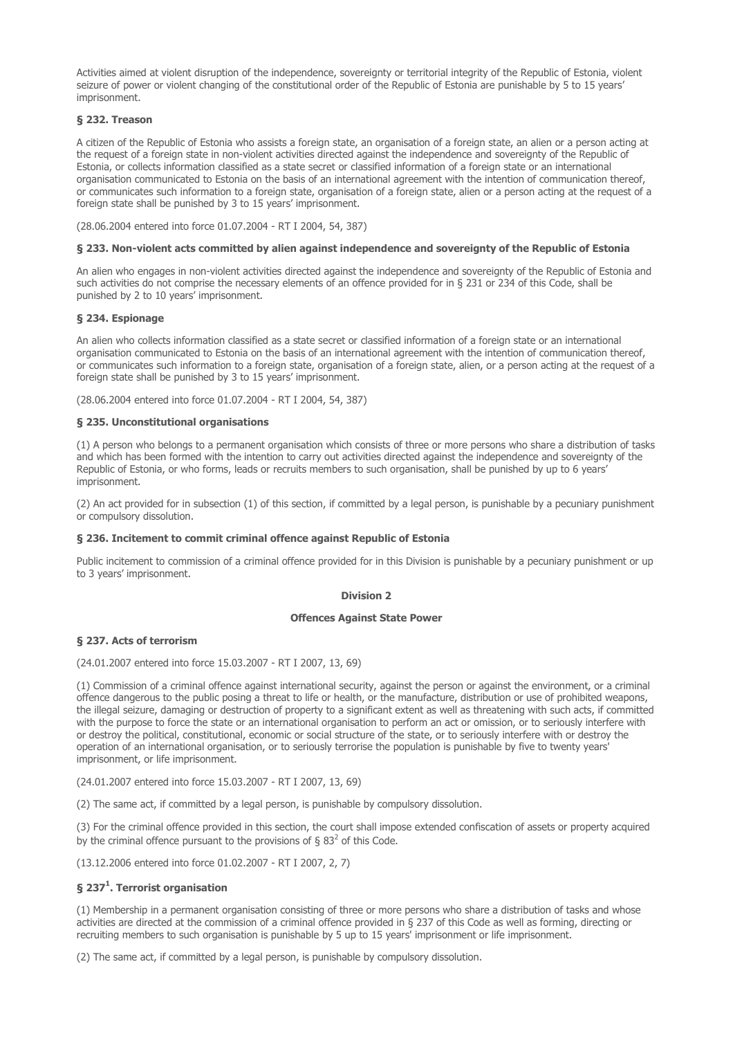Activities aimed at violent disruption of the independence, sovereignty or territorial integrity of the Republic of Estonia, violent seizure of power or violent changing of the constitutional order of the Republic of Estonia are punishable by 5 to 15 years' imprisonment.

### § 232. Treason

A citizen of the Republic of Estonia who assists a foreign state, an organisation of a foreign state, an alien or a person acting at the request of a foreign state in non-violent activities directed against the independence and sovereignty of the Republic of Estonia, or collects information classified as a state secret or classified information of a foreign state or an international organisation communicated to Estonia on the basis of an international agreement with the intention of communication thereof, or communicates such information to a foreign state, organisation of a foreign state, alien or a person acting at the request of a foreign state shall be punished by 3 to 15 years' imprisonment.

(28.06.2004 entered into force 01.07.2004 - RT I 2004, 54, 387)

### § 233. Non-violent acts committed by alien against independence and sovereignty of the Republic of Estonia

An alien who engages in non-violent activities directed against the independence and sovereignty of the Republic of Estonia and such activities do not comprise the necessary elements of an offence provided for in § 231 or 234 of this Code, shall be punished by 2 to 10 years' imprisonment.

### § 234. Espionage

An alien who collects information classified as a state secret or classified information of a foreign state or an international organisation communicated to Estonia on the basis of an international agreement with the intention of communication thereof, or communicates such information to a foreign state, organisation of a foreign state, alien, or a person acting at the request of a foreign state shall be punished by 3 to 15 years' imprisonment.

(28.06.2004 entered into force 01.07.2004 - RT I 2004, 54, 387)

### § 235. Unconstitutional organisations

(1) A person who belongs to a permanent organisation which consists of three or more persons who share a distribution of tasks and which has been formed with the intention to carry out activities directed against the independence and sovereignty of the Republic of Estonia, or who forms, leads or recruits members to such organisation, shall be punished by up to 6 years' imprisonment.

(2) An act provided for in subsection (1) of this section, if committed by a legal person, is punishable by a pecuniary punishment or compulsory dissolution.

### § 236. Incitement to commit criminal offence against Republic of Estonia

Public incitement to commission of a criminal offence provided for in this Division is punishable by a pecuniary punishment or up to 3 years' imprisonment.

## Division 2

## Offences Against State Power

### § 237. Acts of terrorism

(24.01.2007 entered into force 15.03.2007 - RT I 2007, 13, 69)

(1) Commission of a criminal offence against international security, against the person or against the environment, or a criminal offence dangerous to the public posing a threat to life or health, or the manufacture, distribution or use of prohibited weapons, the illegal seizure, damaging or destruction of property to a significant extent as well as threatening with such acts, if committed with the purpose to force the state or an international organisation to perform an act or omission, or to seriously interfere with or destroy the political, constitutional, economic or social structure of the state, or to seriously interfere with or destroy the operation of an international organisation, or to seriously terrorise the population is punishable by five to twenty years' imprisonment, or life imprisonment.

(24.01.2007 entered into force 15.03.2007 - RT I 2007, 13, 69)

(2) The same act, if committed by a legal person, is punishable by compulsory dissolution.

(3) For the criminal offence provided in this section, the court shall impose extended confiscation of assets or property acquired by the criminal offence pursuant to the provisions of § $83^2$ of this Code.

(13.12.2006 entered into force 01.02.2007 - RT I 2007, 2, 7)

### § $237^1$. Terrorist organisation

(1) Membership in a permanent organisation consisting of three or more persons who share a distribution of tasks and whose activities are directed at the commission of a criminal offence provided in § 237 of this Code as well as forming, directing or recruiting members to such organisation is punishable by 5 up to 15 years' imprisonment or life imprisonment.

(2) The same act, if committed by a legal person, is punishable by compulsory dissolution.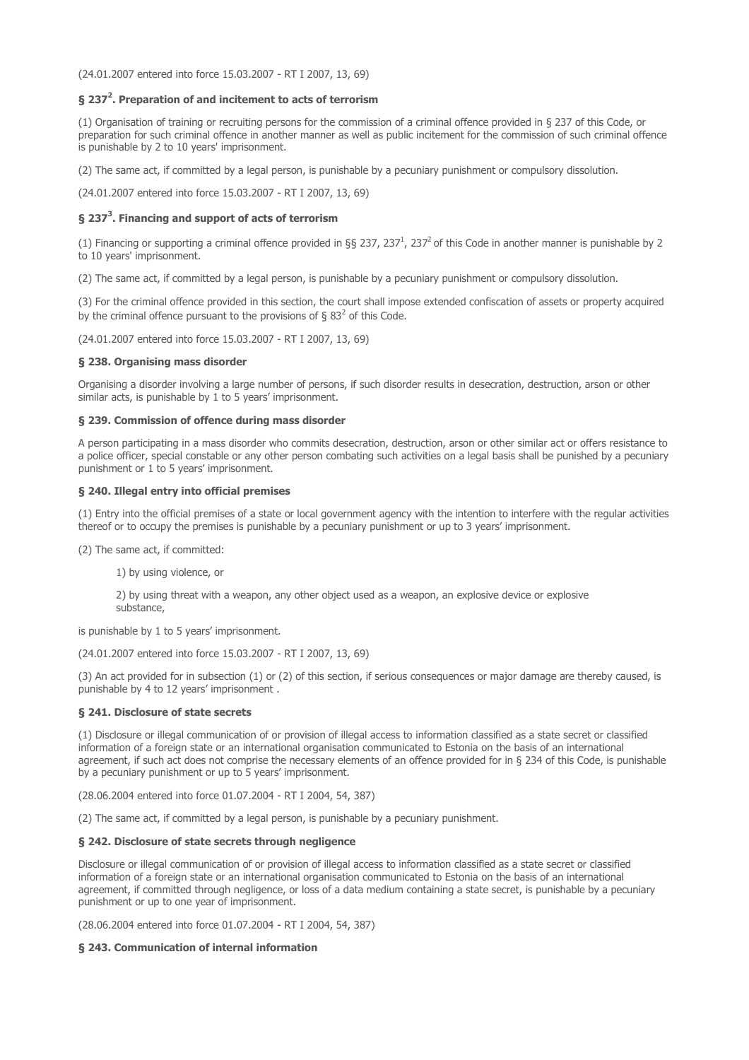(24.01.2007 entered into force 15.03.2007 - RT I 2007, 13, 69)

### § 237$^2$. Preparation of and incitement to acts of terrorism

(1) Organisation of training or recruiting persons for the commission of a criminal offence provided in § 237 of this Code, or preparation for such criminal offence in another manner as well as public incitement for the commission of such criminal offence is punishable by 2 to 10 years' imprisonment.

(2) The same act, if committed by a legal person, is punishable by a pecuniary punishment or compulsory dissolution.

(24.01.2007 entered into force 15.03.2007 - RT I 2007, 13, 69)

### § 237$^3$. Financing and support of acts of terrorism

(1) Financing or supporting a criminal offence provided in §§ 237, 237$^1$, 237$^2$ of this Code in another manner is punishable by 2 to 10 years' imprisonment.

(2) The same act, if committed by a legal person, is punishable by a pecuniary punishment or compulsory dissolution.

(3) For the criminal offence provided in this section, the court shall impose extended confiscation of assets or property acquired by the criminal offence pursuant to the provisions of § 83$^2$ of this Code.

(24.01.2007 entered into force 15.03.2007 - RT I 2007, 13, 69)

### § 238. Organising mass disorder

Organising a disorder involving a large number of persons, if such disorder results in desecration, destruction, arson or other similar acts, is punishable by 1 to 5 years' imprisonment.

### § 239. Commission of offence during mass disorder

A person participating in a mass disorder who commits desecration, destruction, arson or other similar act or offers resistance to a police officer, special constable or any other person combating such activities on a legal basis shall be punished by a pecuniary punishment or 1 to 5 years' imprisonment.

### § 240. Illegal entry into official premises

(1) Entry into the official premises of a state or local government agency with the intention to interfere with the regular activities thereof or to occupy the premises is punishable by a pecuniary punishment or up to 3 years' imprisonment.

(2) The same act, if committed:

1) by using violence, or

2) by using threat with a weapon, any other object used as a weapon, an explosive device or explosive substance,

is punishable by 1 to 5 years' imprisonment.

(24.01.2007 entered into force 15.03.2007 - RT I 2007, 13, 69)

(3) An act provided for in subsection (1) or (2) of this section, if serious consequences or major damage are thereby caused, is punishable by 4 to 12 years' imprisonment .

### § 241. Disclosure of state secrets

(1) Disclosure or illegal communication of or provision of illegal access to information classified as a state secret or classified information of a foreign state or an international organisation communicated to Estonia on the basis of an international agreement, if such act does not comprise the necessary elements of an offence provided for in § 234 of this Code, is punishable by a pecuniary punishment or up to 5 years' imprisonment.

(28.06.2004 entered into force 01.07.2004 - RT I 2004, 54, 387)

(2) The same act, if committed by a legal person, is punishable by a pecuniary punishment.

### § 242. Disclosure of state secrets through negligence

Disclosure or illegal communication of or provision of illegal access to information classified as a state secret or classified information of a foreign state or an international organisation communicated to Estonia on the basis of an international agreement, if committed through negligence, or loss of a data medium containing a state secret, is punishable by a pecuniary punishment or up to one year of imprisonment.

(28.06.2004 entered into force 01.07.2004 - RT I 2004, 54, 387)

### § 243. Communication of internal information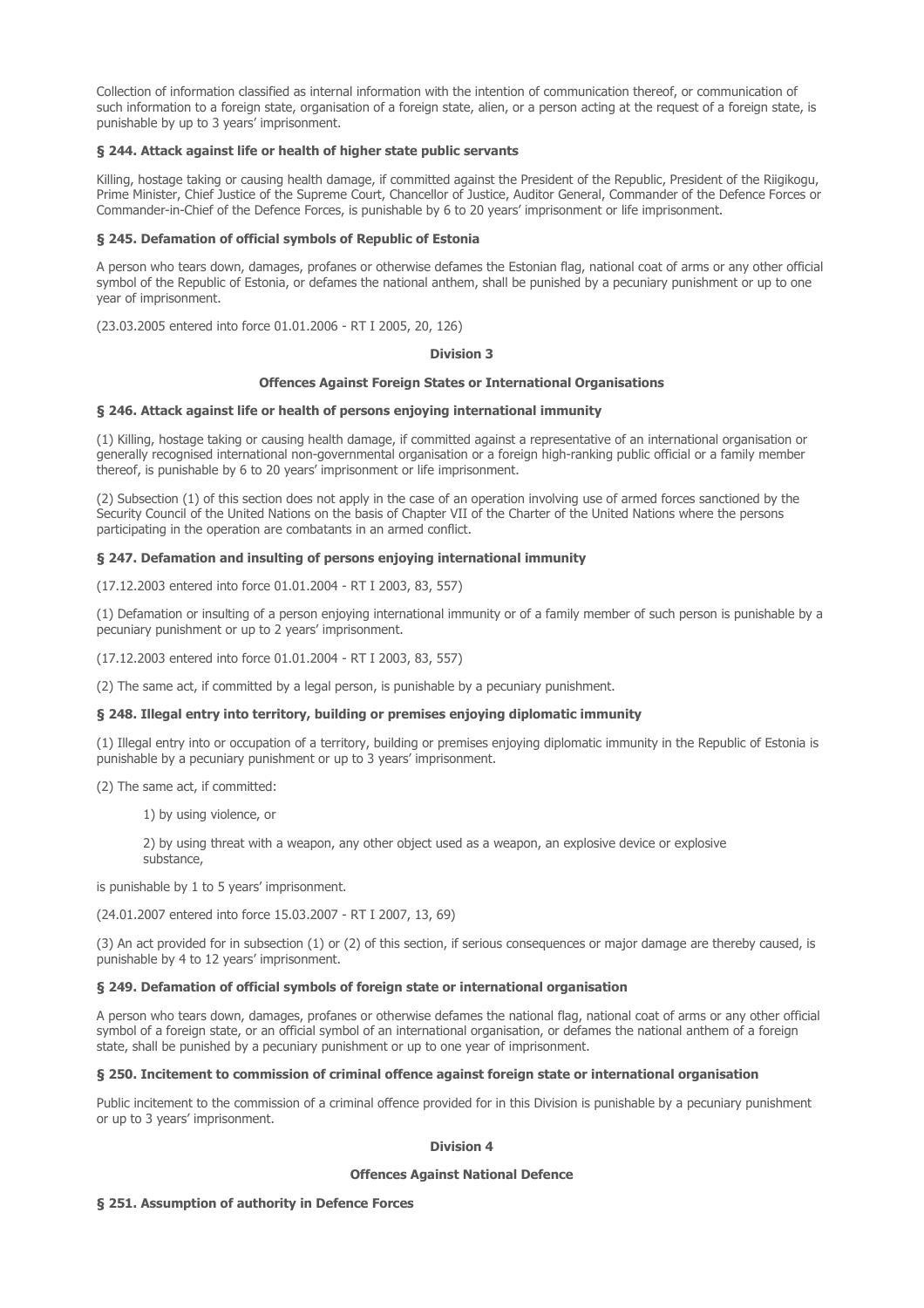Collection of information classified as internal information with the intention of communication thereof, or communication of such information to a foreign state, organisation of a foreign state, alien, or a person acting at the request of a foreign state, is punishable by up to 3 years' imprisonment.

### § 244. Attack against life or health of higher state public servants

Killing, hostage taking or causing health damage, if committed against the President of the Republic, President of the Riigikogu, Prime Minister, Chief Justice of the Supreme Court, Chancellor of Justice, Auditor General, Commander of the Defence Forces or Commander-in-Chief of the Defence Forces, is punishable by 6 to 20 years' imprisonment or life imprisonment.

### § 245. Defamation of official symbols of Republic of Estonia

A person who tears down, damages, profanes or otherwise defames the Estonian flag, national coat of arms or any other official symbol of the Republic of Estonia, or defames the national anthem, shall be punished by a pecuniary punishment or up to one year of imprisonment.

(23.03.2005 entered into force 01.01.2006 - RT I 2005, 20, 126)

## Division 3

## Offences Against Foreign States or International Organisations

### § 246. Attack against life or health of persons enjoying international immunity

(1) Killing, hostage taking or causing health damage, if committed against a representative of an international organisation or generally recognised international non-governmental organisation or a foreign high-ranking public official or a family member thereof, is punishable by 6 to 20 years' imprisonment or life imprisonment.

(2) Subsection (1) of this section does not apply in the case of an operation involving use of armed forces sanctioned by the Security Council of the United Nations on the basis of Chapter VII of the Charter of the United Nations where the persons participating in the operation are combatants in an armed conflict.

### § 247. Defamation and insulting of persons enjoying international immunity

(17.12.2003 entered into force 01.01.2004 - RT I 2003, 83, 557)

(1) Defamation or insulting of a person enjoying international immunity or of a family member of such person is punishable by a pecuniary punishment or up to 2 years' imprisonment.

(17.12.2003 entered into force 01.01.2004 - RT I 2003, 83, 557)

(2) The same act, if committed by a legal person, is punishable by a pecuniary punishment.

### § 248. Illegal entry into territory, building or premises enjoying diplomatic immunity

(1) Illegal entry into or occupation of a territory, building or premises enjoying diplomatic immunity in the Republic of Estonia is punishable by a pecuniary punishment or up to 3 years' imprisonment.

(2) The same act, if committed:

1) by using violence, or

2) by using threat with a weapon, any other object used as a weapon, an explosive device or explosive substance,

is punishable by 1 to 5 years' imprisonment.

(24.01.2007 entered into force 15.03.2007 - RT I 2007, 13, 69)

(3) An act provided for in subsection (1) or (2) of this section, if serious consequences or major damage are thereby caused, is punishable by 4 to 12 years' imprisonment.

### § 249. Defamation of official symbols of foreign state or international organisation

A person who tears down, damages, profanes or otherwise defames the national flag, national coat of arms or any other official symbol of a foreign state, or an official symbol of an international organisation, or defames the national anthem of a foreign state, shall be punished by a pecuniary punishment or up to one year of imprisonment.

### § 250. Incitement to commission of criminal offence against foreign state or international organisation

Public incitement to the commission of a criminal offence provided for in this Division is punishable by a pecuniary punishment or up to 3 years' imprisonment.

## Division 4

## Offences Against National Defence

### § 251. Assumption of authority in Defence Forces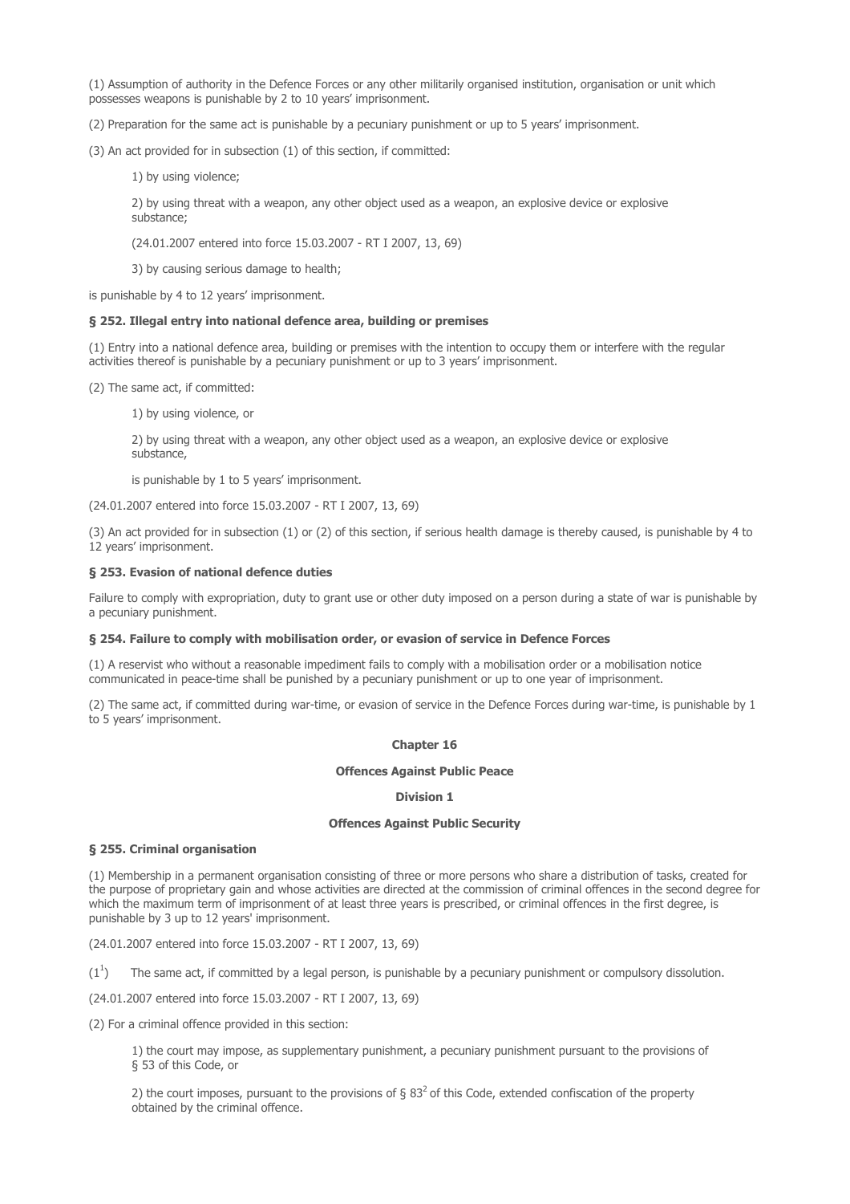(1) Assumption of authority in the Defence Forces or any other militarily organised institution, organisation or unit which possesses weapons is punishable by 2 to 10 years' imprisonment.

(2) Preparation for the same act is punishable by a pecuniary punishment or up to 5 years' imprisonment.

(3) An act provided for in subsection (1) of this section, if committed:

1) by using violence;

2) by using threat with a weapon, any other object used as a weapon, an explosive device or explosive substance;

(24.01.2007 entered into force 15.03.2007 - RT I 2007, 13, 69)

3) by causing serious damage to health;

is punishable by 4 to 12 years' imprisonment.

**§ 252. Illegal entry into national defence area, building or premises**

(1) Entry into a national defence area, building or premises with the intention to occupy them or interfere with the regular activities thereof is punishable by a pecuniary punishment or up to 3 years' imprisonment.

(2) The same act, if committed:

1) by using violence, or

2) by using threat with a weapon, any other object used as a weapon, an explosive device or explosive substance,

is punishable by 1 to 5 years' imprisonment.

(24.01.2007 entered into force 15.03.2007 - RT I 2007, 13, 69)

(3) An act provided for in subsection (1) or (2) of this section, if serious health damage is thereby caused, is punishable by 4 to 12 years' imprisonment.

**§ 253. Evasion of national defence duties**

Failure to comply with expropriation, duty to grant use or other duty imposed on a person during a state of war is punishable by a pecuniary punishment.

**§ 254. Failure to comply with mobilisation order, or evasion of service in Defence Forces**

(1) A reservist who without a reasonable impediment fails to comply with a mobilisation order or a mobilisation notice communicated in peace-time shall be punished by a pecuniary punishment or up to one year of imprisonment.

(2) The same act, if committed during war-time, or evasion of service in the Defence Forces during war-time, is punishable by 1 to 5 years' imprisonment.

## Chapter 16

## Offences Against Public Peace

### Division 1

### Offences Against Public Security

**§ 255. Criminal organisation**

(1) Membership in a permanent organisation consisting of three or more persons who share a distribution of tasks, created for the purpose of proprietary gain and whose activities are directed at the commission of criminal offences in the second degree for which the maximum term of imprisonment of at least three years is prescribed, or criminal offences in the first degree, is punishable by 3 up to 12 years' imprisonment.

(24.01.2007 entered into force 15.03.2007 - RT I 2007, 13, 69)

($1^1$) The same act, if committed by a legal person, is punishable by a pecuniary punishment or compulsory dissolution.

(24.01.2007 entered into force 15.03.2007 - RT I 2007, 13, 69)

(2) For a criminal offence provided in this section:

1) the court may impose, as supplementary punishment, a pecuniary punishment pursuant to the provisions of § 53 of this Code, or

2) the court imposes, pursuant to the provisions of § $83^2$ of this Code, extended confiscation of the property obtained by the criminal offence.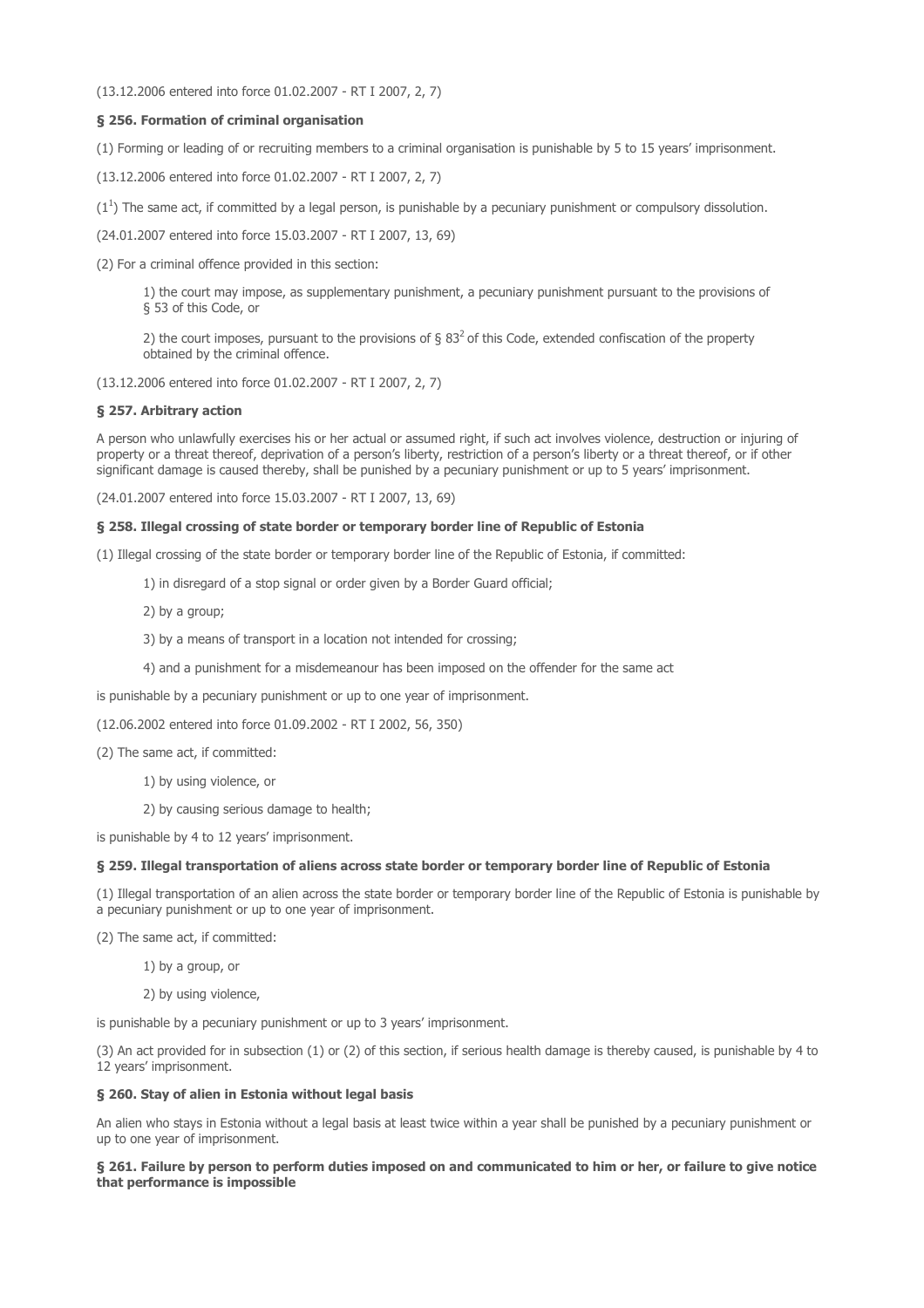(13.12.2006 entered into force 01.02.2007 - RT I 2007, 2, 7)

### § 256. Formation of criminal organisation

(1) Forming or leading of or recruiting members to a criminal organisation is punishable by 5 to 15 years' imprisonment.

(13.12.2006 entered into force 01.02.2007 - RT I 2007, 2, 7)

($1^1$) The same act, if committed by a legal person, is punishable by a pecuniary punishment or compulsory dissolution.

(24.01.2007 entered into force 15.03.2007 - RT I 2007, 13, 69)

(2) For a criminal offence provided in this section:

1) the court may impose, as supplementary punishment, a pecuniary punishment pursuant to the provisions of § 53 of this Code, or

2) the court imposes, pursuant to the provisions of § $83^2$ of this Code, extended confiscation of the property obtained by the criminal offence.

(13.12.2006 entered into force 01.02.2007 - RT I 2007, 2, 7)

### § 257. Arbitrary action

A person who unlawfully exercises his or her actual or assumed right, if such act involves violence, destruction or injuring of property or a threat thereof, deprivation of a person's liberty, restriction of a person's liberty or a threat thereof, or if other significant damage is caused thereby, shall be punished by a pecuniary punishment or up to 5 years' imprisonment.

(24.01.2007 entered into force 15.03.2007 - RT I 2007, 13, 69)

### § 258. Illegal crossing of state border or temporary border line of Republic of Estonia

(1) Illegal crossing of the state border or temporary border line of the Republic of Estonia, if committed:

1) in disregard of a stop signal or order given by a Border Guard official;

2) by a group;

3) by a means of transport in a location not intended for crossing;

4) and a punishment for a misdemeanour has been imposed on the offender for the same act

is punishable by a pecuniary punishment or up to one year of imprisonment.

(12.06.2002 entered into force 01.09.2002 - RT I 2002, 56, 350)

(2) The same act, if committed:

1) by using violence, or

2) by causing serious damage to health;

is punishable by 4 to 12 years' imprisonment.

### § 259. Illegal transportation of aliens across state border or temporary border line of Republic of Estonia

(1) Illegal transportation of an alien across the state border or temporary border line of the Republic of Estonia is punishable by a pecuniary punishment or up to one year of imprisonment.

(2) The same act, if committed:

1) by a group, or

2) by using violence,

is punishable by a pecuniary punishment or up to 3 years' imprisonment.

(3) An act provided for in subsection (1) or (2) of this section, if serious health damage is thereby caused, is punishable by 4 to 12 years' imprisonment.

### § 260. Stay of alien in Estonia without legal basis

An alien who stays in Estonia without a legal basis at least twice within a year shall be punished by a pecuniary punishment or up to one year of imprisonment.

### § 261. Failure by person to perform duties imposed on and communicated to him or her, or failure to give notice that performance is impossible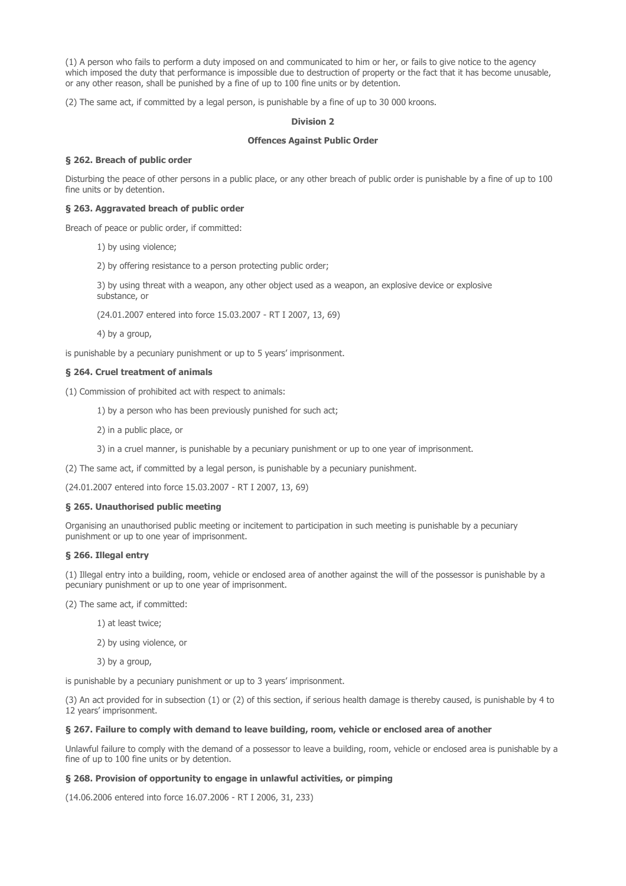(1) A person who fails to perform a duty imposed on and communicated to him or her, or fails to give notice to the agency which imposed the duty that performance is impossible due to destruction of property or the fact that it has become unusable, or any other reason, shall be punished by a fine of up to 100 fine units or by detention.

(2) The same act, if committed by a legal person, is punishable by a fine of up to 30 000 kroons.

**Division 2**

**Offences Against Public Order**

### § 262. Breach of public order

Disturbing the peace of other persons in a public place, or any other breach of public order is punishable by a fine of up to 100 fine units or by detention.

### § 263. Aggravated breach of public order

Breach of peace or public order, if committed:

1) by using violence;

2) by offering resistance to a person protecting public order;

3) by using threat with a weapon, any other object used as a weapon, an explosive device or explosive substance, or

(24.01.2007 entered into force 15.03.2007 - RT I 2007, 13, 69)

4) by a group,

is punishable by a pecuniary punishment or up to 5 years' imprisonment.

### § 264. Cruel treatment of animals

(1) Commission of prohibited act with respect to animals:

1) by a person who has been previously punished for such act;

2) in a public place, or

3) in a cruel manner, is punishable by a pecuniary punishment or up to one year of imprisonment.

(2) The same act, if committed by a legal person, is punishable by a pecuniary punishment.

(24.01.2007 entered into force 15.03.2007 - RT I 2007, 13, 69)

### § 265. Unauthorised public meeting

Organising an unauthorised public meeting or incitement to participation in such meeting is punishable by a pecuniary punishment or up to one year of imprisonment.

### § 266. Illegal entry

(1) Illegal entry into a building, room, vehicle or enclosed area of another against the will of the possessor is punishable by a pecuniary punishment or up to one year of imprisonment.

(2) The same act, if committed:

1) at least twice;

2) by using violence, or

3) by a group,

is punishable by a pecuniary punishment or up to 3 years' imprisonment.

(3) An act provided for in subsection (1) or (2) of this section, if serious health damage is thereby caused, is punishable by 4 to 12 years' imprisonment.

### § 267. Failure to comply with demand to leave building, room, vehicle or enclosed area of another

Unlawful failure to comply with the demand of a possessor to leave a building, room, vehicle or enclosed area is punishable by a fine of up to 100 fine units or by detention.

### § 268. Provision of opportunity to engage in unlawful activities, or pimping

(14.06.2006 entered into force 16.07.2006 - RT I 2006, 31, 233)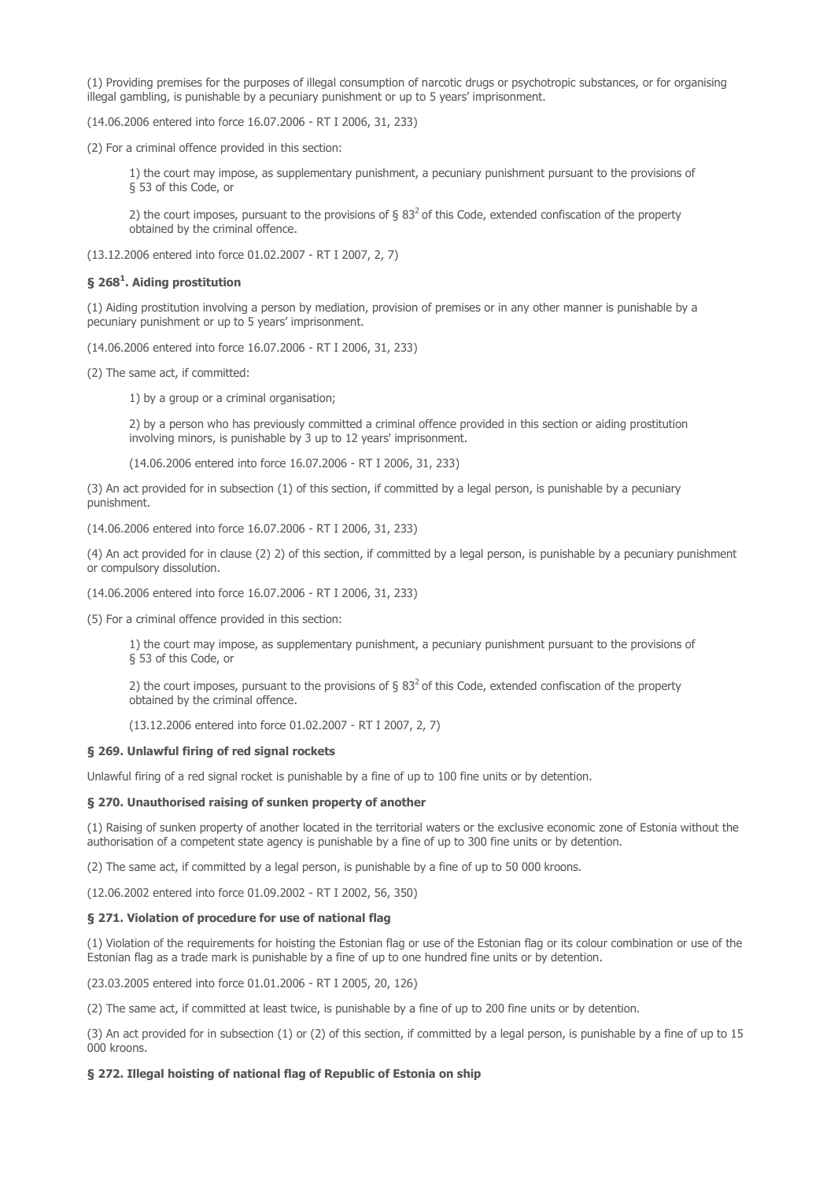(1) Providing premises for the purposes of illegal consumption of narcotic drugs or psychotropic substances, or for organising illegal gambling, is punishable by a pecuniary punishment or up to 5 years' imprisonment.

(14.06.2006 entered into force 16.07.2006 - RT I 2006, 31, 233)

(2) For a criminal offence provided in this section:

1) the court may impose, as supplementary punishment, a pecuniary punishment pursuant to the provisions of § 53 of this Code, or

2) the court imposes, pursuant to the provisions of § $83^2$ of this Code, extended confiscation of the property obtained by the criminal offence.

(13.12.2006 entered into force 01.02.2007 - RT I 2007, 2, 7)

### § $268^1$. Aiding prostitution

(1) Aiding prostitution involving a person by mediation, provision of premises or in any other manner is punishable by a pecuniary punishment or up to 5 years' imprisonment.

(14.06.2006 entered into force 16.07.2006 - RT I 2006, 31, 233)

(2) The same act, if committed:

1) by a group or a criminal organisation;

2) by a person who has previously committed a criminal offence provided in this section or aiding prostitution involving minors, is punishable by 3 up to 12 years' imprisonment.

(14.06.2006 entered into force 16.07.2006 - RT I 2006, 31, 233)

(3) An act provided for in subsection (1) of this section, if committed by a legal person, is punishable by a pecuniary punishment.

(14.06.2006 entered into force 16.07.2006 - RT I 2006, 31, 233)

(4) An act provided for in clause (2) 2) of this section, if committed by a legal person, is punishable by a pecuniary punishment or compulsory dissolution.

(14.06.2006 entered into force 16.07.2006 - RT I 2006, 31, 233)

(5) For a criminal offence provided in this section:

1) the court may impose, as supplementary punishment, a pecuniary punishment pursuant to the provisions of § 53 of this Code, or

2) the court imposes, pursuant to the provisions of § $83^2$ of this Code, extended confiscation of the property obtained by the criminal offence.

(13.12.2006 entered into force 01.02.2007 - RT I 2007, 2, 7)

### § 269. Unlawful firing of red signal rockets

Unlawful firing of a red signal rocket is punishable by a fine of up to 100 fine units or by detention.

### § 270. Unauthorised raising of sunken property of another

(1) Raising of sunken property of another located in the territorial waters or the exclusive economic zone of Estonia without the authorisation of a competent state agency is punishable by a fine of up to 300 fine units or by detention.

(2) The same act, if committed by a legal person, is punishable by a fine of up to 50 000 kroons.

(12.06.2002 entered into force 01.09.2002 - RT I 2002, 56, 350)

### § 271. Violation of procedure for use of national flag

(1) Violation of the requirements for hoisting the Estonian flag or use of the Estonian flag or its colour combination or use of the Estonian flag as a trade mark is punishable by a fine of up to one hundred fine units or by detention.

(23.03.2005 entered into force 01.01.2006 - RT I 2005, 20, 126)

(2) The same act, if committed at least twice, is punishable by a fine of up to 200 fine units or by detention.

(3) An act provided for in subsection (1) or (2) of this section, if committed by a legal person, is punishable by a fine of up to 15 000 kroons.

### § 272. Illegal hoisting of national flag of Republic of Estonia on ship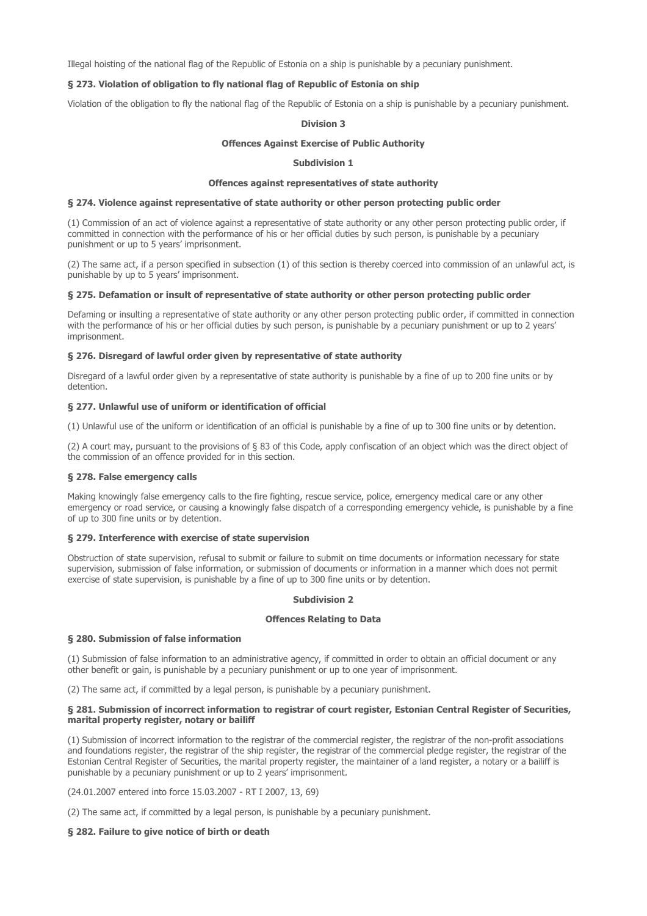Illegal hoisting of the national flag of the Republic of Estonia on a ship is punishable by a pecuniary punishment.

**§ 273. Violation of obligation to fly national flag of Republic of Estonia on ship**

Violation of the obligation to fly the national flag of the Republic of Estonia on a ship is punishable by a pecuniary punishment.

**Division 3**

**Offences Against Exercise of Public Authority**

**Subdivision 1**

**Offences against representatives of state authority**

**§ 274. Violence against representative of state authority or other person protecting public order**

(1) Commission of an act of violence against a representative of state authority or any other person protecting public order, if committed in connection with the performance of his or her official duties by such person, is punishable by a pecuniary punishment or up to 5 years' imprisonment.

(2) The same act, if a person specified in subsection (1) of this section is thereby coerced into commission of an unlawful act, is punishable by up to 5 years' imprisonment.

**§ 275. Defamation or insult of representative of state authority or other person protecting public order**

Defaming or insulting a representative of state authority or any other person protecting public order, if committed in connection with the performance of his or her official duties by such person, is punishable by a pecuniary punishment or up to 2 years' imprisonment.

**§ 276. Disregard of lawful order given by representative of state authority**

Disregard of a lawful order given by a representative of state authority is punishable by a fine of up to 200 fine units or by detention.

**§ 277. Unlawful use of uniform or identification of official**

(1) Unlawful use of the uniform or identification of an official is punishable by a fine of up to 300 fine units or by detention.

(2) A court may, pursuant to the provisions of § 83 of this Code, apply confiscation of an object which was the direct object of the commission of an offence provided for in this section.

**§ 278. False emergency calls**

Making knowingly false emergency calls to the fire fighting, rescue service, police, emergency medical care or any other emergency or road service, or causing a knowingly false dispatch of a corresponding emergency vehicle, is punishable by a fine of up to 300 fine units or by detention.

**§ 279. Interference with exercise of state supervision**

Obstruction of state supervision, refusal to submit or failure to submit on time documents or information necessary for state supervision, submission of false information, or submission of documents or information in a manner which does not permit exercise of state supervision, is punishable by a fine of up to 300 fine units or by detention.

**Subdivision 2**

**Offences Relating to Data**

**§ 280. Submission of false information**

(1) Submission of false information to an administrative agency, if committed in order to obtain an official document or any other benefit or gain, is punishable by a pecuniary punishment or up to one year of imprisonment.

(2) The same act, if committed by a legal person, is punishable by a pecuniary punishment.

**§ 281. Submission of incorrect information to registrar of court register, Estonian Central Register of Securities, marital property register, notary or bailiff**

(1) Submission of incorrect information to the registrar of the commercial register, the registrar of the non-profit associations and foundations register, the registrar of the ship register, the registrar of the commercial pledge register, the registrar of the Estonian Central Register of Securities, the marital property register, the maintainer of a land register, a notary or a bailiff is punishable by a pecuniary punishment or up to 2 years' imprisonment.

(24.01.2007 entered into force 15.03.2007 - RT I 2007, 13, 69)

(2) The same act, if committed by a legal person, is punishable by a pecuniary punishment.

**§ 282. Failure to give notice of birth or death**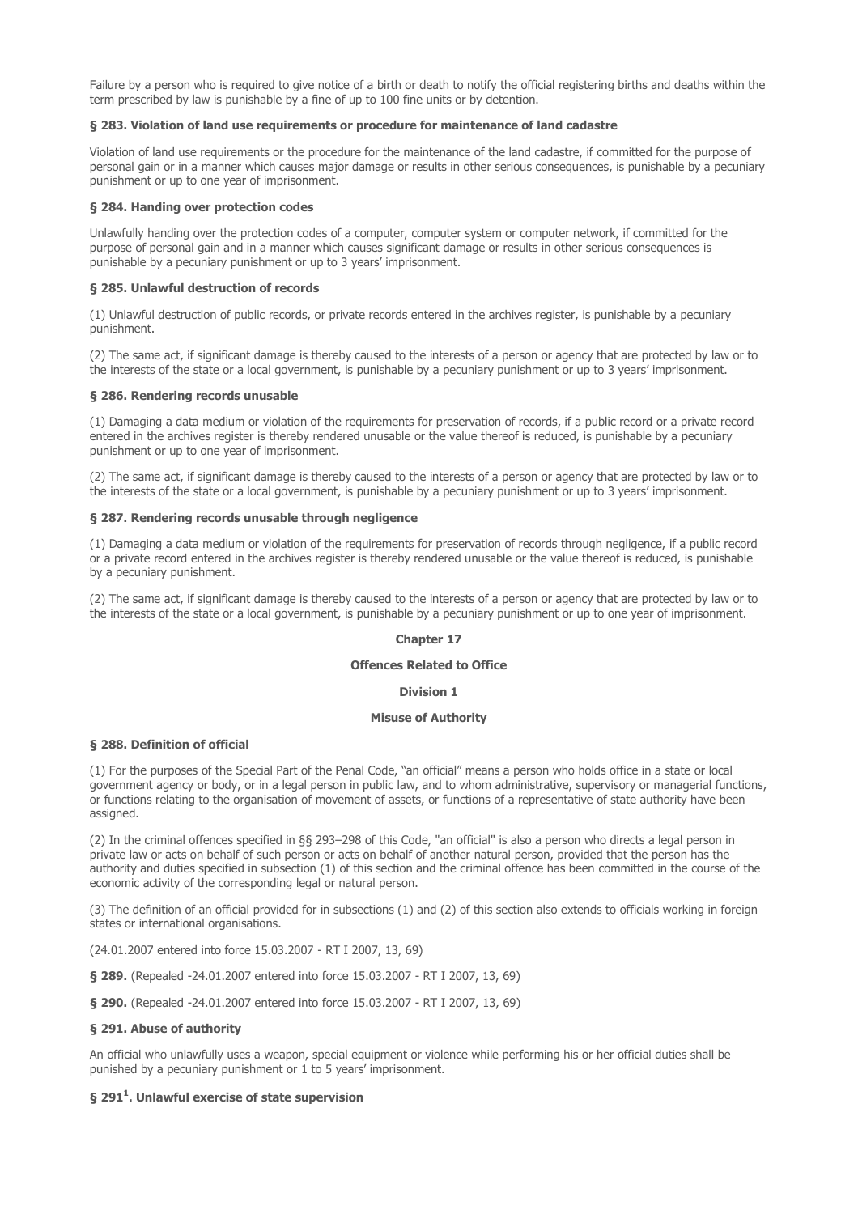Failure by a person who is required to give notice of a birth or death to notify the official registering births and deaths within the term prescribed by law is punishable by a fine of up to 100 fine units or by detention.

**§ 283. Violation of land use requirements or procedure for maintenance of land cadastre**

Violation of land use requirements or the procedure for the maintenance of the land cadastre, if committed for the purpose of personal gain or in a manner which causes major damage or results in other serious consequences, is punishable by a pecuniary punishment or up to one year of imprisonment.

**§ 284. Handing over protection codes**

Unlawfully handing over the protection codes of a computer, computer system or computer network, if committed for the purpose of personal gain and in a manner which causes significant damage or results in other serious consequences is punishable by a pecuniary punishment or up to 3 years' imprisonment.

**§ 285. Unlawful destruction of records**

(1) Unlawful destruction of public records, or private records entered in the archives register, is punishable by a pecuniary punishment.

(2) The same act, if significant damage is thereby caused to the interests of a person or agency that are protected by law or to the interests of the state or a local government, is punishable by a pecuniary punishment or up to 3 years' imprisonment.

**§ 286. Rendering records unusable**

(1) Damaging a data medium or violation of the requirements for preservation of records, if a public record or a private record entered in the archives register is thereby rendered unusable or the value thereof is reduced, is punishable by a pecuniary punishment or up to one year of imprisonment.

(2) The same act, if significant damage is thereby caused to the interests of a person or agency that are protected by law or to the interests of the state or a local government, is punishable by a pecuniary punishment or up to 3 years' imprisonment.

**§ 287. Rendering records unusable through negligence**

(1) Damaging a data medium or violation of the requirements for preservation of records through negligence, if a public record or a private record entered in the archives register is thereby rendered unusable or the value thereof is reduced, is punishable by a pecuniary punishment.

(2) The same act, if significant damage is thereby caused to the interests of a person or agency that are protected by law or to the interests of the state or a local government, is punishable by a pecuniary punishment or up to one year of imprisonment.

## Chapter 17

## Offences Related to Office

### Division 1

### Misuse of Authority

**§ 288. Definition of official**

(1) For the purposes of the Special Part of the Penal Code, "an official" means a person who holds office in a state or local government agency or body, or in a legal person in public law, and to whom administrative, supervisory or managerial functions, or functions relating to the organisation of movement of assets, or functions of a representative of state authority have been assigned.

(2) In the criminal offences specified in §§ 293–298 of this Code, "an official" is also a person who directs a legal person in private law or acts on behalf of such person or acts on behalf of another natural person, provided that the person has the authority and duties specified in subsection (1) of this section and the criminal offence has been committed in the course of the economic activity of the corresponding legal or natural person.

(3) The definition of an official provided for in subsections (1) and (2) of this section also extends to officials working in foreign states or international organisations.

(24.01.2007 entered into force 15.03.2007 - RT I 2007, 13, 69)

**§ 289.** (Repealed -24.01.2007 entered into force 15.03.2007 - RT I 2007, 13, 69)

**§ 290.** (Repealed -24.01.2007 entered into force 15.03.2007 - RT I 2007, 13, 69)

**§ 291. Abuse of authority**

An official who unlawfully uses a weapon, special equipment or violence while performing his or her official duties shall be punished by a pecuniary punishment or 1 to 5 years' imprisonment.

**§ 291[1]. Unlawful exercise of state supervision**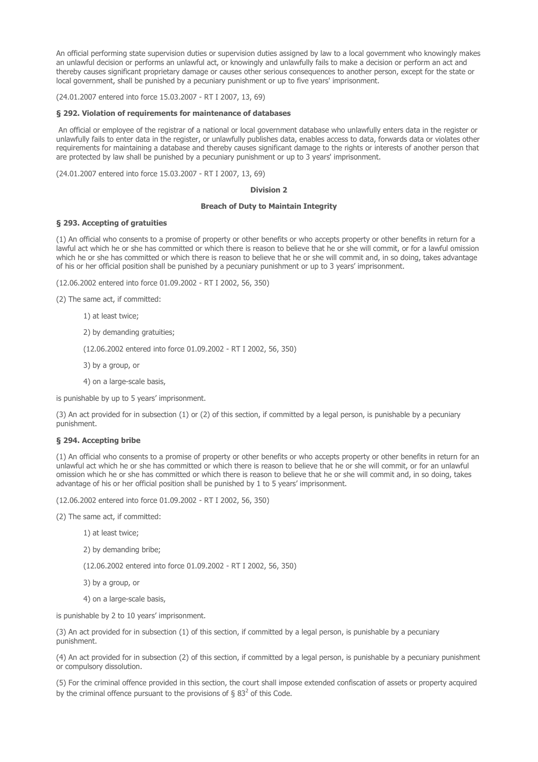An official performing state supervision duties or supervision duties assigned by law to a local government who knowingly makes an unlawful decision or performs an unlawful act, or knowingly and unlawfully fails to make a decision or perform an act and thereby causes significant proprietary damage or causes other serious consequences to another person, except for the state or local government, shall be punished by a pecuniary punishment or up to five years' imprisonment.

(24.01.2007 entered into force 15.03.2007 - RT I 2007, 13, 69)

### § 292. Violation of requirements for maintenance of databases

An official or employee of the registrar of a national or local government database who unlawfully enters data in the register or unlawfully fails to enter data in the register, or unlawfully publishes data, enables access to data, forwards data or violates other requirements for maintaining a database and thereby causes significant damage to the rights or interests of another person that are protected by law shall be punished by a pecuniary punishment or up to 3 years' imprisonment.

(24.01.2007 entered into force 15.03.2007 - RT I 2007, 13, 69)

## Division 2

## Breach of Duty to Maintain Integrity

### § 293. Accepting of gratuities

(1) An official who consents to a promise of property or other benefits or who accepts property or other benefits in return for a lawful act which he or she has committed or which there is reason to believe that he or she will commit, or for a lawful omission which he or she has committed or which there is reason to believe that he or she will commit and, in so doing, takes advantage of his or her official position shall be punished by a pecuniary punishment or up to 3 years' imprisonment.

(12.06.2002 entered into force 01.09.2002 - RT I 2002, 56, 350)

(2) The same act, if committed:

1) at least twice;

2) by demanding gratuities;

(12.06.2002 entered into force 01.09.2002 - RT I 2002, 56, 350)

3) by a group, or

4) on a large-scale basis,

is punishable by up to 5 years' imprisonment.

(3) An act provided for in subsection (1) or (2) of this section, if committed by a legal person, is punishable by a pecuniary punishment.

### § 294. Accepting bribe

(1) An official who consents to a promise of property or other benefits or who accepts property or other benefits in return for an unlawful act which he or she has committed or which there is reason to believe that he or she will commit, or for an unlawful omission which he or she has committed or which there is reason to believe that he or she will commit and, in so doing, takes advantage of his or her official position shall be punished by 1 to 5 years' imprisonment.

(12.06.2002 entered into force 01.09.2002 - RT I 2002, 56, 350)

(2) The same act, if committed:

1) at least twice;

2) by demanding bribe;

(12.06.2002 entered into force 01.09.2002 - RT I 2002, 56, 350)

3) by a group, or

4) on a large-scale basis,

is punishable by 2 to 10 years' imprisonment.

(3) An act provided for in subsection (1) of this section, if committed by a legal person, is punishable by a pecuniary punishment.

(4) An act provided for in subsection (2) of this section, if committed by a legal person, is punishable by a pecuniary punishment or compulsory dissolution.

(5) For the criminal offence provided in this section, the court shall impose extended confiscation of assets or property acquired by the criminal offence pursuant to the provisions of § $83^2$ of this Code.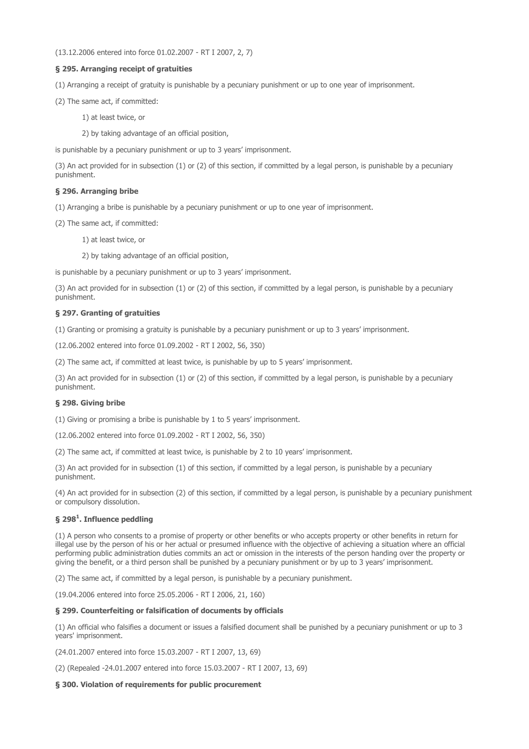(13.12.2006 entered into force 01.02.2007 - RT I 2007, 2, 7)

**§ 295. Arranging receipt of gratuities**

(1) Arranging a receipt of gratuity is punishable by a pecuniary punishment or up to one year of imprisonment.

(2) The same act, if committed:

1) at least twice, or

2) by taking advantage of an official position,

is punishable by a pecuniary punishment or up to 3 years' imprisonment.

(3) An act provided for in subsection (1) or (2) of this section, if committed by a legal person, is punishable by a pecuniary punishment.

**§ 296. Arranging bribe**

(1) Arranging a bribe is punishable by a pecuniary punishment or up to one year of imprisonment.

(2) The same act, if committed:

1) at least twice, or

2) by taking advantage of an official position,

is punishable by a pecuniary punishment or up to 3 years' imprisonment.

(3) An act provided for in subsection (1) or (2) of this section, if committed by a legal person, is punishable by a pecuniary punishment.

**§ 297. Granting of gratuities**

(1) Granting or promising a gratuity is punishable by a pecuniary punishment or up to 3 years' imprisonment.

(12.06.2002 entered into force 01.09.2002 - RT I 2002, 56, 350)

(2) The same act, if committed at least twice, is punishable by up to 5 years' imprisonment.

(3) An act provided for in subsection (1) or (2) of this section, if committed by a legal person, is punishable by a pecuniary punishment.

**§ 298. Giving bribe**

(1) Giving or promising a bribe is punishable by 1 to 5 years' imprisonment.

(12.06.2002 entered into force 01.09.2002 - RT I 2002, 56, 350)

(2) The same act, if committed at least twice, is punishable by 2 to 10 years' imprisonment.

(3) An act provided for in subsection (1) of this section, if committed by a legal person, is punishable by a pecuniary punishment.

(4) An act provided for in subsection (2) of this section, if committed by a legal person, is punishable by a pecuniary punishment or compulsory dissolution.

**§ 298[1]. Influence peddling**

(1) A person who consents to a promise of property or other benefits or who accepts property or other benefits in return for illegal use by the person of his or her actual or presumed influence with the objective of achieving a situation where an official performing public administration duties commits an act or omission in the interests of the person handing over the property or giving the benefit, or a third person shall be punished by a pecuniary punishment or by up to 3 years' imprisonment.

(2) The same act, if committed by a legal person, is punishable by a pecuniary punishment.

(19.04.2006 entered into force 25.05.2006 - RT I 2006, 21, 160)

**§ 299. Counterfeiting or falsification of documents by officials**

(1) An official who falsifies a document or issues a falsified document shall be punished by a pecuniary punishment or up to 3 years' imprisonment.

(24.01.2007 entered into force 15.03.2007 - RT I 2007, 13, 69)

(2) (Repealed -24.01.2007 entered into force 15.03.2007 - RT I 2007, 13, 69)

**§ 300. Violation of requirements for public procurement**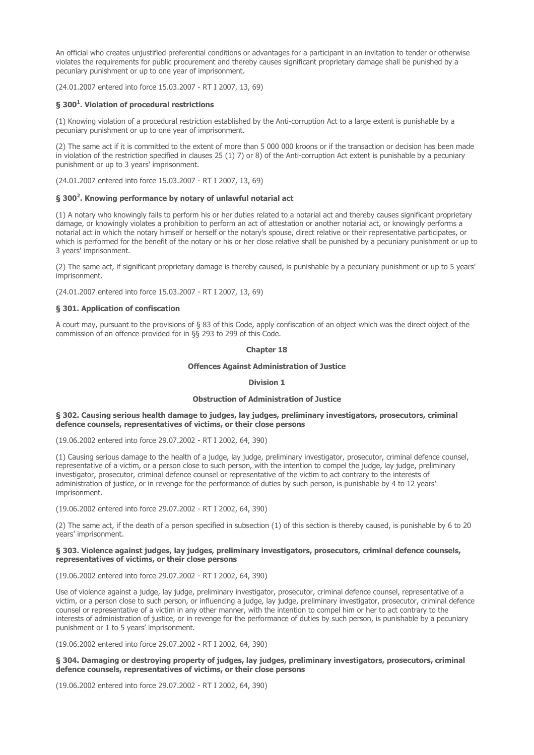An official who creates unjustified preferential conditions or advantages for a participant in an invitation to tender or otherwise violates the requirements for public procurement and thereby causes significant proprietary damage shall be punished by a pecuniary punishment or up to one year of imprisonment.

(24.01.2007 entered into force 15.03.2007 - RT I 2007, 13, 69)

### § 300[1]. Violation of procedural restrictions

(1) Knowing violation of a procedural restriction established by the Anti-corruption Act to a large extent is punishable by a pecuniary punishment or up to one year of imprisonment.

(2) The same act if it is committed to the extent of more than 5 000 000 kroons or if the transaction or decision has been made in violation of the restriction specified in clauses 25 (1) 7) or 8) of the Anti-corruption Act extent is punishable by a pecuniary punishment or up to 3 years' imprisonment.

(24.01.2007 entered into force 15.03.2007 - RT I 2007, 13, 69)

### § 300[2]. Knowing performance by notary of unlawful notarial act

(1) A notary who knowingly fails to perform his or her duties related to a notarial act and thereby causes significant proprietary damage, or knowingly violates a prohibition to perform an act of attestation or another notarial act, or knowingly performs a notarial act in which the notary himself or herself or the notary's spouse, direct relative or their representative participates, or which is performed for the benefit of the notary or his or her close relative shall be punished by a pecuniary punishment or up to 3 years' imprisonment.

(2) The same act, if significant proprietary damage is thereby caused, is punishable by a pecuniary punishment or up to 5 years' imprisonment.

(24.01.2007 entered into force 15.03.2007 - RT I 2007, 13, 69)

### § 301. Application of confiscation

A court may, pursuant to the provisions of § 83 of this Code, apply confiscation of an object which was the direct object of the commission of an offence provided for in §§ 293 to 299 of this Code.

## Chapter 18

## Offences Against Administration of Justice

### Division 1

### Obstruction of Administration of Justice

### § 302. Causing serious health damage to judges, lay judges, preliminary investigators, prosecutors, criminal defence counsels, representatives of victims, or their close persons

(19.06.2002 entered into force 29.07.2002 - RT I 2002, 64, 390)

(1) Causing serious damage to the health of a judge, lay judge, preliminary investigator, prosecutor, criminal defence counsel, representative of a victim, or a person close to such person, with the intention to compel the judge, lay judge, preliminary investigator, prosecutor, criminal defence counsel or representative of the victim to act contrary to the interests of administration of justice, or in revenge for the performance of duties by such person, is punishable by 4 to 12 years' imprisonment.

(19.06.2002 entered into force 29.07.2002 - RT I 2002, 64, 390)

(2) The same act, if the death of a person specified in subsection (1) of this section is thereby caused, is punishable by 6 to 20 years' imprisonment.

### § 303. Violence against judges, lay judges, preliminary investigators, prosecutors, criminal defence counsels, representatives of victims, or their close persons

(19.06.2002 entered into force 29.07.2002 - RT I 2002, 64, 390)

Use of violence against a judge, lay judge, preliminary investigator, prosecutor, criminal defence counsel, representative of a victim, or a person close to such person, or influencing a judge, lay judge, preliminary investigator, prosecutor, criminal defence counsel or representative of a victim in any other manner, with the intention to compel him or her to act contrary to the interests of administration of justice, or in revenge for the performance of duties by such person, is punishable by a pecuniary punishment or 1 to 5 years' imprisonment.

(19.06.2002 entered into force 29.07.2002 - RT I 2002, 64, 390)

### § 304. Damaging or destroying property of judges, lay judges, preliminary investigators, prosecutors, criminal defence counsels, representatives of victims, or their close persons

(19.06.2002 entered into force 29.07.2002 - RT I 2002, 64, 390)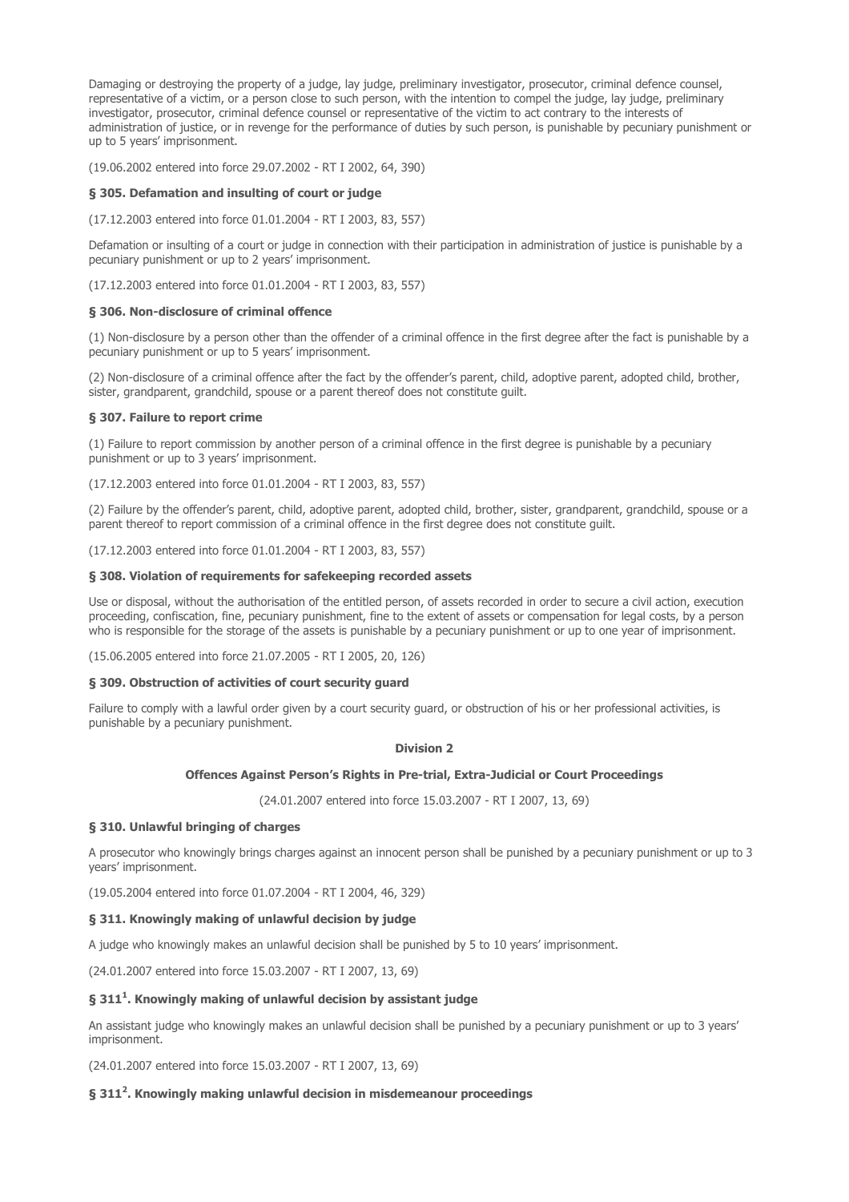Damaging or destroying the property of a judge, lay judge, preliminary investigator, prosecutor, criminal defence counsel, representative of a victim, or a person close to such person, with the intention to compel the judge, lay judge, preliminary investigator, prosecutor, criminal defence counsel or representative of the victim to act contrary to the interests of administration of justice, or in revenge for the performance of duties by such person, is punishable by pecuniary punishment or up to 5 years' imprisonment.

(19.06.2002 entered into force 29.07.2002 - RT I 2002, 64, 390)

#### § 305. Defamation and insulting of court or judge

(17.12.2003 entered into force 01.01.2004 - RT I 2003, 83, 557)

Defamation or insulting of a court or judge in connection with their participation in administration of justice is punishable by a pecuniary punishment or up to 2 years' imprisonment.

(17.12.2003 entered into force 01.01.2004 - RT I 2003, 83, 557)

#### § 306. Non-disclosure of criminal offence

(1) Non-disclosure by a person other than the offender of a criminal offence in the first degree after the fact is punishable by a pecuniary punishment or up to 5 years' imprisonment.

(2) Non-disclosure of a criminal offence after the fact by the offender's parent, child, adoptive parent, adopted child, brother, sister, grandparent, grandchild, spouse or a parent thereof does not constitute guilt.

#### § 307. Failure to report crime

(1) Failure to report commission by another person of a criminal offence in the first degree is punishable by a pecuniary punishment or up to 3 years' imprisonment.

(17.12.2003 entered into force 01.01.2004 - RT I 2003, 83, 557)

(2) Failure by the offender's parent, child, adoptive parent, adopted child, brother, sister, grandparent, grandchild, spouse or a parent thereof to report commission of a criminal offence in the first degree does not constitute guilt.

(17.12.2003 entered into force 01.01.2004 - RT I 2003, 83, 557)

#### § 308. Violation of requirements for safekeeping recorded assets

Use or disposal, without the authorisation of the entitled person, of assets recorded in order to secure a civil action, execution proceeding, confiscation, fine, pecuniary punishment, fine to the extent of assets or compensation for legal costs, by a person who is responsible for the storage of the assets is punishable by a pecuniary punishment or up to one year of imprisonment.

(15.06.2005 entered into force 21.07.2005 - RT I 2005, 20, 126)

#### § 309. Obstruction of activities of court security guard

Failure to comply with a lawful order given by a court security guard, or obstruction of his or her professional activities, is punishable by a pecuniary punishment.

### Division 2

### Offences Against Person's Rights in Pre-trial, Extra-Judicial or Court Proceedings

(24.01.2007 entered into force 15.03.2007 - RT I 2007, 13, 69)

#### § 310. Unlawful bringing of charges

A prosecutor who knowingly brings charges against an innocent person shall be punished by a pecuniary punishment or up to 3 years' imprisonment.

(19.05.2004 entered into force 01.07.2004 - RT I 2004, 46, 329)

#### § 311. Knowingly making of unlawful decision by judge

A judge who knowingly makes an unlawful decision shall be punished by 5 to 10 years' imprisonment.

(24.01.2007 entered into force 15.03.2007 - RT I 2007, 13, 69)

#### § 311[1]. Knowingly making of unlawful decision by assistant judge

An assistant judge who knowingly makes an unlawful decision shall be punished by a pecuniary punishment or up to 3 years' imprisonment.

(24.01.2007 entered into force 15.03.2007 - RT I 2007, 13, 69)

#### § 311[2]. Knowingly making unlawful decision in misdemeanour proceedings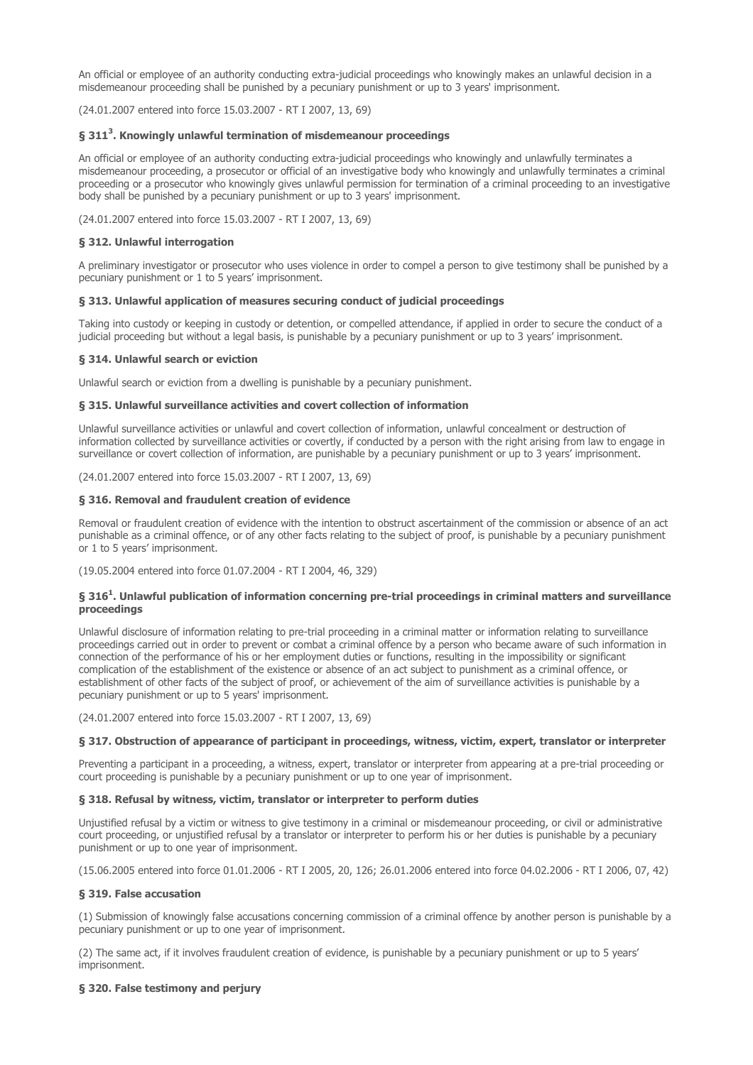An official or employee of an authority conducting extra-judicial proceedings who knowingly makes an unlawful decision in a misdemeanour proceeding shall be punished by a pecuniary punishment or up to 3 years' imprisonment.

(24.01.2007 entered into force 15.03.2007 - RT I 2007, 13, 69)

### § 311[3]. Knowingly unlawful termination of misdemeanour proceedings

An official or employee of an authority conducting extra-judicial proceedings who knowingly and unlawfully terminates a misdemeanour proceeding, a prosecutor or official of an investigative body who knowingly and unlawfully terminates a criminal proceeding or a prosecutor who knowingly gives unlawful permission for termination of a criminal proceeding to an investigative body shall be punished by a pecuniary punishment or up to 3 years' imprisonment.

(24.01.2007 entered into force 15.03.2007 - RT I 2007, 13, 69)

### § 312. Unlawful interrogation

A preliminary investigator or prosecutor who uses violence in order to compel a person to give testimony shall be punished by a pecuniary punishment or 1 to 5 years' imprisonment.

### § 313. Unlawful application of measures securing conduct of judicial proceedings

Taking into custody or keeping in custody or detention, or compelled attendance, if applied in order to secure the conduct of a judicial proceeding but without a legal basis, is punishable by a pecuniary punishment or up to 3 years' imprisonment.

### § 314. Unlawful search or eviction

Unlawful search or eviction from a dwelling is punishable by a pecuniary punishment.

### § 315. Unlawful surveillance activities and covert collection of information

Unlawful surveillance activities or unlawful and covert collection of information, unlawful concealment or destruction of information collected by surveillance activities or covertly, if conducted by a person with the right arising from law to engage in surveillance or covert collection of information, are punishable by a pecuniary punishment or up to 3 years' imprisonment.

(24.01.2007 entered into force 15.03.2007 - RT I 2007, 13, 69)

### § 316. Removal and fraudulent creation of evidence

Removal or fraudulent creation of evidence with the intention to obstruct ascertainment of the commission or absence of an act punishable as a criminal offence, or of any other facts relating to the subject of proof, is punishable by a pecuniary punishment or 1 to 5 years' imprisonment.

(19.05.2004 entered into force 01.07.2004 - RT I 2004, 46, 329)

### § 316[1]. Unlawful publication of information concerning pre-trial proceedings in criminal matters and surveillance proceedings

Unlawful disclosure of information relating to pre-trial proceeding in a criminal matter or information relating to surveillance proceedings carried out in order to prevent or combat a criminal offence by a person who became aware of such information in connection of the performance of his or her employment duties or functions, resulting in the impossibility or significant complication of the establishment of the existence or absence of an act subject to punishment as a criminal offence, or establishment of other facts of the subject of proof, or achievement of the aim of surveillance activities is punishable by a pecuniary punishment or up to 5 years' imprisonment.

(24.01.2007 entered into force 15.03.2007 - RT I 2007, 13, 69)

### § 317. Obstruction of appearance of participant in proceedings, witness, victim, expert, translator or interpreter

Preventing a participant in a proceeding, a witness, expert, translator or interpreter from appearing at a pre-trial proceeding or court proceeding is punishable by a pecuniary punishment or up to one year of imprisonment.

### § 318. Refusal by witness, victim, translator or interpreter to perform duties

Unjustified refusal by a victim or witness to give testimony in a criminal or misdemeanour proceeding, or civil or administrative court proceeding, or unjustified refusal by a translator or interpreter to perform his or her duties is punishable by a pecuniary punishment or up to one year of imprisonment.

(15.06.2005 entered into force 01.01.2006 - RT I 2005, 20, 126; 26.01.2006 entered into force 04.02.2006 - RT I 2006, 07, 42)

### § 319. False accusation

(1) Submission of knowingly false accusations concerning commission of a criminal offence by another person is punishable by a pecuniary punishment or up to one year of imprisonment.

(2) The same act, if it involves fraudulent creation of evidence, is punishable by a pecuniary punishment or up to 5 years' imprisonment.

### § 320. False testimony and perjury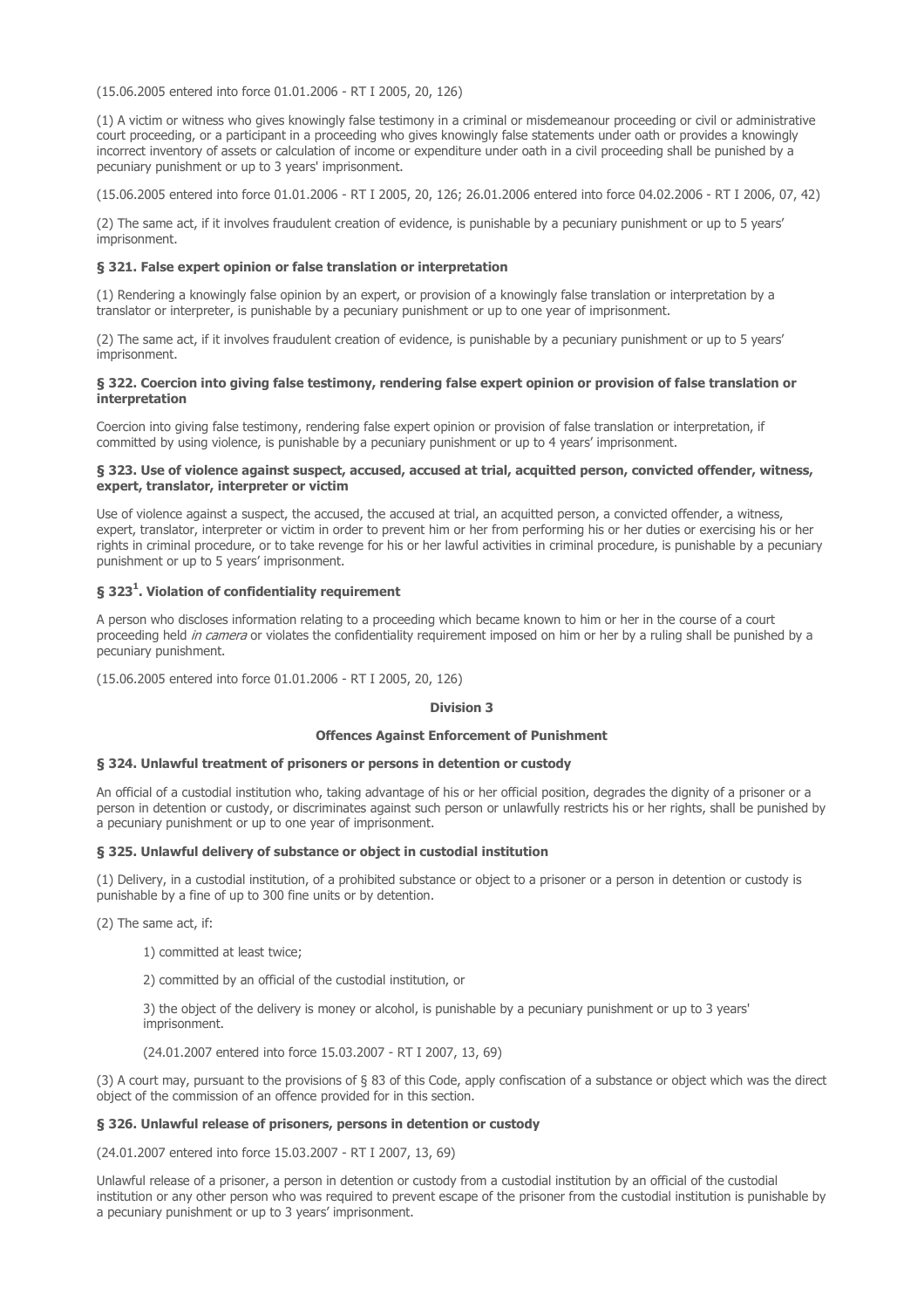(15.06.2005 entered into force 01.01.2006 - RT I 2005, 20, 126)

(1) A victim or witness who gives knowingly false testimony in a criminal or misdemeanour proceeding or civil or administrative court proceeding, or a participant in a proceeding who gives knowingly false statements under oath or provides a knowingly incorrect inventory of assets or calculation of income or expenditure under oath in a civil proceeding shall be punished by a pecuniary punishment or up to 3 years' imprisonment.

(15.06.2005 entered into force 01.01.2006 - RT I 2005, 20, 126; 26.01.2006 entered into force 04.02.2006 - RT I 2006, 07, 42)

(2) The same act, if it involves fraudulent creation of evidence, is punishable by a pecuniary punishment or up to 5 years' imprisonment.

### § 321. False expert opinion or false translation or interpretation

(1) Rendering a knowingly false opinion by an expert, or provision of a knowingly false translation or interpretation by a translator or interpreter, is punishable by a pecuniary punishment or up to one year of imprisonment.

(2) The same act, if it involves fraudulent creation of evidence, is punishable by a pecuniary punishment or up to 5 years' imprisonment.

### § 322. Coercion into giving false testimony, rendering false expert opinion or provision of false translation or interpretation

Coercion into giving false testimony, rendering false expert opinion or provision of false translation or interpretation, if committed by using violence, is punishable by a pecuniary punishment or up to 4 years' imprisonment.

### § 323. Use of violence against suspect, accused, accused at trial, acquitted person, convicted offender, witness, expert, translator, interpreter or victim

Use of violence against a suspect, the accused, the accused at trial, an acquitted person, a convicted offender, a witness, expert, translator, interpreter or victim in order to prevent him or her from performing his or her duties or exercising his or her rights in criminal procedure, or to take revenge for his or her lawful activities in criminal procedure, is punishable by a pecuniary punishment or up to 5 years' imprisonment.

### § 323[1]. Violation of confidentiality requirement

A person who discloses information relating to a proceeding which became known to him or her in the course of a court proceeding held *in camera* or violates the confidentiality requirement imposed on him or her by a ruling shall be punished by a pecuniary punishment.

(15.06.2005 entered into force 01.01.2006 - RT I 2005, 20, 126)

## Division 3

## Offences Against Enforcement of Punishment

### § 324. Unlawful treatment of prisoners or persons in detention or custody

An official of a custodial institution who, taking advantage of his or her official position, degrades the dignity of a prisoner or a person in detention or custody, or discriminates against such person or unlawfully restricts his or her rights, shall be punished by a pecuniary punishment or up to one year of imprisonment.

### § 325. Unlawful delivery of substance or object in custodial institution

(1) Delivery, in a custodial institution, of a prohibited substance or object to a prisoner or a person in detention or custody is punishable by a fine of up to 300 fine units or by detention.

(2) The same act, if:

1) committed at least twice;

2) committed by an official of the custodial institution, or

3) the object of the delivery is money or alcohol, is punishable by a pecuniary punishment or up to 3 years' imprisonment.

(24.01.2007 entered into force 15.03.2007 - RT I 2007, 13, 69)

(3) A court may, pursuant to the provisions of § 83 of this Code, apply confiscation of a substance or object which was the direct object of the commission of an offence provided for in this section.

### § 326. Unlawful release of prisoners, persons in detention or custody

(24.01.2007 entered into force 15.03.2007 - RT I 2007, 13, 69)

Unlawful release of a prisoner, a person in detention or custody from a custodial institution by an official of the custodial institution or any other person who was required to prevent escape of the prisoner from the custodial institution is punishable by a pecuniary punishment or up to 3 years' imprisonment.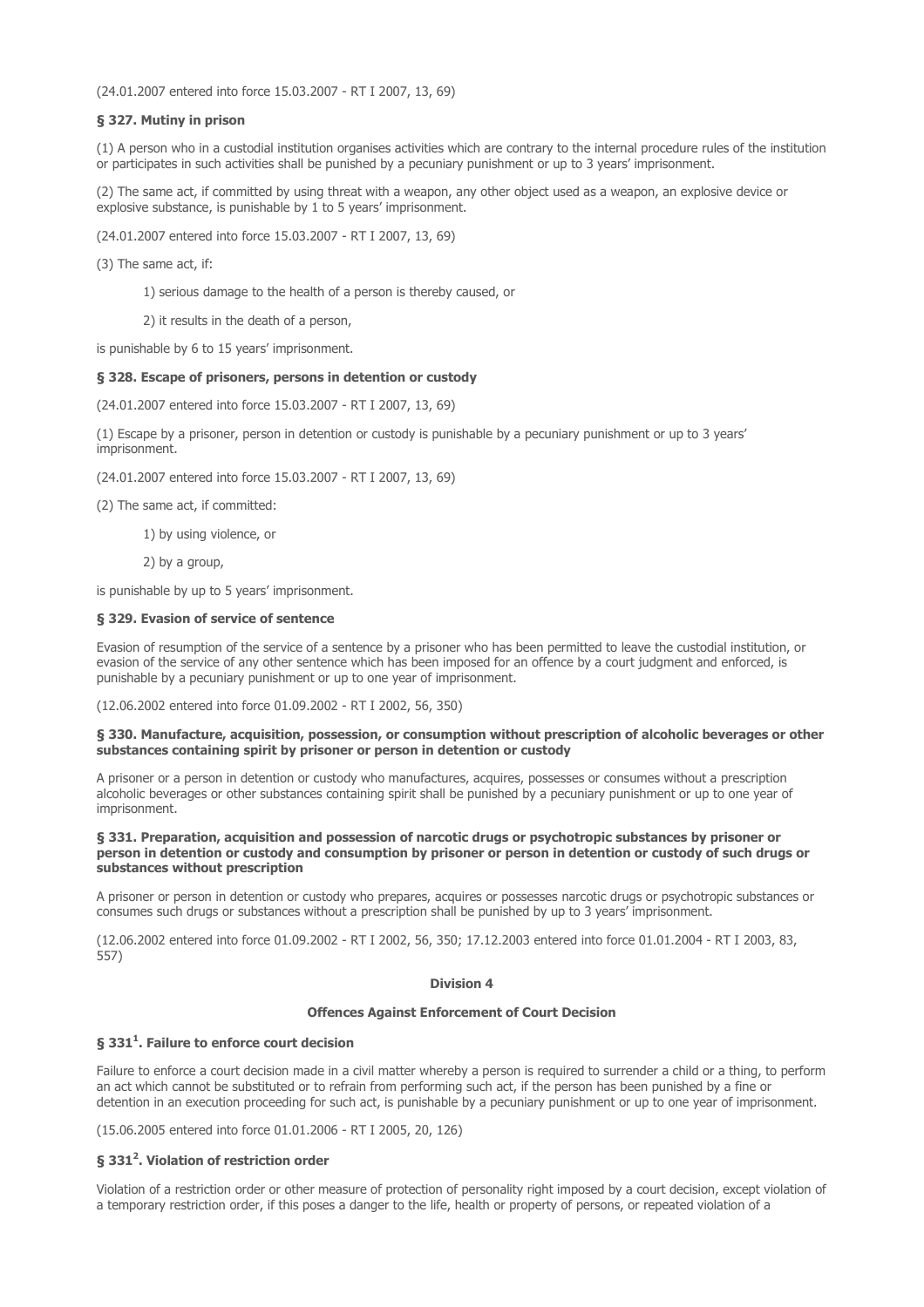(24.01.2007 entered into force 15.03.2007 - RT I 2007, 13, 69)

### § 327. Mutiny in prison

(1) A person who in a custodial institution organises activities which are contrary to the internal procedure rules of the institution or participates in such activities shall be punished by a pecuniary punishment or up to 3 years' imprisonment.

(2) The same act, if committed by using threat with a weapon, any other object used as a weapon, an explosive device or explosive substance, is punishable by 1 to 5 years' imprisonment.

(24.01.2007 entered into force 15.03.2007 - RT I 2007, 13, 69)

(3) The same act, if:

1) serious damage to the health of a person is thereby caused, or

2) it results in the death of a person,

is punishable by 6 to 15 years' imprisonment.

### § 328. Escape of prisoners, persons in detention or custody

(24.01.2007 entered into force 15.03.2007 - RT I 2007, 13, 69)

(1) Escape by a prisoner, person in detention or custody is punishable by a pecuniary punishment or up to 3 years' imprisonment.

(24.01.2007 entered into force 15.03.2007 - RT I 2007, 13, 69)

(2) The same act, if committed:

1) by using violence, or

2) by a group,

is punishable by up to 5 years' imprisonment.

### § 329. Evasion of service of sentence

Evasion of resumption of the service of a sentence by a prisoner who has been permitted to leave the custodial institution, or evasion of the service of any other sentence which has been imposed for an offence by a court judgment and enforced, is punishable by a pecuniary punishment or up to one year of imprisonment.

(12.06.2002 entered into force 01.09.2002 - RT I 2002, 56, 350)

### § 330. Manufacture, acquisition, possession, or consumption without prescription of alcoholic beverages or other substances containing spirit by prisoner or person in detention or custody

A prisoner or a person in detention or custody who manufactures, acquires, possesses or consumes without a prescription alcoholic beverages or other substances containing spirit shall be punished by a pecuniary punishment or up to one year of imprisonment.

### § 331. Preparation, acquisition and possession of narcotic drugs or psychotropic substances by prisoner or person in detention or custody and consumption by prisoner or person in detention or custody of such drugs or substances without prescription

A prisoner or person in detention or custody who prepares, acquires or possesses narcotic drugs or psychotropic substances or consumes such drugs or substances without a prescription shall be punished by up to 3 years' imprisonment.

(12.06.2002 entered into force 01.09.2002 - RT I 2002, 56, 350; 17.12.2003 entered into force 01.01.2004 - RT I 2003, 83, 557)

## Division 4

## Offences Against Enforcement of Court Decision

### § 331[1]. Failure to enforce court decision

Failure to enforce a court decision made in a civil matter whereby a person is required to surrender a child or a thing, to perform an act which cannot be substituted or to refrain from performing such act, if the person has been punished by a fine or detention in an execution proceeding for such act, is punishable by a pecuniary punishment or up to one year of imprisonment.

(15.06.2005 entered into force 01.01.2006 - RT I 2005, 20, 126)

### § 331[2]. Violation of restriction order

Violation of a restriction order or other measure of protection of personality right imposed by a court decision, except violation of a temporary restriction order, if this poses a danger to the life, health or property of persons, or repeated violation of a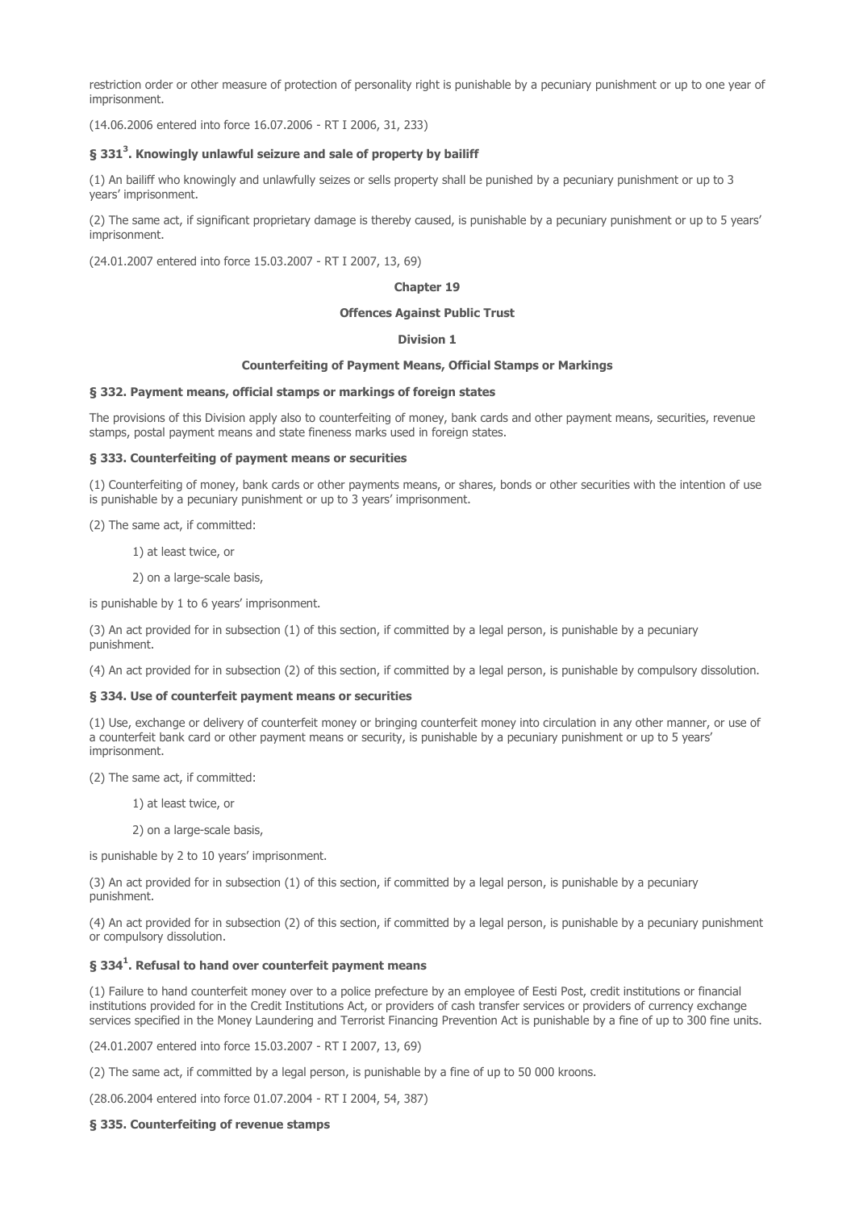restriction order or other measure of protection of personality right is punishable by a pecuniary punishment or up to one year of imprisonment.

(14.06.2006 entered into force 16.07.2006 - RT I 2006, 31, 233)

### § 331[3]. Knowingly unlawful seizure and sale of property by bailiff

(1) An bailiff who knowingly and unlawfully seizes or sells property shall be punished by a pecuniary punishment or up to 3 years' imprisonment.

(2) The same act, if significant proprietary damage is thereby caused, is punishable by a pecuniary punishment or up to 5 years' imprisonment.

(24.01.2007 entered into force 15.03.2007 - RT I 2007, 13, 69)

## Chapter 19

## Offences Against Public Trust

### Division 1

### Counterfeiting of Payment Means, Official Stamps or Markings

### § 332. Payment means, official stamps or markings of foreign states

The provisions of this Division apply also to counterfeiting of money, bank cards and other payment means, securities, revenue stamps, postal payment means and state fineness marks used in foreign states.

### § 333. Counterfeiting of payment means or securities

(1) Counterfeiting of money, bank cards or other payments means, or shares, bonds or other securities with the intention of use is punishable by a pecuniary punishment or up to 3 years' imprisonment.

(2) The same act, if committed:

1) at least twice, or

2) on a large-scale basis,

is punishable by 1 to 6 years' imprisonment.

(3) An act provided for in subsection (1) of this section, if committed by a legal person, is punishable by a pecuniary punishment.

(4) An act provided for in subsection (2) of this section, if committed by a legal person, is punishable by compulsory dissolution.

### § 334. Use of counterfeit payment means or securities

(1) Use, exchange or delivery of counterfeit money or bringing counterfeit money into circulation in any other manner, or use of a counterfeit bank card or other payment means or security, is punishable by a pecuniary punishment or up to 5 years' imprisonment.

(2) The same act, if committed:

1) at least twice, or

2) on a large-scale basis,

is punishable by 2 to 10 years' imprisonment.

(3) An act provided for in subsection (1) of this section, if committed by a legal person, is punishable by a pecuniary punishment.

(4) An act provided for in subsection (2) of this section, if committed by a legal person, is punishable by a pecuniary punishment or compulsory dissolution.

### § 334[1]. Refusal to hand over counterfeit payment means

(1) Failure to hand counterfeit money over to a police prefecture by an employee of Eesti Post, credit institutions or financial institutions provided for in the Credit Institutions Act, or providers of cash transfer services or providers of currency exchange services specified in the Money Laundering and Terrorist Financing Prevention Act is punishable by a fine of up to 300 fine units.

(24.01.2007 entered into force 15.03.2007 - RT I 2007, 13, 69)

(2) The same act, if committed by a legal person, is punishable by a fine of up to 50 000 kroons.

(28.06.2004 entered into force 01.07.2004 - RT I 2004, 54, 387)

### § 335. Counterfeiting of revenue stamps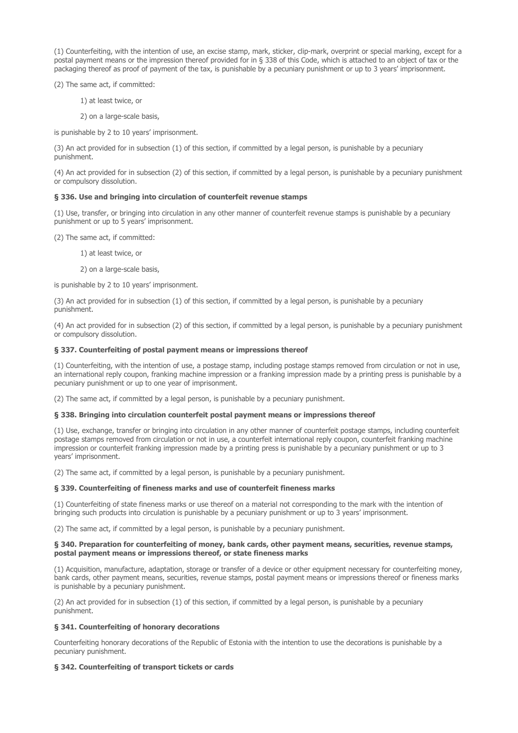(1) Counterfeiting, with the intention of use, an excise stamp, mark, sticker, clip-mark, overprint or special marking, except for a postal payment means or the impression thereof provided for in § 338 of this Code, which is attached to an object of tax or the packaging thereof as proof of payment of the tax, is punishable by a pecuniary punishment or up to 3 years' imprisonment.

(2) The same act, if committed:

1) at least twice, or

2) on a large-scale basis,

is punishable by 2 to 10 years' imprisonment.

(3) An act provided for in subsection (1) of this section, if committed by a legal person, is punishable by a pecuniary punishment.

(4) An act provided for in subsection (2) of this section, if committed by a legal person, is punishable by a pecuniary punishment or compulsory dissolution.

#### § 336. Use and bringing into circulation of counterfeit revenue stamps

(1) Use, transfer, or bringing into circulation in any other manner of counterfeit revenue stamps is punishable by a pecuniary punishment or up to 5 years' imprisonment.

(2) The same act, if committed:

1) at least twice, or

2) on a large-scale basis,

is punishable by 2 to 10 years' imprisonment.

(3) An act provided for in subsection (1) of this section, if committed by a legal person, is punishable by a pecuniary punishment.

(4) An act provided for in subsection (2) of this section, if committed by a legal person, is punishable by a pecuniary punishment or compulsory dissolution.

#### § 337. Counterfeiting of postal payment means or impressions thereof

(1) Counterfeiting, with the intention of use, a postage stamp, including postage stamps removed from circulation or not in use, an international reply coupon, franking machine impression or a franking impression made by a printing press is punishable by a pecuniary punishment or up to one year of imprisonment.

(2) The same act, if committed by a legal person, is punishable by a pecuniary punishment.

#### § 338. Bringing into circulation counterfeit postal payment means or impressions thereof

(1) Use, exchange, transfer or bringing into circulation in any other manner of counterfeit postage stamps, including counterfeit postage stamps removed from circulation or not in use, a counterfeit international reply coupon, counterfeit franking machine impression or counterfeit franking impression made by a printing press is punishable by a pecuniary punishment or up to 3 years' imprisonment.

(2) The same act, if committed by a legal person, is punishable by a pecuniary punishment.

#### § 339. Counterfeiting of fineness marks and use of counterfeit fineness marks

(1) Counterfeiting of state fineness marks or use thereof on a material not corresponding to the mark with the intention of bringing such products into circulation is punishable by a pecuniary punishment or up to 3 years' imprisonment.

(2) The same act, if committed by a legal person, is punishable by a pecuniary punishment.

#### § 340. Preparation for counterfeiting of money, bank cards, other payment means, securities, revenue stamps, postal payment means or impressions thereof, or state fineness marks

(1) Acquisition, manufacture, adaptation, storage or transfer of a device or other equipment necessary for counterfeiting money, bank cards, other payment means, securities, revenue stamps, postal payment means or impressions thereof or fineness marks is punishable by a pecuniary punishment.

(2) An act provided for in subsection (1) of this section, if committed by a legal person, is punishable by a pecuniary punishment.

#### § 341. Counterfeiting of honorary decorations

Counterfeiting honorary decorations of the Republic of Estonia with the intention to use the decorations is punishable by a pecuniary punishment.

#### § 342. Counterfeiting of transport tickets or cards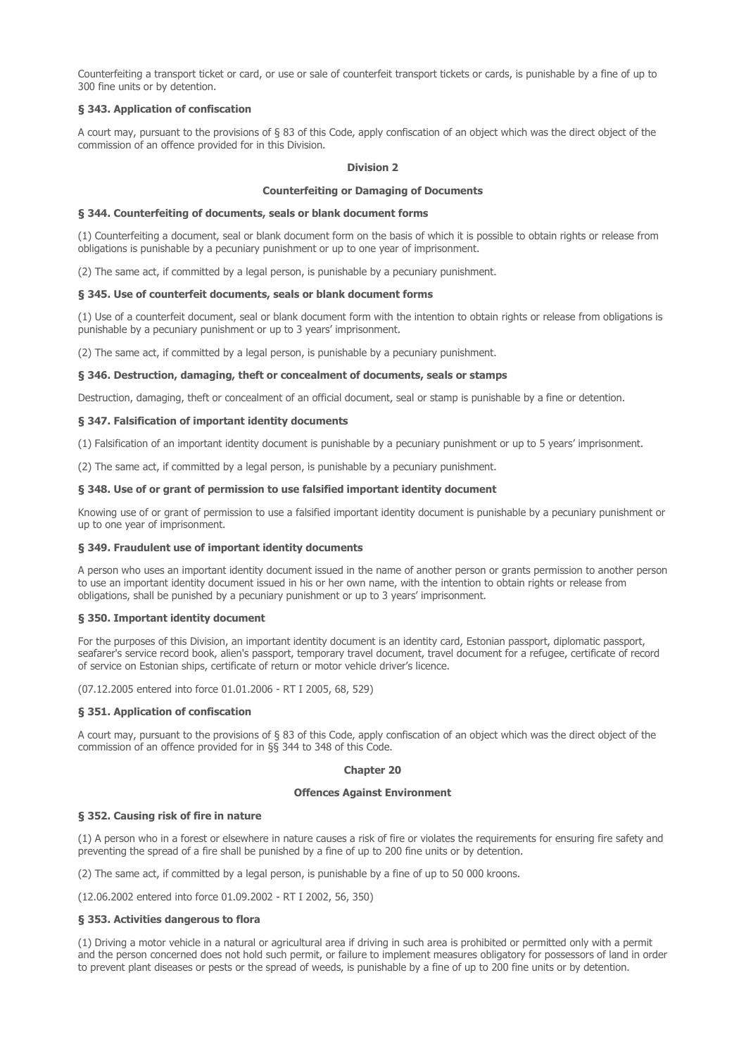Counterfeiting a transport ticket or card, or use or sale of counterfeit transport tickets or cards, is punishable by a fine of up to 300 fine units or by detention.

### § 343. Application of confiscation

A court may, pursuant to the provisions of § 83 of this Code, apply confiscation of an object which was the direct object of the commission of an offence provided for in this Division.

## Division 2

## Counterfeiting or Damaging of Documents

### § 344. Counterfeiting of documents, seals or blank document forms

(1) Counterfeiting a document, seal or blank document form on the basis of which it is possible to obtain rights or release from obligations is punishable by a pecuniary punishment or up to one year of imprisonment.

(2) The same act, if committed by a legal person, is punishable by a pecuniary punishment.

### § 345. Use of counterfeit documents, seals or blank document forms

(1) Use of a counterfeit document, seal or blank document form with the intention to obtain rights or release from obligations is punishable by a pecuniary punishment or up to 3 years' imprisonment.

(2) The same act, if committed by a legal person, is punishable by a pecuniary punishment.

### § 346. Destruction, damaging, theft or concealment of documents, seals or stamps

Destruction, damaging, theft or concealment of an official document, seal or stamp is punishable by a fine or detention.

### § 347. Falsification of important identity documents

(1) Falsification of an important identity document is punishable by a pecuniary punishment or up to 5 years' imprisonment.

(2) The same act, if committed by a legal person, is punishable by a pecuniary punishment.

### § 348. Use of or grant of permission to use falsified important identity document

Knowing use of or grant of permission to use a falsified important identity document is punishable by a pecuniary punishment or up to one year of imprisonment.

### § 349. Fraudulent use of important identity documents

A person who uses an important identity document issued in the name of another person or grants permission to another person to use an important identity document issued in his or her own name, with the intention to obtain rights or release from obligations, shall be punished by a pecuniary punishment or up to 3 years' imprisonment.

### § 350. Important identity document

For the purposes of this Division, an important identity document is an identity card, Estonian passport, diplomatic passport, seafarer's service record book, alien's passport, temporary travel document, travel document for a refugee, certificate of record of service on Estonian ships, certificate of return or motor vehicle driver's licence.

(07.12.2005 entered into force 01.01.2006 - RT I 2005, 68, 529)

### § 351. Application of confiscation

A court may, pursuant to the provisions of § 83 of this Code, apply confiscation of an object which was the direct object of the commission of an offence provided for in §§ 344 to 348 of this Code.

## Chapter 20

## Offences Against Environment

### § 352. Causing risk of fire in nature

(1) A person who in a forest or elsewhere in nature causes a risk of fire or violates the requirements for ensuring fire safety and preventing the spread of a fire shall be punished by a fine of up to 200 fine units or by detention.

(2) The same act, if committed by a legal person, is punishable by a fine of up to 50 000 kroons.

(12.06.2002 entered into force 01.09.2002 - RT I 2002, 56, 350)

### § 353. Activities dangerous to flora

(1) Driving a motor vehicle in a natural or agricultural area if driving in such area is prohibited or permitted only with a permit and the person concerned does not hold such permit, or failure to implement measures obligatory for possessors of land in order to prevent plant diseases or pests or the spread of weeds, is punishable by a fine of up to 200 fine units or by detention.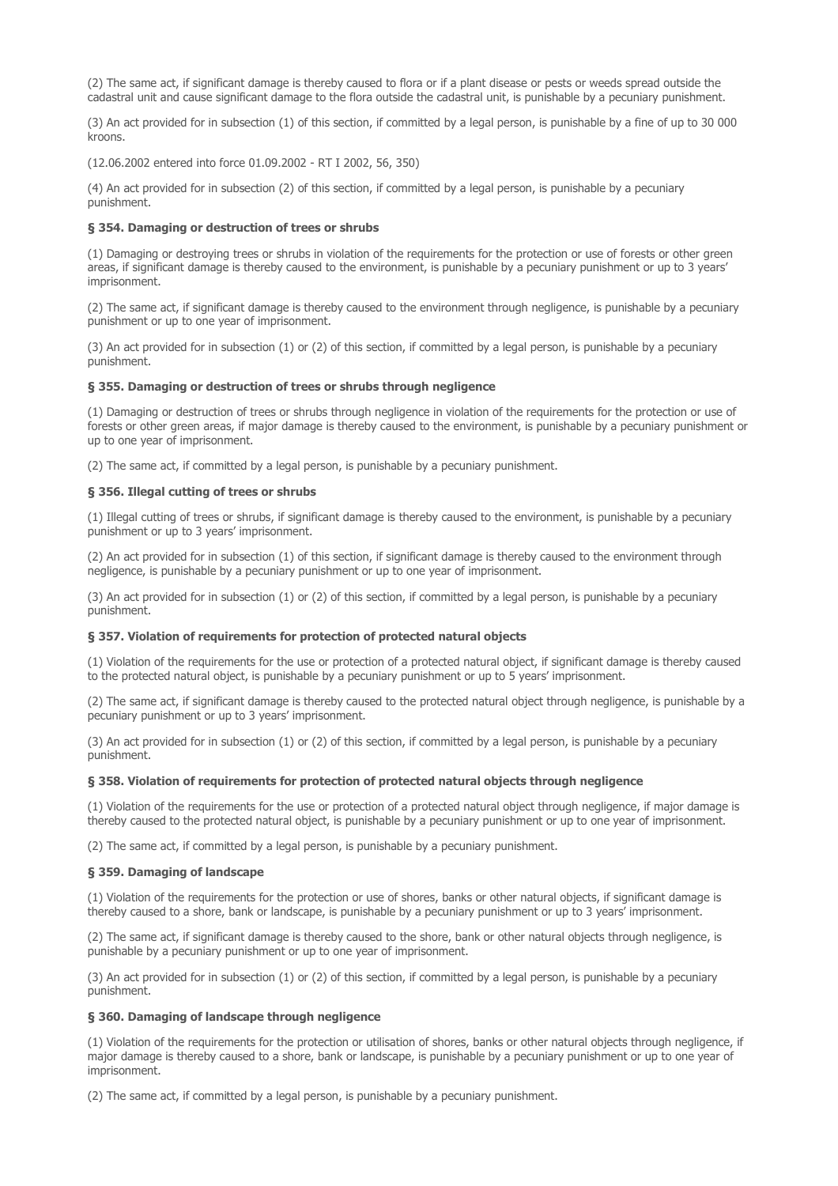(2) The same act, if significant damage is thereby caused to flora or if a plant disease or pests or weeds spread outside the cadastral unit and cause significant damage to the flora outside the cadastral unit, is punishable by a pecuniary punishment.

(3) An act provided for in subsection (1) of this section, if committed by a legal person, is punishable by a fine of up to 30 000 kroons.

(12.06.2002 entered into force 01.09.2002 - RT I 2002, 56, 350)

(4) An act provided for in subsection (2) of this section, if committed by a legal person, is punishable by a pecuniary punishment.

### § 354. Damaging or destruction of trees or shrubs

(1) Damaging or destroying trees or shrubs in violation of the requirements for the protection or use of forests or other green areas, if significant damage is thereby caused to the environment, is punishable by a pecuniary punishment or up to 3 years' imprisonment.

(2) The same act, if significant damage is thereby caused to the environment through negligence, is punishable by a pecuniary punishment or up to one year of imprisonment.

(3) An act provided for in subsection (1) or (2) of this section, if committed by a legal person, is punishable by a pecuniary punishment.

### § 355. Damaging or destruction of trees or shrubs through negligence

(1) Damaging or destruction of trees or shrubs through negligence in violation of the requirements for the protection or use of forests or other green areas, if major damage is thereby caused to the environment, is punishable by a pecuniary punishment or up to one year of imprisonment.

(2) The same act, if committed by a legal person, is punishable by a pecuniary punishment.

### § 356. Illegal cutting of trees or shrubs

(1) Illegal cutting of trees or shrubs, if significant damage is thereby caused to the environment, is punishable by a pecuniary punishment or up to 3 years' imprisonment.

(2) An act provided for in subsection (1) of this section, if significant damage is thereby caused to the environment through negligence, is punishable by a pecuniary punishment or up to one year of imprisonment.

(3) An act provided for in subsection (1) or (2) of this section, if committed by a legal person, is punishable by a pecuniary punishment.

### § 357. Violation of requirements for protection of protected natural objects

(1) Violation of the requirements for the use or protection of a protected natural object, if significant damage is thereby caused to the protected natural object, is punishable by a pecuniary punishment or up to 5 years' imprisonment.

(2) The same act, if significant damage is thereby caused to the protected natural object through negligence, is punishable by a pecuniary punishment or up to 3 years' imprisonment.

(3) An act provided for in subsection (1) or (2) of this section, if committed by a legal person, is punishable by a pecuniary punishment.

### § 358. Violation of requirements for protection of protected natural objects through negligence

(1) Violation of the requirements for the use or protection of a protected natural object through negligence, if major damage is thereby caused to the protected natural object, is punishable by a pecuniary punishment or up to one year of imprisonment.

(2) The same act, if committed by a legal person, is punishable by a pecuniary punishment.

### § 359. Damaging of landscape

(1) Violation of the requirements for the protection or use of shores, banks or other natural objects, if significant damage is thereby caused to a shore, bank or landscape, is punishable by a pecuniary punishment or up to 3 years' imprisonment.

(2) The same act, if significant damage is thereby caused to the shore, bank or other natural objects through negligence, is punishable by a pecuniary punishment or up to one year of imprisonment.

(3) An act provided for in subsection (1) or (2) of this section, if committed by a legal person, is punishable by a pecuniary punishment.

### § 360. Damaging of landscape through negligence

(1) Violation of the requirements for the protection or utilisation of shores, banks or other natural objects through negligence, if major damage is thereby caused to a shore, bank or landscape, is punishable by a pecuniary punishment or up to one year of imprisonment.

(2) The same act, if committed by a legal person, is punishable by a pecuniary punishment.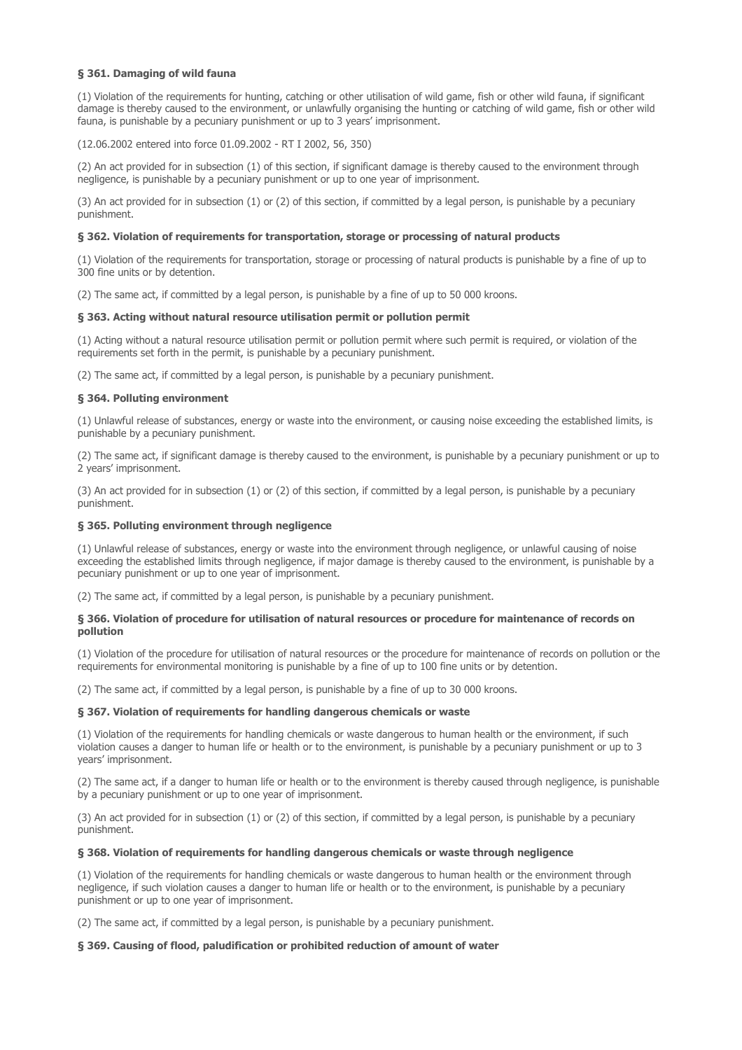**§ 361. Damaging of wild fauna**

(1) Violation of the requirements for hunting, catching or other utilisation of wild game, fish or other wild fauna, if significant damage is thereby caused to the environment, or unlawfully organising the hunting or catching of wild game, fish or other wild fauna, is punishable by a pecuniary punishment or up to 3 years' imprisonment.

(12.06.2002 entered into force 01.09.2002 - RT I 2002, 56, 350)

(2) An act provided for in subsection (1) of this section, if significant damage is thereby caused to the environment through negligence, is punishable by a pecuniary punishment or up to one year of imprisonment.

(3) An act provided for in subsection (1) or (2) of this section, if committed by a legal person, is punishable by a pecuniary punishment.

**§ 362. Violation of requirements for transportation, storage or processing of natural products**

(1) Violation of the requirements for transportation, storage or processing of natural products is punishable by a fine of up to 300 fine units or by detention.

(2) The same act, if committed by a legal person, is punishable by a fine of up to 50 000 kroons.

**§ 363. Acting without natural resource utilisation permit or pollution permit**

(1) Acting without a natural resource utilisation permit or pollution permit where such permit is required, or violation of the requirements set forth in the permit, is punishable by a pecuniary punishment.

(2) The same act, if committed by a legal person, is punishable by a pecuniary punishment.

**§ 364. Polluting environment**

(1) Unlawful release of substances, energy or waste into the environment, or causing noise exceeding the established limits, is punishable by a pecuniary punishment.

(2) The same act, if significant damage is thereby caused to the environment, is punishable by a pecuniary punishment or up to 2 years' imprisonment.

(3) An act provided for in subsection (1) or (2) of this section, if committed by a legal person, is punishable by a pecuniary punishment.

**§ 365. Polluting environment through negligence**

(1) Unlawful release of substances, energy or waste into the environment through negligence, or unlawful causing of noise exceeding the established limits through negligence, if major damage is thereby caused to the environment, is punishable by a pecuniary punishment or up to one year of imprisonment.

(2) The same act, if committed by a legal person, is punishable by a pecuniary punishment.

**§ 366. Violation of procedure for utilisation of natural resources or procedure for maintenance of records on pollution**

(1) Violation of the procedure for utilisation of natural resources or the procedure for maintenance of records on pollution or the requirements for environmental monitoring is punishable by a fine of up to 100 fine units or by detention.

(2) The same act, if committed by a legal person, is punishable by a fine of up to 30 000 kroons.

**§ 367. Violation of requirements for handling dangerous chemicals or waste**

(1) Violation of the requirements for handling chemicals or waste dangerous to human health or the environment, if such violation causes a danger to human life or health or to the environment, is punishable by a pecuniary punishment or up to 3 years' imprisonment.

(2) The same act, if a danger to human life or health or to the environment is thereby caused through negligence, is punishable by a pecuniary punishment or up to one year of imprisonment.

(3) An act provided for in subsection (1) or (2) of this section, if committed by a legal person, is punishable by a pecuniary punishment.

**§ 368. Violation of requirements for handling dangerous chemicals or waste through negligence**

(1) Violation of the requirements for handling chemicals or waste dangerous to human health or the environment through negligence, if such violation causes a danger to human life or health or to the environment, is punishable by a pecuniary punishment or up to one year of imprisonment.

(2) The same act, if committed by a legal person, is punishable by a pecuniary punishment.

**§ 369. Causing of flood, paludification or prohibited reduction of amount of water**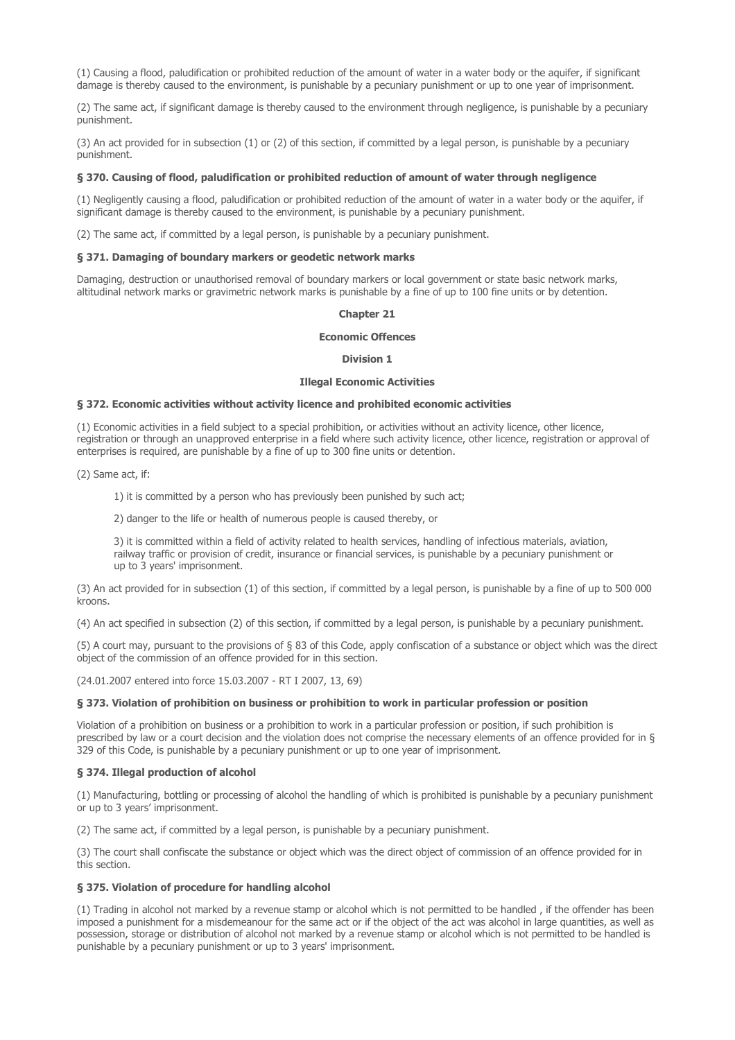(1) Causing a flood, paludification or prohibited reduction of the amount of water in a water body or the aquifer, if significant damage is thereby caused to the environment, is punishable by a pecuniary punishment or up to one year of imprisonment.

(2) The same act, if significant damage is thereby caused to the environment through negligence, is punishable by a pecuniary punishment.

(3) An act provided for in subsection (1) or (2) of this section, if committed by a legal person, is punishable by a pecuniary punishment.

#### § 370. Causing of flood, paludification or prohibited reduction of amount of water through negligence

(1) Negligently causing a flood, paludification or prohibited reduction of the amount of water in a water body or the aquifer, if significant damage is thereby caused to the environment, is punishable by a pecuniary punishment.

(2) The same act, if committed by a legal person, is punishable by a pecuniary punishment.

#### § 371. Damaging of boundary markers or geodetic network marks

Damaging, destruction or unauthorised removal of boundary markers or local government or state basic network marks, altitudinal network marks or gravimetric network marks is punishable by a fine of up to 100 fine units or by detention.

## Chapter 21

## Economic Offences

### Division 1

### Illegal Economic Activities

#### § 372. Economic activities without activity licence and prohibited economic activities

(1) Economic activities in a field subject to a special prohibition, or activities without an activity licence, other licence, registration or through an unapproved enterprise in a field where such activity licence, other licence, registration or approval of enterprises is required, are punishable by a fine of up to 300 fine units or detention.

(2) Same act, if:

1) it is committed by a person who has previously been punished by such act;

2) danger to the life or health of numerous people is caused thereby, or

3) it is committed within a field of activity related to health services, handling of infectious materials, aviation, railway traffic or provision of credit, insurance or financial services, is punishable by a pecuniary punishment or up to 3 years' imprisonment.

(3) An act provided for in subsection (1) of this section, if committed by a legal person, is punishable by a fine of up to 500 000 kroons.

(4) An act specified in subsection (2) of this section, if committed by a legal person, is punishable by a pecuniary punishment.

(5) A court may, pursuant to the provisions of § 83 of this Code, apply confiscation of a substance or object which was the direct object of the commission of an offence provided for in this section.

(24.01.2007 entered into force 15.03.2007 - RT I 2007, 13, 69)

#### § 373. Violation of prohibition on business or prohibition to work in particular profession or position

Violation of a prohibition on business or a prohibition to work in a particular profession or position, if such prohibition is prescribed by law or a court decision and the violation does not comprise the necessary elements of an offence provided for in § 329 of this Code, is punishable by a pecuniary punishment or up to one year of imprisonment.

#### § 374. Illegal production of alcohol

(1) Manufacturing, bottling or processing of alcohol the handling of which is prohibited is punishable by a pecuniary punishment or up to 3 years' imprisonment.

(2) The same act, if committed by a legal person, is punishable by a pecuniary punishment.

(3) The court shall confiscate the substance or object which was the direct object of commission of an offence provided for in this section.

#### § 375. Violation of procedure for handling alcohol

(1) Trading in alcohol not marked by a revenue stamp or alcohol which is not permitted to be handled , if the offender has been imposed a punishment for a misdemeanour for the same act or if the object of the act was alcohol in large quantities, as well as possession, storage or distribution of alcohol not marked by a revenue stamp or alcohol which is not permitted to be handled is punishable by a pecuniary punishment or up to 3 years' imprisonment.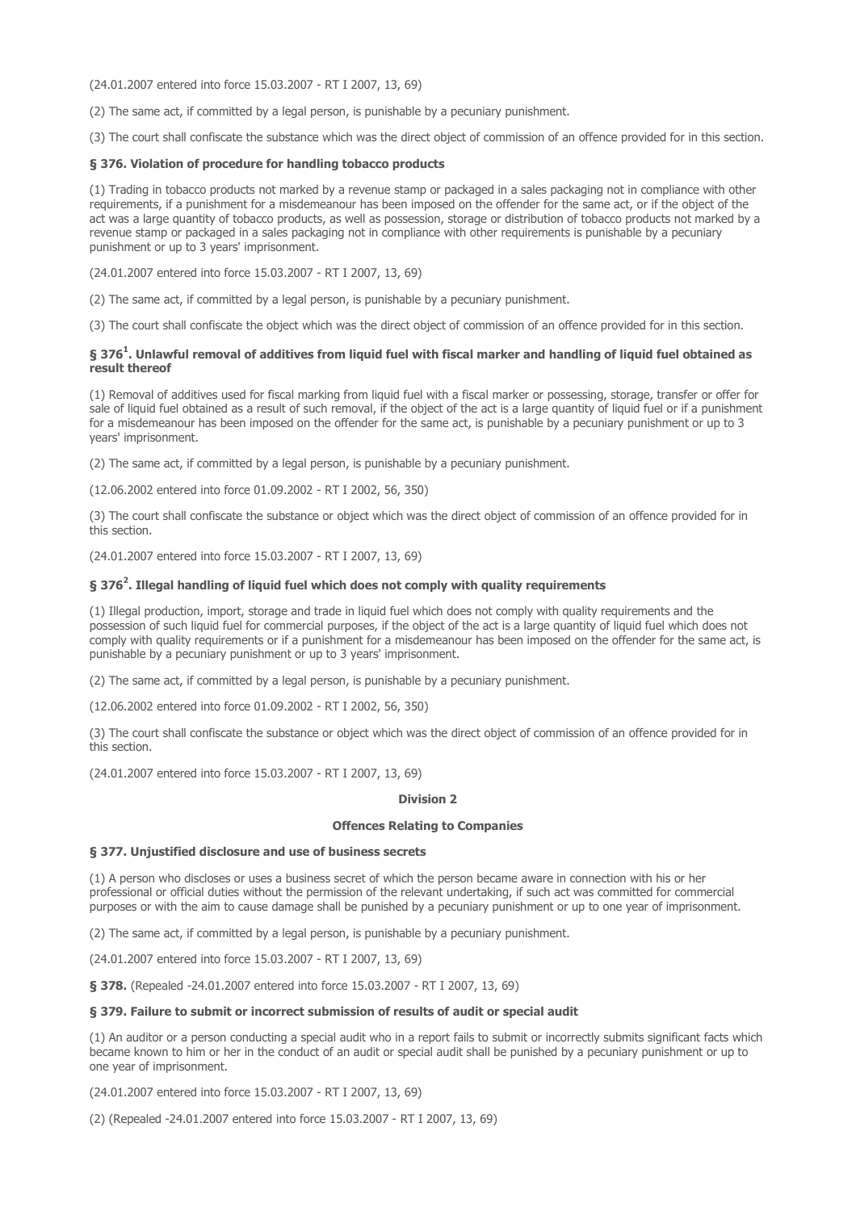(24.01.2007 entered into force 15.03.2007 - RT I 2007, 13, 69)

(2) The same act, if committed by a legal person, is punishable by a pecuniary punishment.

(3) The court shall confiscate the substance which was the direct object of commission of an offence provided for in this section.

#### § 376. Violation of procedure for handling tobacco products

(1) Trading in tobacco products not marked by a revenue stamp or packaged in a sales packaging not in compliance with other requirements, if a punishment for a misdemeanour has been imposed on the offender for the same act, or if the object of the act was a large quantity of tobacco products, as well as possession, storage or distribution of tobacco products not marked by a revenue stamp or packaged in a sales packaging not in compliance with other requirements is punishable by a pecuniary punishment or up to 3 years' imprisonment.

(24.01.2007 entered into force 15.03.2007 - RT I 2007, 13, 69)

(2) The same act, if committed by a legal person, is punishable by a pecuniary punishment.

(3) The court shall confiscate the object which was the direct object of commission of an offence provided for in this section.

#### § 376[1]. Unlawful removal of additives from liquid fuel with fiscal marker and handling of liquid fuel obtained as result thereof

(1) Removal of additives used for fiscal marking from liquid fuel with a fiscal marker or possessing, storage, transfer or offer for sale of liquid fuel obtained as a result of such removal, if the object of the act is a large quantity of liquid fuel or if a punishment for a misdemeanour has been imposed on the offender for the same act, is punishable by a pecuniary punishment or up to 3 years' imprisonment.

(2) The same act, if committed by a legal person, is punishable by a pecuniary punishment.

(12.06.2002 entered into force 01.09.2002 - RT I 2002, 56, 350)

(3) The court shall confiscate the substance or object which was the direct object of commission of an offence provided for in this section.

(24.01.2007 entered into force 15.03.2007 - RT I 2007, 13, 69)

#### § 376[2]. Illegal handling of liquid fuel which does not comply with quality requirements

(1) Illegal production, import, storage and trade in liquid fuel which does not comply with quality requirements and the possession of such liquid fuel for commercial purposes, if the object of the act is a large quantity of liquid fuel which does not comply with quality requirements or if a punishment for a misdemeanour has been imposed on the offender for the same act, is punishable by a pecuniary punishment or up to 3 years' imprisonment.

(2) The same act, if committed by a legal person, is punishable by a pecuniary punishment.

(12.06.2002 entered into force 01.09.2002 - RT I 2002, 56, 350)

(3) The court shall confiscate the substance or object which was the direct object of commission of an offence provided for in this section.

(24.01.2007 entered into force 15.03.2007 - RT I 2007, 13, 69)

### Division 2

### Offences Relating to Companies

#### § 377. Unjustified disclosure and use of business secrets

(1) A person who discloses or uses a business secret of which the person became aware in connection with his or her professional or official duties without the permission of the relevant undertaking, if such act was committed for commercial purposes or with the aim to cause damage shall be punished by a pecuniary punishment or up to one year of imprisonment.

(2) The same act, if committed by a legal person, is punishable by a pecuniary punishment.

(24.01.2007 entered into force 15.03.2007 - RT I 2007, 13, 69)

**§ 378.** (Repealed -24.01.2007 entered into force 15.03.2007 - RT I 2007, 13, 69)

#### § 379. Failure to submit or incorrect submission of results of audit or special audit

(1) An auditor or a person conducting a special audit who in a report fails to submit or incorrectly submits significant facts which became known to him or her in the conduct of an audit or special audit shall be punished by a pecuniary punishment or up to one year of imprisonment.

(24.01.2007 entered into force 15.03.2007 - RT I 2007, 13, 69)

(2) (Repealed -24.01.2007 entered into force 15.03.2007 - RT I 2007, 13, 69)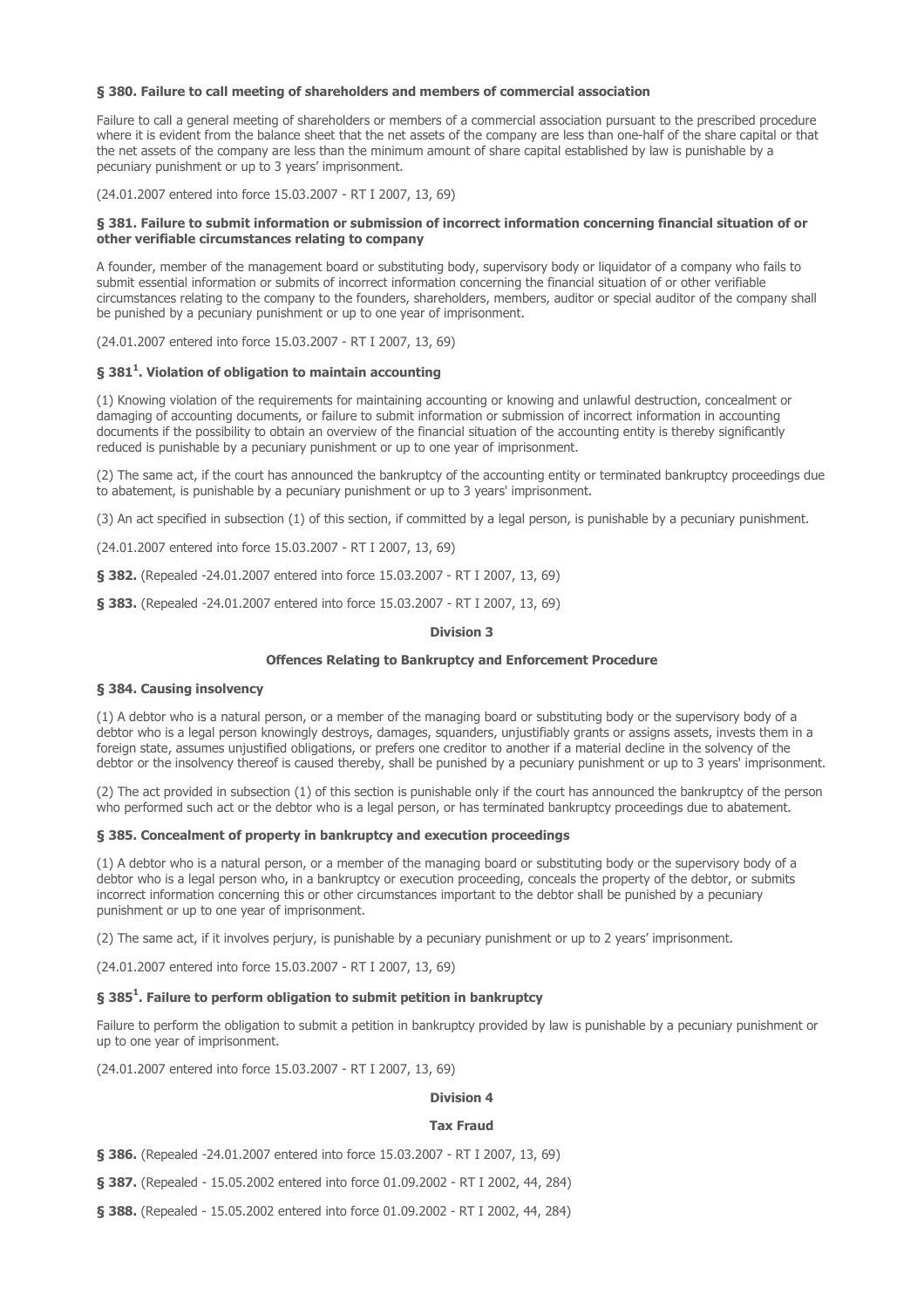#### § 380. Failure to call meeting of shareholders and members of commercial association

Failure to call a general meeting of shareholders or members of a commercial association pursuant to the prescribed procedure where it is evident from the balance sheet that the net assets of the company are less than one-half of the share capital or that the net assets of the company are less than the minimum amount of share capital established by law is punishable by a pecuniary punishment or up to 3 years' imprisonment.

(24.01.2007 entered into force 15.03.2007 - RT I 2007, 13, 69)

#### § 381. Failure to submit information or submission of incorrect information concerning financial situation of or other verifiable circumstances relating to company

A founder, member of the management board or substituting body, supervisory body or liquidator of a company who fails to submit essential information or submits of incorrect information concerning the financial situation of or other verifiable circumstances relating to the company to the founders, shareholders, members, auditor or special auditor of the company shall be punished by a pecuniary punishment or up to one year of imprisonment.

(24.01.2007 entered into force 15.03.2007 - RT I 2007, 13, 69)

#### § 381[1]. Violation of obligation to maintain accounting

(1) Knowing violation of the requirements for maintaining accounting or knowing and unlawful destruction, concealment or damaging of accounting documents, or failure to submit information or submission of incorrect information in accounting documents if the possibility to obtain an overview of the financial situation of the accounting entity is thereby significantly reduced is punishable by a pecuniary punishment or up to one year of imprisonment.

(2) The same act, if the court has announced the bankruptcy of the accounting entity or terminated bankruptcy proceedings due to abatement, is punishable by a pecuniary punishment or up to 3 years' imprisonment.

(3) An act specified in subsection (1) of this section, if committed by a legal person, is punishable by a pecuniary punishment.

(24.01.2007 entered into force 15.03.2007 - RT I 2007, 13, 69)

**§ 382.** (Repealed -24.01.2007 entered into force 15.03.2007 - RT I 2007, 13, 69)

**§ 383.** (Repealed -24.01.2007 entered into force 15.03.2007 - RT I 2007, 13, 69)

### Division 3

### Offences Relating to Bankruptcy and Enforcement Procedure

#### § 384. Causing insolvency

(1) A debtor who is a natural person, or a member of the managing board or substituting body or the supervisory body of a debtor who is a legal person knowingly destroys, damages, squanders, unjustifiably grants or assigns assets, invests them in a foreign state, assumes unjustified obligations, or prefers one creditor to another if a material decline in the solvency of the debtor or the insolvency thereof is caused thereby, shall be punished by a pecuniary punishment or up to 3 years' imprisonment.

(2) The act provided in subsection (1) of this section is punishable only if the court has announced the bankruptcy of the person who performed such act or the debtor who is a legal person, or has terminated bankruptcy proceedings due to abatement.

#### § 385. Concealment of property in bankruptcy and execution proceedings

(1) A debtor who is a natural person, or a member of the managing board or substituting body or the supervisory body of a debtor who is a legal person who, in a bankruptcy or execution proceeding, conceals the property of the debtor, or submits incorrect information concerning this or other circumstances important to the debtor shall be punished by a pecuniary punishment or up to one year of imprisonment.

(2) The same act, if it involves perjury, is punishable by a pecuniary punishment or up to 2 years' imprisonment.

(24.01.2007 entered into force 15.03.2007 - RT I 2007, 13, 69)

#### § 385[1]. Failure to perform obligation to submit petition in bankruptcy

Failure to perform the obligation to submit a petition in bankruptcy provided by law is punishable by a pecuniary punishment or up to one year of imprisonment.

(24.01.2007 entered into force 15.03.2007 - RT I 2007, 13, 69)

### Division 4

### Tax Fraud

**§ 386.** (Repealed -24.01.2007 entered into force 15.03.2007 - RT I 2007, 13, 69)

**§ 387.** (Repealed - 15.05.2002 entered into force 01.09.2002 - RT I 2002, 44, 284)

**§ 388.** (Repealed - 15.05.2002 entered into force 01.09.2002 - RT I 2002, 44, 284)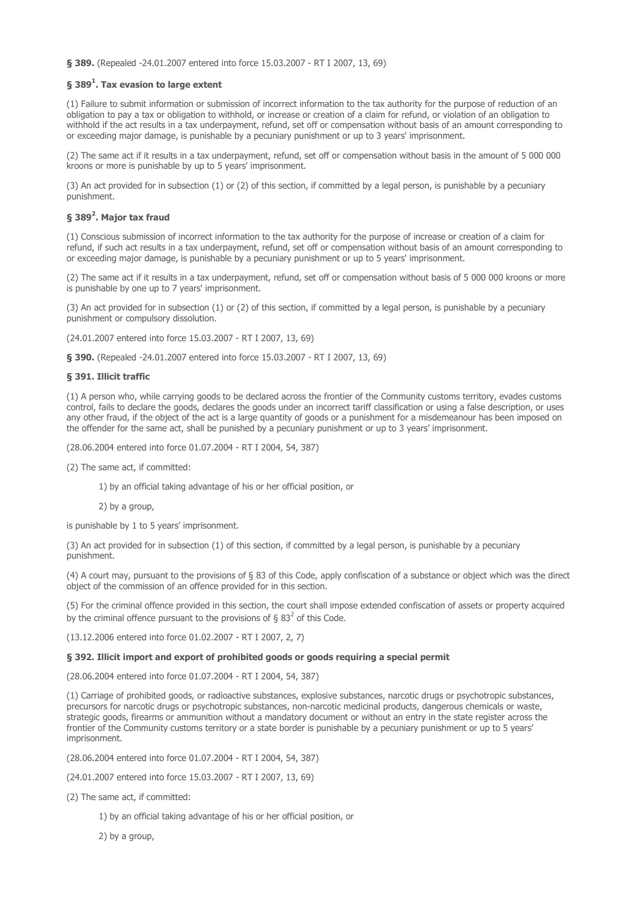**§ 389.** (Repealed -24.01.2007 entered into force 15.03.2007 - RT I 2007, 13, 69)

### § 389[1]. Tax evasion to large extent

(1) Failure to submit information or submission of incorrect information to the tax authority for the purpose of reduction of an obligation to pay a tax or obligation to withhold, or increase or creation of a claim for refund, or violation of an obligation to withhold if the act results in a tax underpayment, refund, set off or compensation without basis of an amount corresponding to or exceeding major damage, is punishable by a pecuniary punishment or up to 3 years' imprisonment.

(2) The same act if it results in a tax underpayment, refund, set off or compensation without basis in the amount of 5 000 000 kroons or more is punishable by up to 5 years' imprisonment.

(3) An act provided for in subsection (1) or (2) of this section, if committed by a legal person, is punishable by a pecuniary punishment.

### § 389[2]. Major tax fraud

(1) Conscious submission of incorrect information to the tax authority for the purpose of increase or creation of a claim for refund, if such act results in a tax underpayment, refund, set off or compensation without basis of an amount corresponding to or exceeding major damage, is punishable by a pecuniary punishment or up to 5 years' imprisonment.

(2) The same act if it results in a tax underpayment, refund, set off or compensation without basis of 5 000 000 kroons or more is punishable by one up to 7 years' imprisonment.

(3) An act provided for in subsection (1) or (2) of this section, if committed by a legal person, is punishable by a pecuniary punishment or compulsory dissolution.

(24.01.2007 entered into force 15.03.2007 - RT I 2007, 13, 69)

**§ 390.** (Repealed -24.01.2007 entered into force 15.03.2007 - RT I 2007, 13, 69)

### § 391. Illicit traffic

(1) A person who, while carrying goods to be declared across the frontier of the Community customs territory, evades customs control, fails to declare the goods, declares the goods under an incorrect tariff classification or using a false description, or uses any other fraud, if the object of the act is a large quantity of goods or a punishment for a misdemeanour has been imposed on the offender for the same act, shall be punished by a pecuniary punishment or up to 3 years' imprisonment.

(28.06.2004 entered into force 01.07.2004 - RT I 2004, 54, 387)

(2) The same act, if committed:

1) by an official taking advantage of his or her official position, or

2) by a group,

is punishable by 1 to 5 years' imprisonment.

(3) An act provided for in subsection (1) of this section, if committed by a legal person, is punishable by a pecuniary punishment.

(4) A court may, pursuant to the provisions of § 83 of this Code, apply confiscation of a substance or object which was the direct object of the commission of an offence provided for in this section.

(5) For the criminal offence provided in this section, the court shall impose extended confiscation of assets or property acquired by the criminal offence pursuant to the provisions of § 83[2] of this Code.

(13.12.2006 entered into force 01.02.2007 - RT I 2007, 2, 7)

### § 392. Illicit import and export of prohibited goods or goods requiring a special permit

(28.06.2004 entered into force 01.07.2004 - RT I 2004, 54, 387)

(1) Carriage of prohibited goods, or radioactive substances, explosive substances, narcotic drugs or psychotropic substances, precursors for narcotic drugs or psychotropic substances, non-narcotic medicinal products, dangerous chemicals or waste, strategic goods, firearms or ammunition without a mandatory document or without an entry in the state register across the frontier of the Community customs territory or a state border is punishable by a pecuniary punishment or up to 5 years' imprisonment.

(28.06.2004 entered into force 01.07.2004 - RT I 2004, 54, 387)

(24.01.2007 entered into force 15.03.2007 - RT I 2007, 13, 69)

(2) The same act, if committed:

1) by an official taking advantage of his or her official position, or

2) by a group,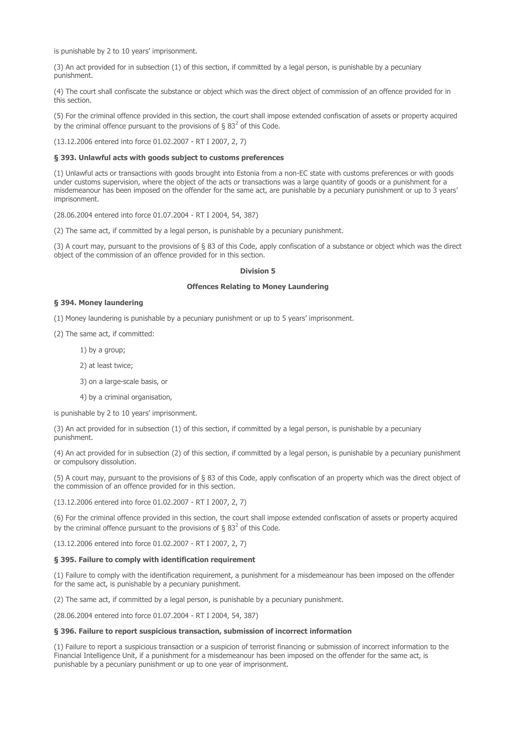is punishable by 2 to 10 years' imprisonment.

(3) An act provided for in subsection (1) of this section, if committed by a legal person, is punishable by a pecuniary punishment.

(4) The court shall confiscate the substance or object which was the direct object of commission of an offence provided for in this section.

(5) For the criminal offence provided in this section, the court shall impose extended confiscation of assets or property acquired by the criminal offence pursuant to the provisions of § $83^2$ of this Code.

(13.12.2006 entered into force 01.02.2007 - RT I 2007, 2, 7)

**§ 393. Unlawful acts with goods subject to customs preferences**

(1) Unlawful acts or transactions with goods brought into Estonia from a non-EC state with customs preferences or with goods under customs supervision, where the object of the acts or transactions was a large quantity of goods or a punishment for a misdemeanour has been imposed on the offender for the same act, are punishable by a pecuniary punishment or up to 3 years' imprisonment.

(28.06.2004 entered into force 01.07.2004 - RT I 2004, 54, 387)

(2) The same act, if committed by a legal person, is punishable by a pecuniary punishment.

(3) A court may, pursuant to the provisions of § 83 of this Code, apply confiscation of a substance or object which was the direct object of the commission of an offence provided for in this section.

**Division 5**

**Offences Relating to Money Laundering**

**§ 394. Money laundering**

(1) Money laundering is punishable by a pecuniary punishment or up to 5 years' imprisonment.

(2) The same act, if committed:

1) by a group;

2) at least twice;

3) on a large-scale basis, or

4) by a criminal organisation,

is punishable by 2 to 10 years' imprisonment.

(3) An act provided for in subsection (1) of this section, if committed by a legal person, is punishable by a pecuniary punishment.

(4) An act provided for in subsection (2) of this section, if committed by a legal person, is punishable by a pecuniary punishment or compulsory dissolution.

(5) A court may, pursuant to the provisions of § 83 of this Code, apply confiscation of an property which was the direct object of the commission of an offence provided for in this section.

(13.12.2006 entered into force 01.02.2007 - RT I 2007, 2, 7)

(6) For the criminal offence provided in this section, the court shall impose extended confiscation of assets or property acquired by the criminal offence pursuant to the provisions of § $83^2$ of this Code.

(13.12.2006 entered into force 01.02.2007 - RT I 2007, 2, 7)

**§ 395. Failure to comply with identification requirement**

(1) Failure to comply with the identification requirement, a punishment for a misdemeanour has been imposed on the offender for the same act, is punishable by a pecuniary punishment.

(2) The same act, if committed by a legal person, is punishable by a pecuniary punishment.

(28.06.2004 entered into force 01.07.2004 - RT I 2004, 54, 387)

**§ 396. Failure to report suspicious transaction, submission of incorrect information**

(1) Failure to report a suspicious transaction or a suspicion of terrorist financing or submission of incorrect information to the Financial Intelligence Unit, if a punishment for a misdemeanour has been imposed on the offender for the same act, is punishable by a pecuniary punishment or up to one year of imprisonment.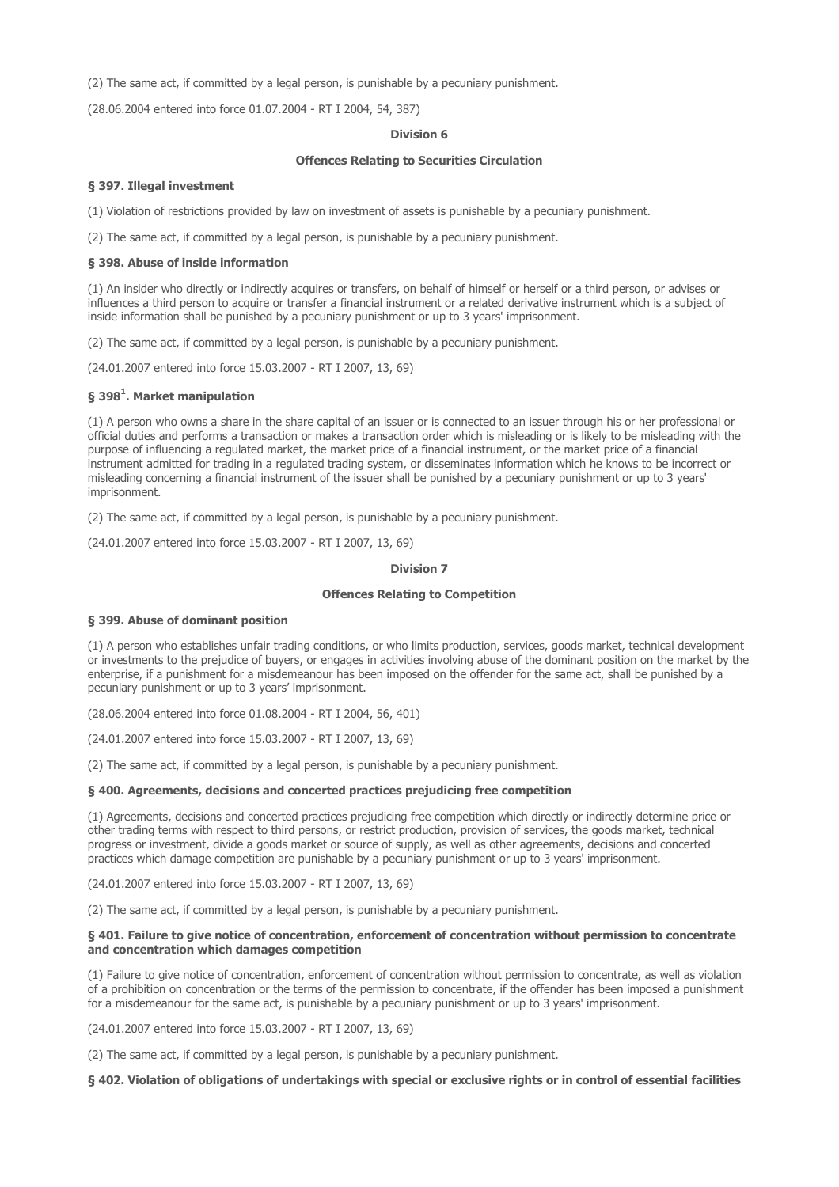(2) The same act, if committed by a legal person, is punishable by a pecuniary punishment.

(28.06.2004 entered into force 01.07.2004 - RT I 2004, 54, 387)

**Division 6**

**Offences Relating to Securities Circulation**

### § 397. Illegal investment

(1) Violation of restrictions provided by law on investment of assets is punishable by a pecuniary punishment.

(2) The same act, if committed by a legal person, is punishable by a pecuniary punishment.

### § 398. Abuse of inside information

(1) An insider who directly or indirectly acquires or transfers, on behalf of himself or herself or a third person, or advises or influences a third person to acquire or transfer a financial instrument or a related derivative instrument which is a subject of inside information shall be punished by a pecuniary punishment or up to 3 years' imprisonment.

(2) The same act, if committed by a legal person, is punishable by a pecuniary punishment.

(24.01.2007 entered into force 15.03.2007 - RT I 2007, 13, 69)

### § 398[1]. Market manipulation

(1) A person who owns a share in the share capital of an issuer or is connected to an issuer through his or her professional or official duties and performs a transaction or makes a transaction order which is misleading or is likely to be misleading with the purpose of influencing a regulated market, the market price of a financial instrument, or the market price of a financial instrument admitted for trading in a regulated trading system, or disseminates information which he knows to be incorrect or misleading concerning a financial instrument of the issuer shall be punished by a pecuniary punishment or up to 3 years' imprisonment.

(2) The same act, if committed by a legal person, is punishable by a pecuniary punishment.

(24.01.2007 entered into force 15.03.2007 - RT I 2007, 13, 69)

**Division 7**

**Offences Relating to Competition**

### § 399. Abuse of dominant position

(1) A person who establishes unfair trading conditions, or who limits production, services, goods market, technical development or investments to the prejudice of buyers, or engages in activities involving abuse of the dominant position on the market by the enterprise, if a punishment for a misdemeanour has been imposed on the offender for the same act, shall be punished by a pecuniary punishment or up to 3 years' imprisonment.

(28.06.2004 entered into force 01.08.2004 - RT I 2004, 56, 401)

(24.01.2007 entered into force 15.03.2007 - RT I 2007, 13, 69)

(2) The same act, if committed by a legal person, is punishable by a pecuniary punishment.

### § 400. Agreements, decisions and concerted practices prejudicing free competition

(1) Agreements, decisions and concerted practices prejudicing free competition which directly or indirectly determine price or other trading terms with respect to third persons, or restrict production, provision of services, the goods market, technical progress or investment, divide a goods market or source of supply, as well as other agreements, decisions and concerted practices which damage competition are punishable by a pecuniary punishment or up to 3 years' imprisonment.

(24.01.2007 entered into force 15.03.2007 - RT I 2007, 13, 69)

(2) The same act, if committed by a legal person, is punishable by a pecuniary punishment.

### § 401. Failure to give notice of concentration, enforcement of concentration without permission to concentrate and concentration which damages competition

(1) Failure to give notice of concentration, enforcement of concentration without permission to concentrate, as well as violation of a prohibition on concentration or the terms of the permission to concentrate, if the offender has been imposed a punishment for a misdemeanour for the same act, is punishable by a pecuniary punishment or up to 3 years' imprisonment.

(24.01.2007 entered into force 15.03.2007 - RT I 2007, 13, 69)

(2) The same act, if committed by a legal person, is punishable by a pecuniary punishment.

### § 402. Violation of obligations of undertakings with special or exclusive rights or in control of essential facilities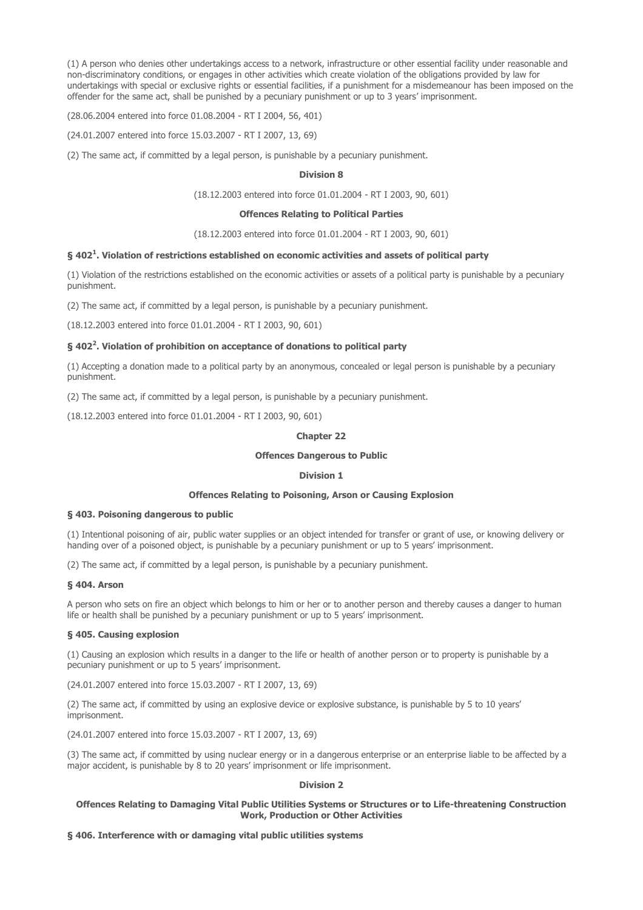(1) A person who denies other undertakings access to a network, infrastructure or other essential facility under reasonable and non-discriminatory conditions, or engages in other activities which create violation of the obligations provided by law for undertakings with special or exclusive rights or essential facilities, if a punishment for a misdemeanour has been imposed on the offender for the same act, shall be punished by a pecuniary punishment or up to 3 years' imprisonment.

(28.06.2004 entered into force 01.08.2004 - RT I 2004, 56, 401)

(24.01.2007 entered into force 15.03.2007 - RT I 2007, 13, 69)

(2) The same act, if committed by a legal person, is punishable by a pecuniary punishment.

**Division 8**

(18.12.2003 entered into force 01.01.2004 - RT I 2003, 90, 601)

**Offences Relating to Political Parties**

(18.12.2003 entered into force 01.01.2004 - RT I 2003, 90, 601)

### § 402[1]. Violation of restrictions established on economic activities and assets of political party

(1) Violation of the restrictions established on the economic activities or assets of a political party is punishable by a pecuniary punishment.

(2) The same act, if committed by a legal person, is punishable by a pecuniary punishment.

(18.12.2003 entered into force 01.01.2004 - RT I 2003, 90, 601)

### § 402[2]. Violation of prohibition on acceptance of donations to political party

(1) Accepting a donation made to a political party by an anonymous, concealed or legal person is punishable by a pecuniary punishment.

(2) The same act, if committed by a legal person, is punishable by a pecuniary punishment.

(18.12.2003 entered into force 01.01.2004 - RT I 2003, 90, 601)

**Chapter 22**

**Offences Dangerous to Public**

**Division 1**

**Offences Relating to Poisoning, Arson or Causing Explosion**

### § 403. Poisoning dangerous to public

(1) Intentional poisoning of air, public water supplies or an object intended for transfer or grant of use, or knowing delivery or handing over of a poisoned object, is punishable by a pecuniary punishment or up to 5 years' imprisonment.

(2) The same act, if committed by a legal person, is punishable by a pecuniary punishment.

### § 404. Arson

A person who sets on fire an object which belongs to him or her or to another person and thereby causes a danger to human life or health shall be punished by a pecuniary punishment or up to 5 years' imprisonment.

### § 405. Causing explosion

(1) Causing an explosion which results in a danger to the life or health of another person or to property is punishable by a pecuniary punishment or up to 5 years' imprisonment.

(24.01.2007 entered into force 15.03.2007 - RT I 2007, 13, 69)

(2) The same act, if committed by using an explosive device or explosive substance, is punishable by 5 to 10 years' imprisonment.

(24.01.2007 entered into force 15.03.2007 - RT I 2007, 13, 69)

(3) The same act, if committed by using nuclear energy or in a dangerous enterprise or an enterprise liable to be affected by a major accident, is punishable by 8 to 20 years' imprisonment or life imprisonment.

**Division 2**

**Offences Relating to Damaging Vital Public Utilities Systems or Structures or to Life-threatening Construction Work, Production or Other Activities**

### § 406. Interference with or damaging vital public utilities systems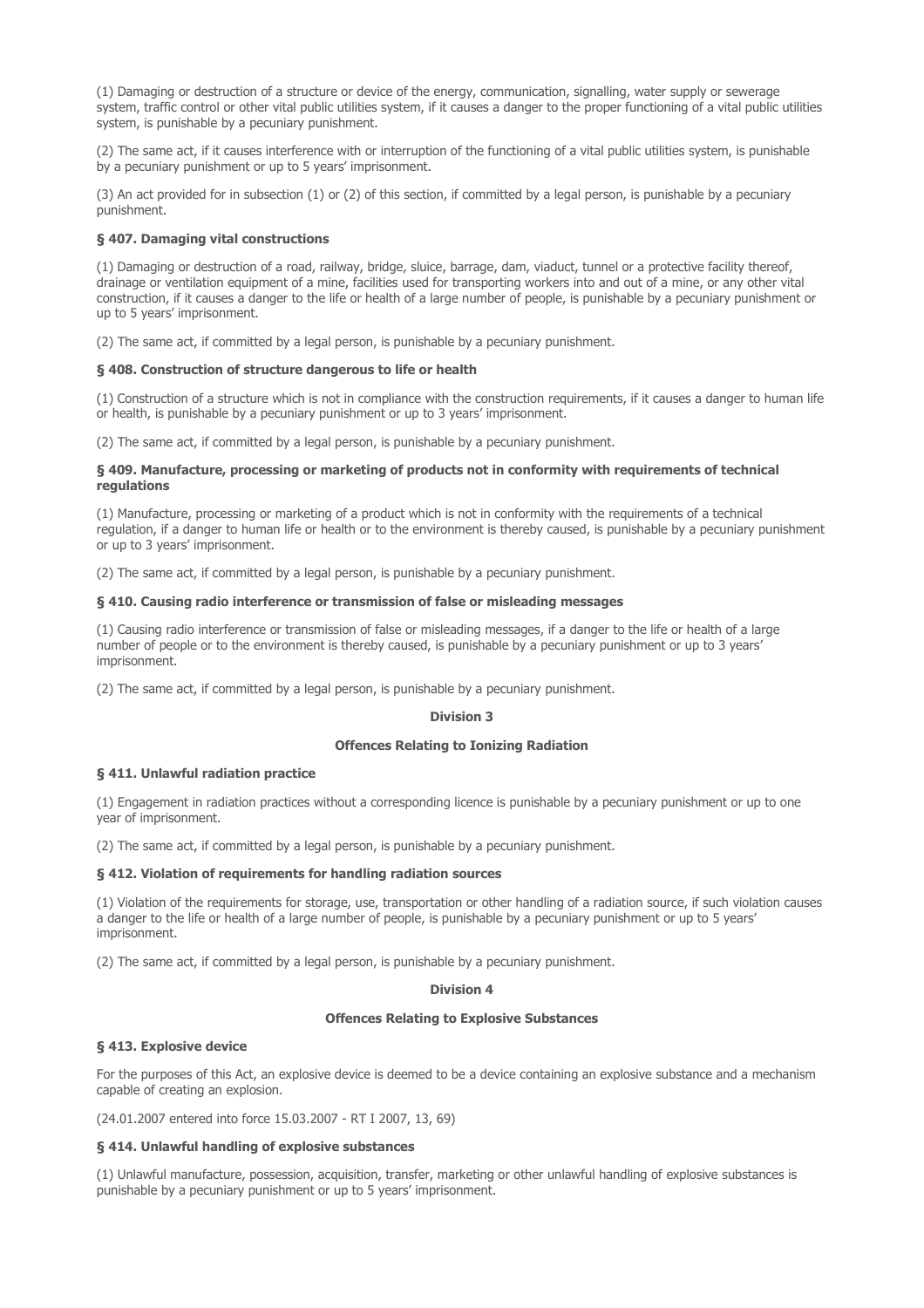(1) Damaging or destruction of a structure or device of the energy, communication, signalling, water supply or sewerage system, traffic control or other vital public utilities system, if it causes a danger to the proper functioning of a vital public utilities system, is punishable by a pecuniary punishment.

(2) The same act, if it causes interference with or interruption of the functioning of a vital public utilities system, is punishable by a pecuniary punishment or up to 5 years' imprisonment.

(3) An act provided for in subsection (1) or (2) of this section, if committed by a legal person, is punishable by a pecuniary punishment.

#### § 407. Damaging vital constructions

(1) Damaging or destruction of a road, railway, bridge, sluice, barrage, dam, viaduct, tunnel or a protective facility thereof, drainage or ventilation equipment of a mine, facilities used for transporting workers into and out of a mine, or any other vital construction, if it causes a danger to the life or health of a large number of people, is punishable by a pecuniary punishment or up to 5 years' imprisonment.

(2) The same act, if committed by a legal person, is punishable by a pecuniary punishment.

#### § 408. Construction of structure dangerous to life or health

(1) Construction of a structure which is not in compliance with the construction requirements, if it causes a danger to human life or health, is punishable by a pecuniary punishment or up to 3 years' imprisonment.

(2) The same act, if committed by a legal person, is punishable by a pecuniary punishment.

#### § 409. Manufacture, processing or marketing of products not in conformity with requirements of technical regulations

(1) Manufacture, processing or marketing of a product which is not in conformity with the requirements of a technical regulation, if a danger to human life or health or to the environment is thereby caused, is punishable by a pecuniary punishment or up to 3 years' imprisonment.

(2) The same act, if committed by a legal person, is punishable by a pecuniary punishment.

#### § 410. Causing radio interference or transmission of false or misleading messages

(1) Causing radio interference or transmission of false or misleading messages, if a danger to the life or health of a large number of people or to the environment is thereby caused, is punishable by a pecuniary punishment or up to 3 years' imprisonment.

(2) The same act, if committed by a legal person, is punishable by a pecuniary punishment.

### Division 3

### Offences Relating to Ionizing Radiation

#### § 411. Unlawful radiation practice

(1) Engagement in radiation practices without a corresponding licence is punishable by a pecuniary punishment or up to one year of imprisonment.

(2) The same act, if committed by a legal person, is punishable by a pecuniary punishment.

#### § 412. Violation of requirements for handling radiation sources

(1) Violation of the requirements for storage, use, transportation or other handling of a radiation source, if such violation causes a danger to the life or health of a large number of people, is punishable by a pecuniary punishment or up to 5 years' imprisonment.

(2) The same act, if committed by a legal person, is punishable by a pecuniary punishment.

### Division 4

### Offences Relating to Explosive Substances

#### § 413. Explosive device

For the purposes of this Act, an explosive device is deemed to be a device containing an explosive substance and a mechanism capable of creating an explosion.

(24.01.2007 entered into force 15.03.2007 - RT I 2007, 13, 69)

#### § 414. Unlawful handling of explosive substances

(1) Unlawful manufacture, possession, acquisition, transfer, marketing or other unlawful handling of explosive substances is punishable by a pecuniary punishment or up to 5 years' imprisonment.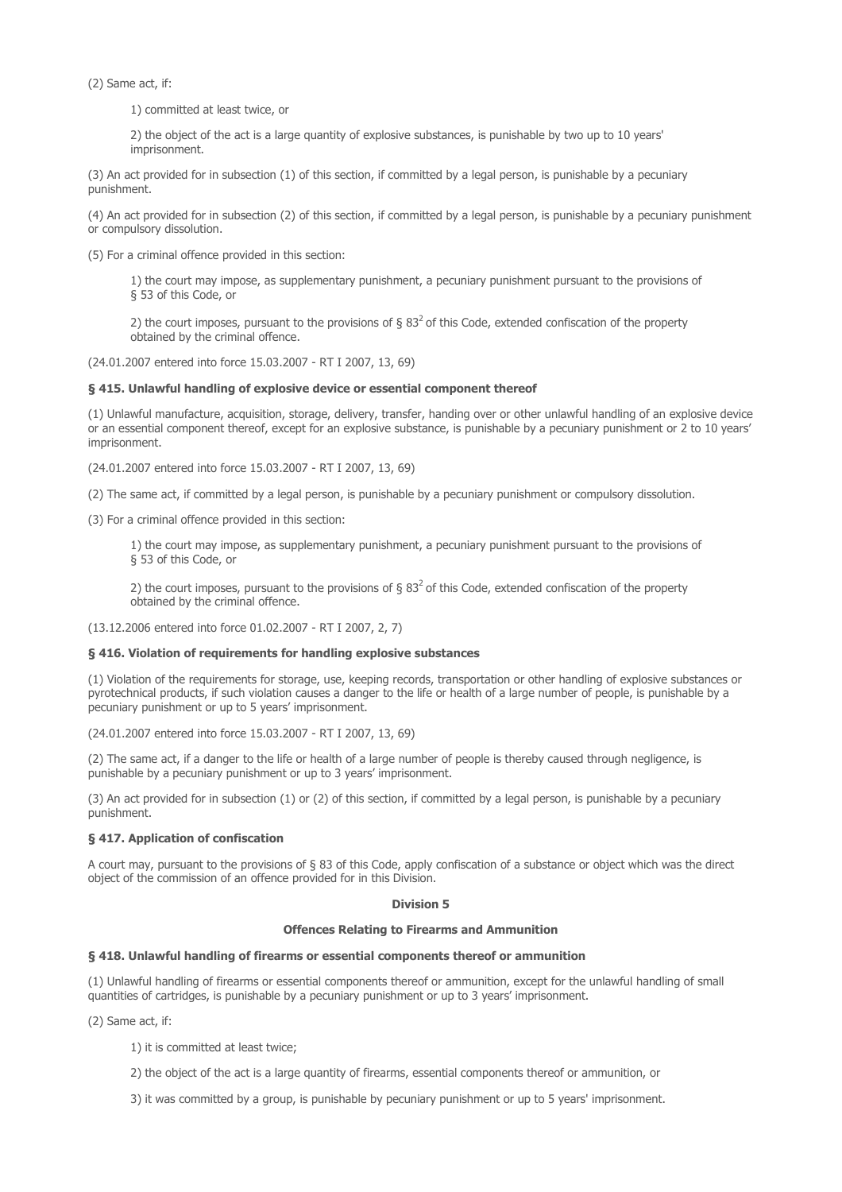(2) Same act, if:

1) committed at least twice, or

2) the object of the act is a large quantity of explosive substances, is punishable by two up to 10 years' imprisonment.

(3) An act provided for in subsection (1) of this section, if committed by a legal person, is punishable by a pecuniary punishment.

(4) An act provided for in subsection (2) of this section, if committed by a legal person, is punishable by a pecuniary punishment or compulsory dissolution.

(5) For a criminal offence provided in this section:

1) the court may impose, as supplementary punishment, a pecuniary punishment pursuant to the provisions of § 53 of this Code, or

2) the court imposes, pursuant to the provisions of § $83^2$ of this Code, extended confiscation of the property obtained by the criminal offence.

(24.01.2007 entered into force 15.03.2007 - RT I 2007, 13, 69)

**§ 415. Unlawful handling of explosive device or essential component thereof**

(1) Unlawful manufacture, acquisition, storage, delivery, transfer, handing over or other unlawful handling of an explosive device or an essential component thereof, except for an explosive substance, is punishable by a pecuniary punishment or 2 to 10 years' imprisonment.

(24.01.2007 entered into force 15.03.2007 - RT I 2007, 13, 69)

(2) The same act, if committed by a legal person, is punishable by a pecuniary punishment or compulsory dissolution.

(3) For a criminal offence provided in this section:

1) the court may impose, as supplementary punishment, a pecuniary punishment pursuant to the provisions of § 53 of this Code, or

2) the court imposes, pursuant to the provisions of § $83^2$ of this Code, extended confiscation of the property obtained by the criminal offence.

(13.12.2006 entered into force 01.02.2007 - RT I 2007, 2, 7)

**§ 416. Violation of requirements for handling explosive substances**

(1) Violation of the requirements for storage, use, keeping records, transportation or other handling of explosive substances or pyrotechnical products, if such violation causes a danger to the life or health of a large number of people, is punishable by a pecuniary punishment or up to 5 years' imprisonment.

(24.01.2007 entered into force 15.03.2007 - RT I 2007, 13, 69)

(2) The same act, if a danger to the life or health of a large number of people is thereby caused through negligence, is punishable by a pecuniary punishment or up to 3 years' imprisonment.

(3) An act provided for in subsection (1) or (2) of this section, if committed by a legal person, is punishable by a pecuniary punishment.

**§ 417. Application of confiscation**

A court may, pursuant to the provisions of § 83 of this Code, apply confiscation of a substance or object which was the direct object of the commission of an offence provided for in this Division.

## Division 5

## Offences Relating to Firearms and Ammunition

**§ 418. Unlawful handling of firearms or essential components thereof or ammunition**

(1) Unlawful handling of firearms or essential components thereof or ammunition, except for the unlawful handling of small quantities of cartridges, is punishable by a pecuniary punishment or up to 3 years' imprisonment.

(2) Same act, if:

1) it is committed at least twice;

2) the object of the act is a large quantity of firearms, essential components thereof or ammunition, or

3) it was committed by a group, is punishable by pecuniary punishment or up to 5 years' imprisonment.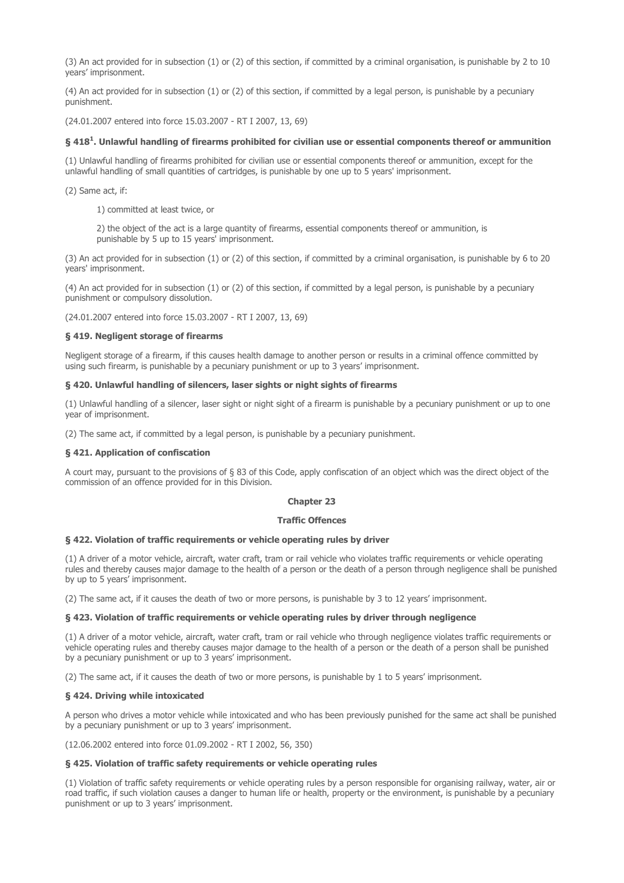(3) An act provided for in subsection (1) or (2) of this section, if committed by a criminal organisation, is punishable by 2 to 10 years' imprisonment.

(4) An act provided for in subsection (1) or (2) of this section, if committed by a legal person, is punishable by a pecuniary punishment.

(24.01.2007 entered into force 15.03.2007 - RT I 2007, 13, 69)

### § 418[1]. Unlawful handling of firearms prohibited for civilian use or essential components thereof or ammunition

(1) Unlawful handling of firearms prohibited for civilian use or essential components thereof or ammunition, except for the unlawful handling of small quantities of cartridges, is punishable by one up to 5 years' imprisonment.

(2) Same act, if:

1) committed at least twice, or

2) the object of the act is a large quantity of firearms, essential components thereof or ammunition, is punishable by 5 up to 15 years' imprisonment.

(3) An act provided for in subsection (1) or (2) of this section, if committed by a criminal organisation, is punishable by 6 to 20 years' imprisonment.

(4) An act provided for in subsection (1) or (2) of this section, if committed by a legal person, is punishable by a pecuniary punishment or compulsory dissolution.

(24.01.2007 entered into force 15.03.2007 - RT I 2007, 13, 69)

### § 419. Negligent storage of firearms

Negligent storage of a firearm, if this causes health damage to another person or results in a criminal offence committed by using such firearm, is punishable by a pecuniary punishment or up to 3 years' imprisonment.

### § 420. Unlawful handling of silencers, laser sights or night sights of firearms

(1) Unlawful handling of a silencer, laser sight or night sight of a firearm is punishable by a pecuniary punishment or up to one year of imprisonment.

(2) The same act, if committed by a legal person, is punishable by a pecuniary punishment.

### § 421. Application of confiscation

A court may, pursuant to the provisions of § 83 of this Code, apply confiscation of an object which was the direct object of the commission of an offence provided for in this Division.

## Chapter 23

## Traffic Offences

### § 422. Violation of traffic requirements or vehicle operating rules by driver

(1) A driver of a motor vehicle, aircraft, water craft, tram or rail vehicle who violates traffic requirements or vehicle operating rules and thereby causes major damage to the health of a person or the death of a person through negligence shall be punished by up to 5 years' imprisonment.

(2) The same act, if it causes the death of two or more persons, is punishable by 3 to 12 years' imprisonment.

### § 423. Violation of traffic requirements or vehicle operating rules by driver through negligence

(1) A driver of a motor vehicle, aircraft, water craft, tram or rail vehicle who through negligence violates traffic requirements or vehicle operating rules and thereby causes major damage to the health of a person or the death of a person shall be punished by a pecuniary punishment or up to 3 years' imprisonment.

(2) The same act, if it causes the death of two or more persons, is punishable by 1 to 5 years' imprisonment.

### § 424. Driving while intoxicated

A person who drives a motor vehicle while intoxicated and who has been previously punished for the same act shall be punished by a pecuniary punishment or up to 3 years' imprisonment.

(12.06.2002 entered into force 01.09.2002 - RT I 2002, 56, 350)

### § 425. Violation of traffic safety requirements or vehicle operating rules

(1) Violation of traffic safety requirements or vehicle operating rules by a person responsible for organising railway, water, air or road traffic, if such violation causes a danger to human life or health, property or the environment, is punishable by a pecuniary punishment or up to 3 years' imprisonment.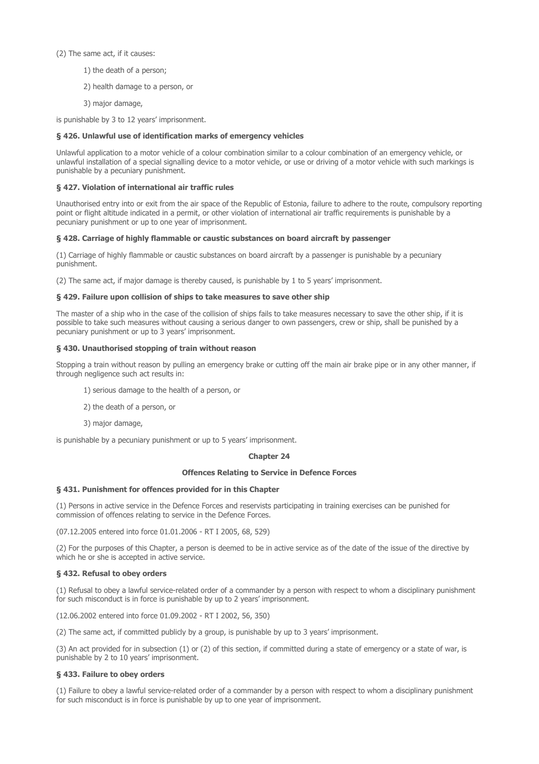(2) The same act, if it causes:

1) the death of a person;

2) health damage to a person, or

3) major damage,

is punishable by 3 to 12 years' imprisonment.

#### § 426. Unlawful use of identification marks of emergency vehicles

Unlawful application to a motor vehicle of a colour combination similar to a colour combination of an emergency vehicle, or unlawful installation of a special signalling device to a motor vehicle, or use or driving of a motor vehicle with such markings is punishable by a pecuniary punishment.

#### § 427. Violation of international air traffic rules

Unauthorised entry into or exit from the air space of the Republic of Estonia, failure to adhere to the route, compulsory reporting point or flight altitude indicated in a permit, or other violation of international air traffic requirements is punishable by a pecuniary punishment or up to one year of imprisonment.

#### § 428. Carriage of highly flammable or caustic substances on board aircraft by passenger

(1) Carriage of highly flammable or caustic substances on board aircraft by a passenger is punishable by a pecuniary punishment.

(2) The same act, if major damage is thereby caused, is punishable by 1 to 5 years' imprisonment.

#### § 429. Failure upon collision of ships to take measures to save other ship

The master of a ship who in the case of the collision of ships fails to take measures necessary to save the other ship, if it is possible to take such measures without causing a serious danger to own passengers, crew or ship, shall be punished by a pecuniary punishment or up to 3 years' imprisonment.

#### § 430. Unauthorised stopping of train without reason

Stopping a train without reason by pulling an emergency brake or cutting off the main air brake pipe or in any other manner, if through negligence such act results in:

1) serious damage to the health of a person, or

2) the death of a person, or

3) major damage,

is punishable by a pecuniary punishment or up to 5 years' imprisonment.

## Chapter 24

## Offences Relating to Service in Defence Forces

#### § 431. Punishment for offences provided for in this Chapter

(1) Persons in active service in the Defence Forces and reservists participating in training exercises can be punished for commission of offences relating to service in the Defence Forces.

(07.12.2005 entered into force 01.01.2006 - RT I 2005, 68, 529)

(2) For the purposes of this Chapter, a person is deemed to be in active service as of the date of the issue of the directive by which he or she is accepted in active service.

#### § 432. Refusal to obey orders

(1) Refusal to obey a lawful service-related order of a commander by a person with respect to whom a disciplinary punishment for such misconduct is in force is punishable by up to 2 years' imprisonment.

(12.06.2002 entered into force 01.09.2002 - RT I 2002, 56, 350)

(2) The same act, if committed publicly by a group, is punishable by up to 3 years' imprisonment.

(3) An act provided for in subsection (1) or (2) of this section, if committed during a state of emergency or a state of war, is punishable by 2 to 10 years' imprisonment.

#### § 433. Failure to obey orders

(1) Failure to obey a lawful service-related order of a commander by a person with respect to whom a disciplinary punishment for such misconduct is in force is punishable by up to one year of imprisonment.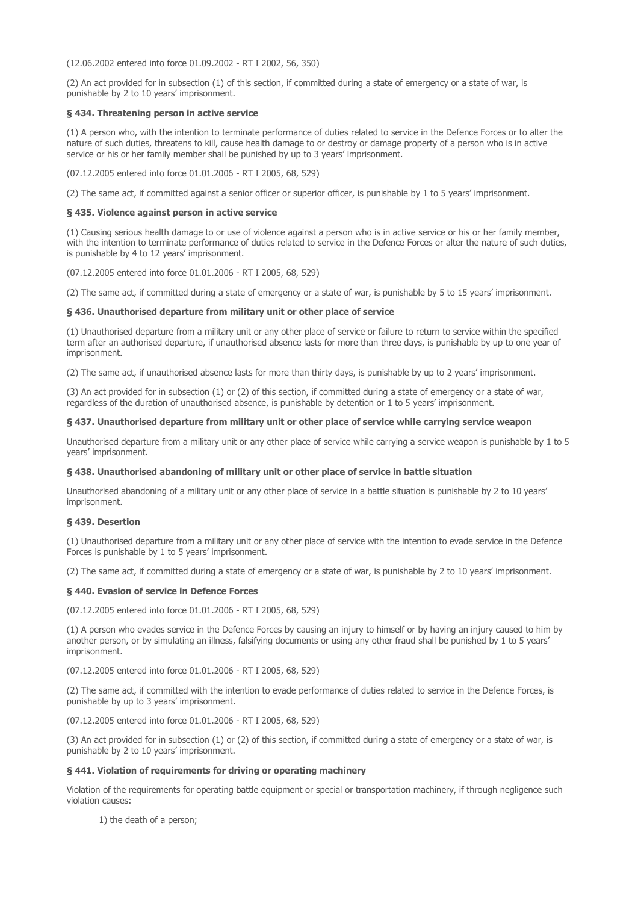(12.06.2002 entered into force 01.09.2002 - RT I 2002, 56, 350)

(2) An act provided for in subsection (1) of this section, if committed during a state of emergency or a state of war, is punishable by 2 to 10 years' imprisonment.

### § 434. Threatening person in active service

(1) A person who, with the intention to terminate performance of duties related to service in the Defence Forces or to alter the nature of such duties, threatens to kill, cause health damage to or destroy or damage property of a person who is in active service or his or her family member shall be punished by up to 3 years' imprisonment.

(07.12.2005 entered into force 01.01.2006 - RT I 2005, 68, 529)

(2) The same act, if committed against a senior officer or superior officer, is punishable by 1 to 5 years' imprisonment.

### § 435. Violence against person in active service

(1) Causing serious health damage to or use of violence against a person who is in active service or his or her family member, with the intention to terminate performance of duties related to service in the Defence Forces or alter the nature of such duties, is punishable by 4 to 12 years' imprisonment.

(07.12.2005 entered into force 01.01.2006 - RT I 2005, 68, 529)

(2) The same act, if committed during a state of emergency or a state of war, is punishable by 5 to 15 years' imprisonment.

### § 436. Unauthorised departure from military unit or other place of service

(1) Unauthorised departure from a military unit or any other place of service or failure to return to service within the specified term after an authorised departure, if unauthorised absence lasts for more than three days, is punishable by up to one year of imprisonment.

(2) The same act, if unauthorised absence lasts for more than thirty days, is punishable by up to 2 years' imprisonment.

(3) An act provided for in subsection (1) or (2) of this section, if committed during a state of emergency or a state of war, regardless of the duration of unauthorised absence, is punishable by detention or 1 to 5 years' imprisonment.

### § 437. Unauthorised departure from military unit or other place of service while carrying service weapon

Unauthorised departure from a military unit or any other place of service while carrying a service weapon is punishable by 1 to 5 years' imprisonment.

### § 438. Unauthorised abandoning of military unit or other place of service in battle situation

Unauthorised abandoning of a military unit or any other place of service in a battle situation is punishable by 2 to 10 years' imprisonment.

### § 439. Desertion

(1) Unauthorised departure from a military unit or any other place of service with the intention to evade service in the Defence Forces is punishable by 1 to 5 years' imprisonment.

(2) The same act, if committed during a state of emergency or a state of war, is punishable by 2 to 10 years' imprisonment.

### § 440. Evasion of service in Defence Forces

(07.12.2005 entered into force 01.01.2006 - RT I 2005, 68, 529)

(1) A person who evades service in the Defence Forces by causing an injury to himself or by having an injury caused to him by another person, or by simulating an illness, falsifying documents or using any other fraud shall be punished by 1 to 5 years' imprisonment.

(07.12.2005 entered into force 01.01.2006 - RT I 2005, 68, 529)

(2) The same act, if committed with the intention to evade performance of duties related to service in the Defence Forces, is punishable by up to 3 years' imprisonment.

(07.12.2005 entered into force 01.01.2006 - RT I 2005, 68, 529)

(3) An act provided for in subsection (1) or (2) of this section, if committed during a state of emergency or a state of war, is punishable by 2 to 10 years' imprisonment.

### § 441. Violation of requirements for driving or operating machinery

Violation of the requirements for operating battle equipment or special or transportation machinery, if through negligence such violation causes:

1) the death of a person;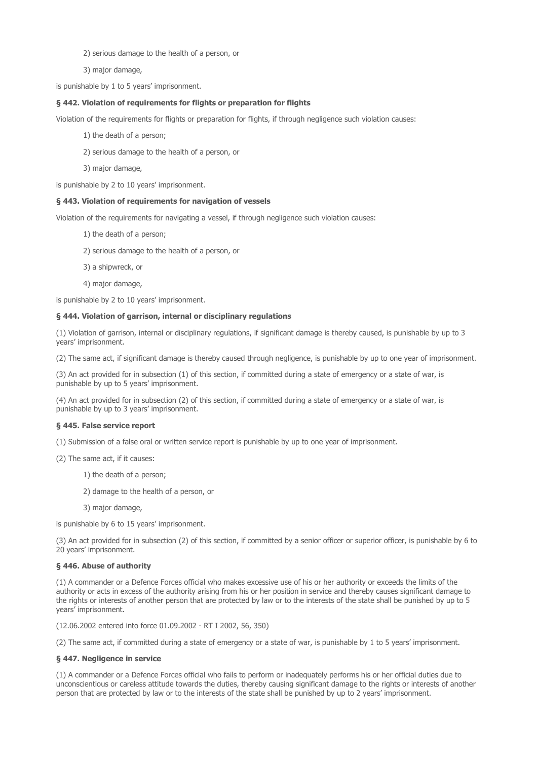2) serious damage to the health of a person, or

3) major damage,

is punishable by 1 to 5 years' imprisonment.

### § 442. Violation of requirements for flights or preparation for flights

Violation of the requirements for flights or preparation for flights, if through negligence such violation causes:

1) the death of a person;

2) serious damage to the health of a person, or

3) major damage,

is punishable by 2 to 10 years' imprisonment.

### § 443. Violation of requirements for navigation of vessels

Violation of the requirements for navigating a vessel, if through negligence such violation causes:

1) the death of a person;

2) serious damage to the health of a person, or

3) a shipwreck, or

4) major damage,

is punishable by 2 to 10 years' imprisonment.

### § 444. Violation of garrison, internal or disciplinary regulations

(1) Violation of garrison, internal or disciplinary regulations, if significant damage is thereby caused, is punishable by up to 3 years' imprisonment.

(2) The same act, if significant damage is thereby caused through negligence, is punishable by up to one year of imprisonment.

(3) An act provided for in subsection (1) of this section, if committed during a state of emergency or a state of war, is punishable by up to 5 years' imprisonment.

(4) An act provided for in subsection (2) of this section, if committed during a state of emergency or a state of war, is punishable by up to 3 years' imprisonment.

### § 445. False service report

(1) Submission of a false oral or written service report is punishable by up to one year of imprisonment.

(2) The same act, if it causes:

1) the death of a person;

2) damage to the health of a person, or

3) major damage,

is punishable by 6 to 15 years' imprisonment.

(3) An act provided for in subsection (2) of this section, if committed by a senior officer or superior officer, is punishable by 6 to 20 years' imprisonment.

### § 446. Abuse of authority

(1) A commander or a Defence Forces official who makes excessive use of his or her authority or exceeds the limits of the authority or acts in excess of the authority arising from his or her position in service and thereby causes significant damage to the rights or interests of another person that are protected by law or to the interests of the state shall be punished by up to 5 years' imprisonment.

(12.06.2002 entered into force 01.09.2002 - RT I 2002, 56, 350)

(2) The same act, if committed during a state of emergency or a state of war, is punishable by 1 to 5 years' imprisonment.

### § 447. Negligence in service

(1) A commander or a Defence Forces official who fails to perform or inadequately performs his or her official duties due to unconscientious or careless attitude towards the duties, thereby causing significant damage to the rights or interests of another person that are protected by law or to the interests of the state shall be punished by up to 2 years' imprisonment.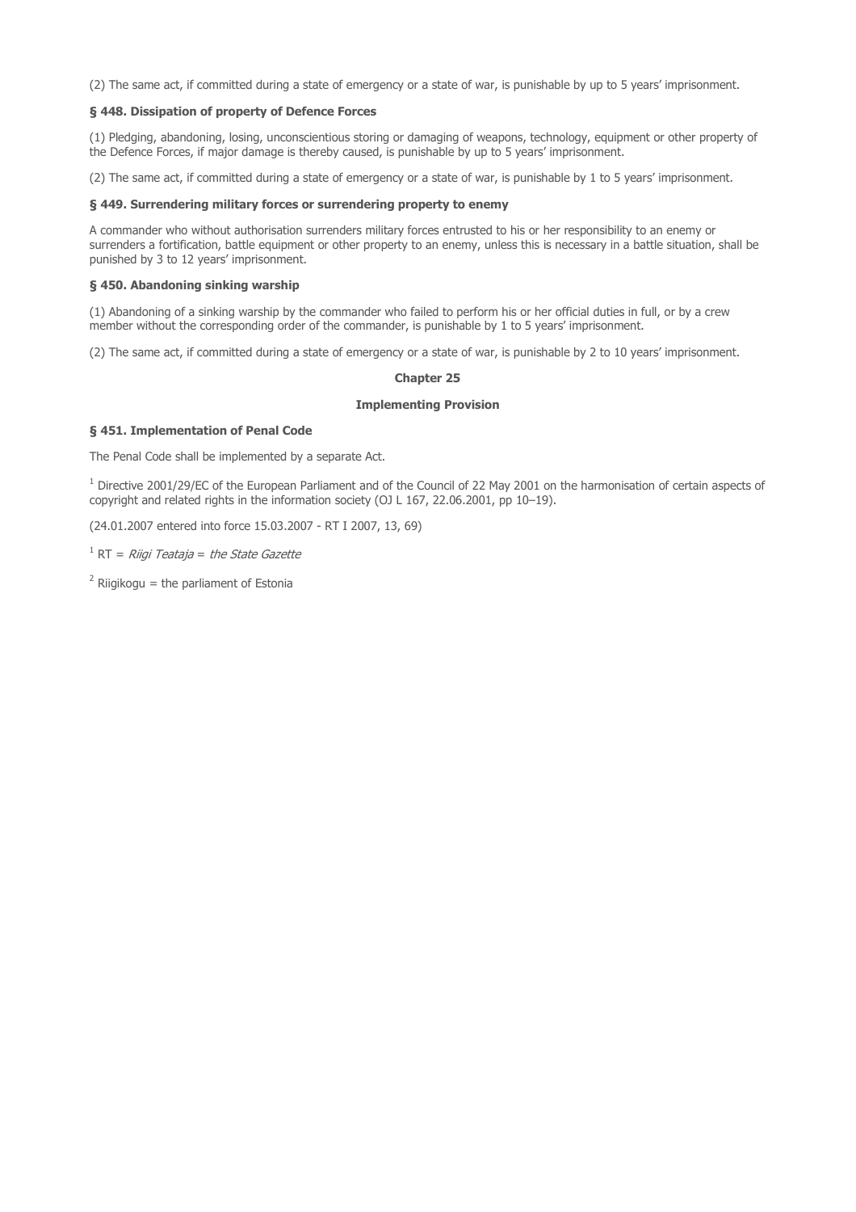(2) The same act, if committed during a state of emergency or a state of war, is punishable by up to 5 years' imprisonment.

### § 448. Dissipation of property of Defence Forces

(1) Pledging, abandoning, losing, unconscientious storing or damaging of weapons, technology, equipment or other property of the Defence Forces, if major damage is thereby caused, is punishable by up to 5 years' imprisonment.

(2) The same act, if committed during a state of emergency or a state of war, is punishable by 1 to 5 years' imprisonment.

### § 449. Surrendering military forces or surrendering property to enemy

A commander who without authorisation surrenders military forces entrusted to his or her responsibility to an enemy or surrenders a fortification, battle equipment or other property to an enemy, unless this is necessary in a battle situation, shall be punished by 3 to 12 years' imprisonment.

### § 450. Abandoning sinking warship

(1) Abandoning of a sinking warship by the commander who failed to perform his or her official duties in full, or by a crew member without the corresponding order of the commander, is punishable by 1 to 5 years' imprisonment.

(2) The same act, if committed during a state of emergency or a state of war, is punishable by 2 to 10 years' imprisonment.

## Chapter 25

## Implementing Provision

### § 451. Implementation of Penal Code

The Penal Code shall be implemented by a separate Act.

[1] Directive 2001/29/EC of the European Parliament and of the Council of 22 May 2001 on the harmonisation of certain aspects of copyright and related rights in the information society (OJ L 167, 22.06.2001, pp 10–19).

(24.01.2007 entered into force 15.03.2007 - RT I 2007, 13, 69)

[1] RT = *Riigi Teataja* = *the State Gazette*

[2] Riigikogu = the parliament of Estonia